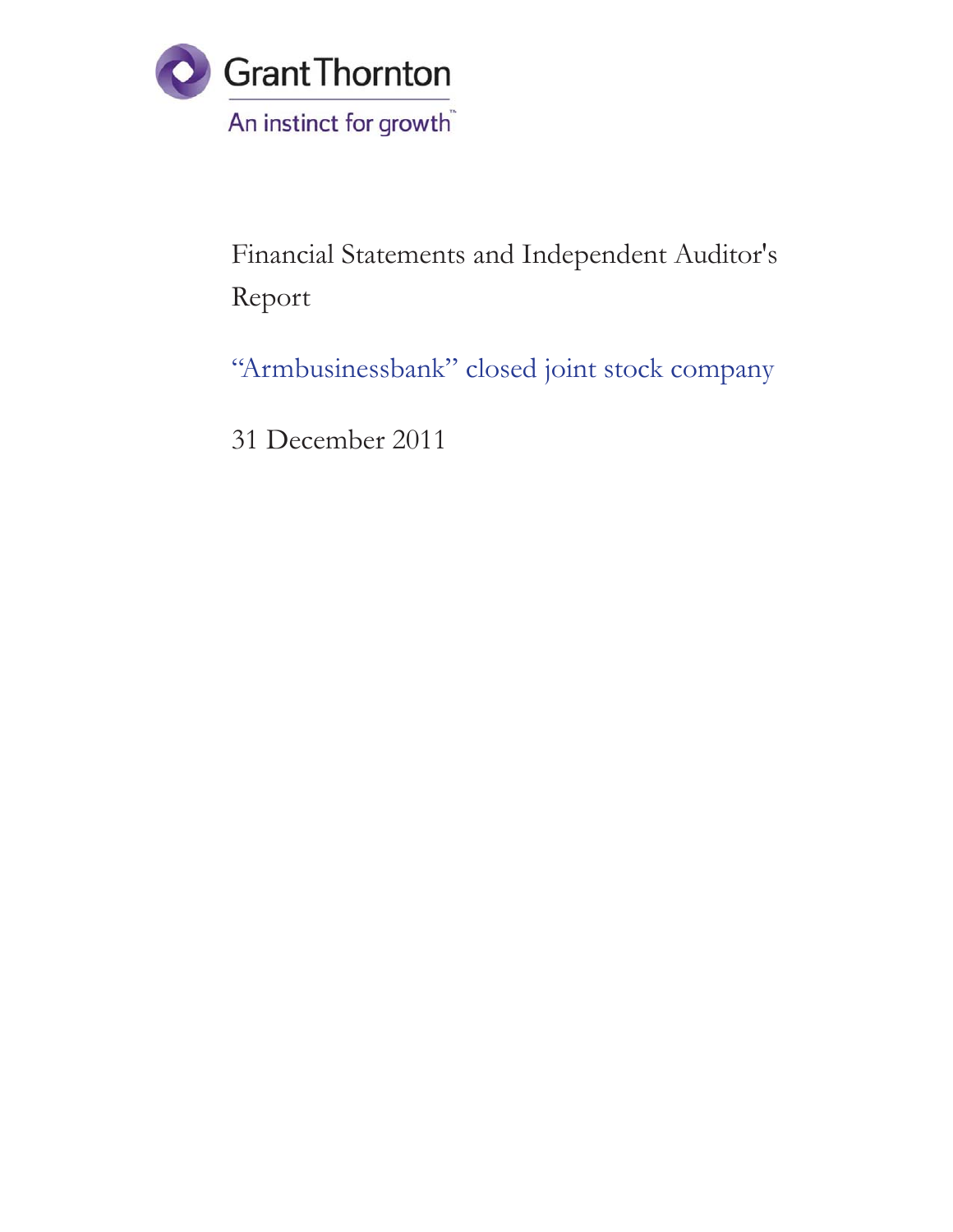Grant Thornton

An instinct for growth™

# Financial Statements and Independent Auditor's Report

## "Armbusinessbank" closed joint stock company

31 December 2011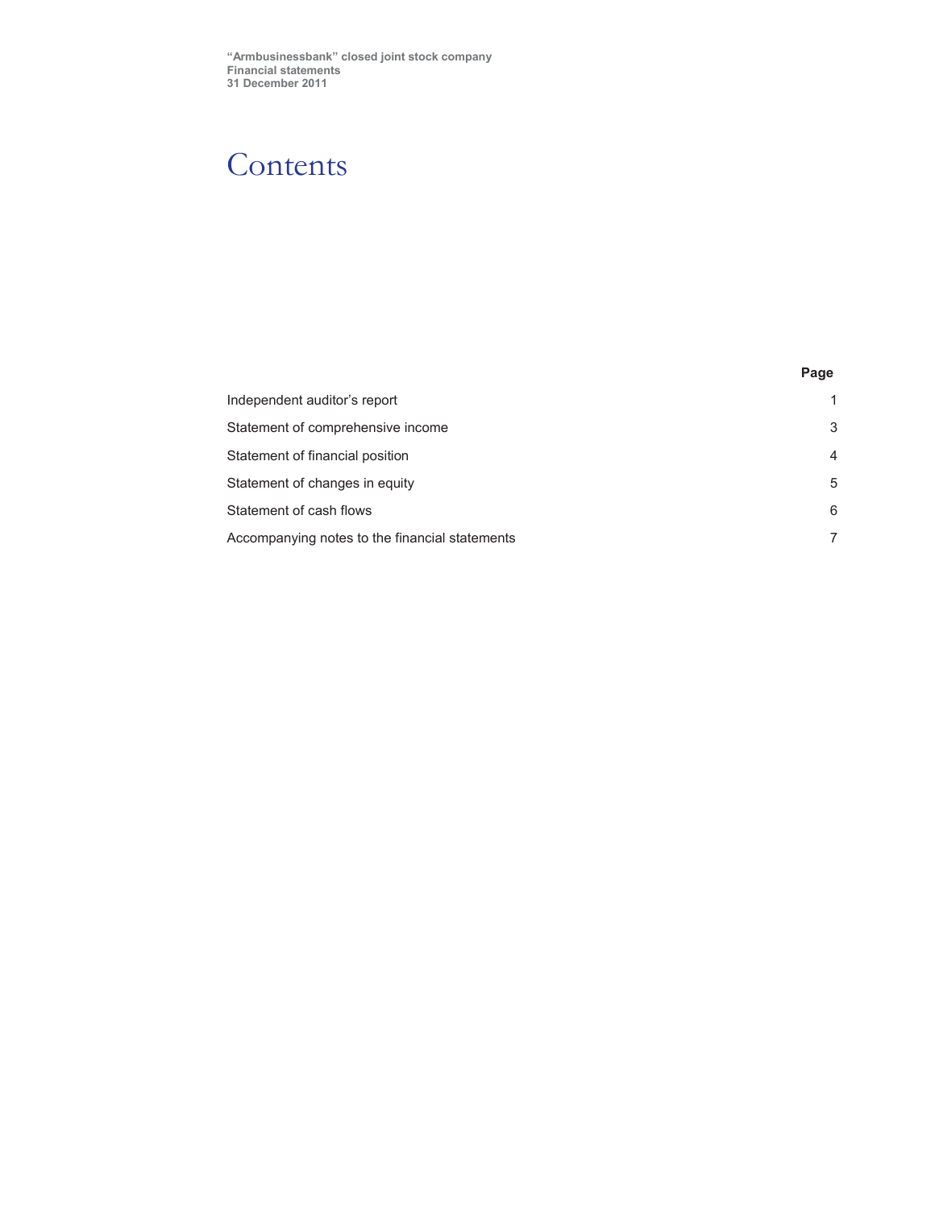# Contents

| | Page |
|---|---|
| Independent auditor's report | 1 |
| Statement of comprehensive income | 3 |
| Statement of financial position | 4 |
| Statement of changes in equity | 5 |
| Statement of cash flows | 6 |
| Accompanying notes to the financial statements | 7 |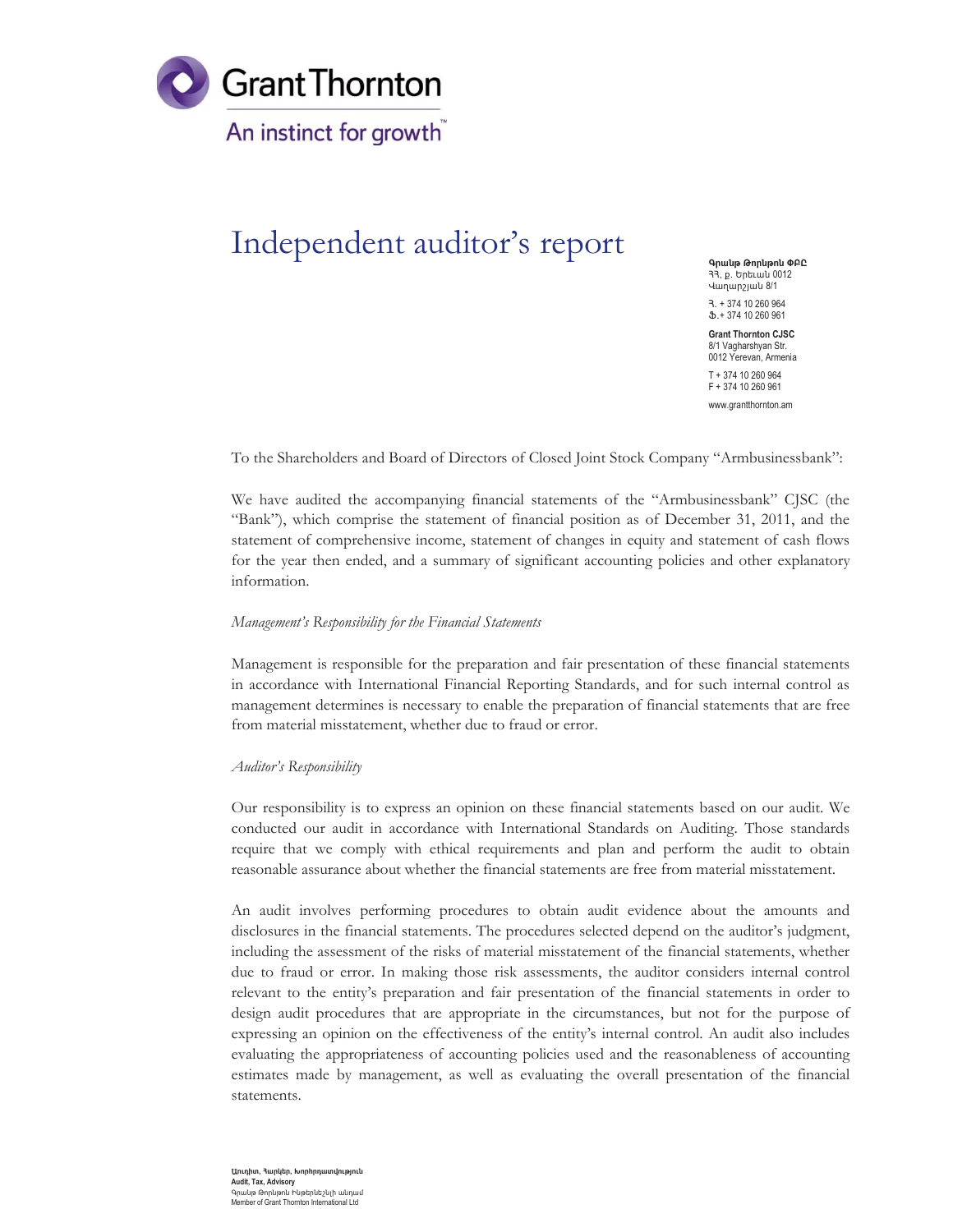Grant Thornton

An instinct for growth™

# Independent auditor's report

Գրանթ Թորնթոն ՓԲԸ
ՀՀ, ք. Երևան 0012
Վաղարշյան 8/1
Հ. + 374 10 260 964
Ֆ.+ 374 10 260 961

**Grant Thornton CJSC**
8/1 Vagharshyan Str.
0012 Yerevan, Armenia

T + 374 10 260 964
F + 374 10 260 961

www.grantthornton.am

To the Shareholders and Board of Directors of Closed Joint Stock Company "Armbusinessbank":

We have audited the accompanying financial statements of the "Armbusinessbank" CJSC (the "Bank"), which comprise the statement of financial position as of December 31, 2011, and the statement of comprehensive income, statement of changes in equity and statement of cash flows for the year then ended, and a summary of significant accounting policies and other explanatory information.

*Management's Responsibility for the Financial Statements*

Management is responsible for the preparation and fair presentation of these financial statements in accordance with International Financial Reporting Standards, and for such internal control as management determines is necessary to enable the preparation of financial statements that are free from material misstatement, whether due to fraud or error.

*Auditor's Responsibility*

Our responsibility is to express an opinion on these financial statements based on our audit. We conducted our audit in accordance with International Standards on Auditing. Those standards require that we comply with ethical requirements and plan and perform the audit to obtain reasonable assurance about whether the financial statements are free from material misstatement.

An audit involves performing procedures to obtain audit evidence about the amounts and disclosures in the financial statements. The procedures selected depend on the auditor's judgment, including the assessment of the risks of material misstatement of the financial statements, whether due to fraud or error. In making those risk assessments, the auditor considers internal control relevant to the entity's preparation and fair presentation of the financial statements in order to design audit procedures that are appropriate in the circumstances, but not for the purpose of expressing an opinion on the effectiveness of the entity's internal control. An audit also includes evaluating the appropriateness of accounting policies used and the reasonableness of accounting estimates made by management, as well as evaluating the overall presentation of the financial statements.

Աուդիտ, Հարկեր, Խորհրդատվություն
**Audit, Tax, Advisory**
Գրանթ Թորնթոն Ինթերնեշնլի անդամ
Member of Grant Thornton International Ltd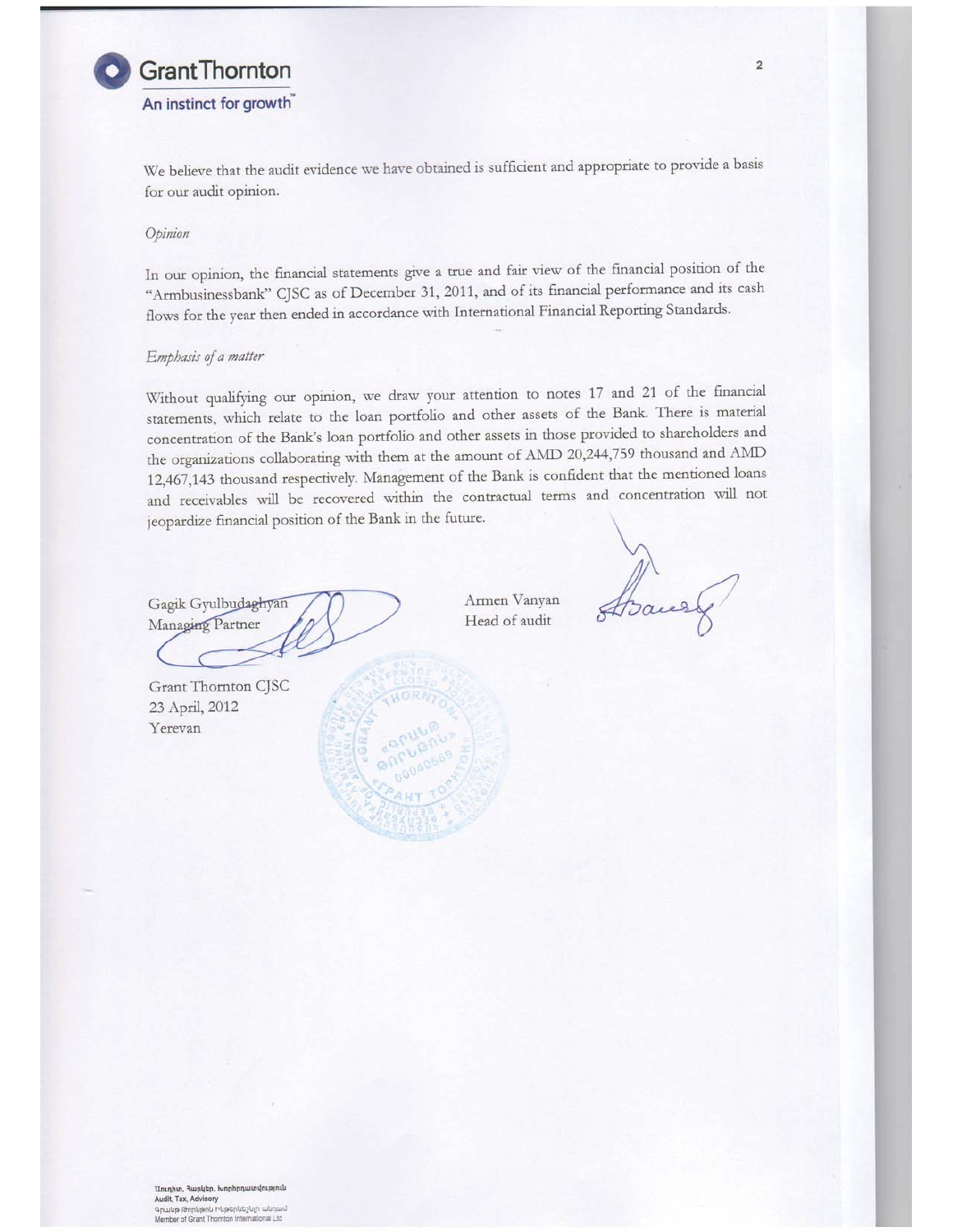We believe that the audit evidence we have obtained is sufficient and appropriate to provide a basis for our audit opinion.

*Opinion*

In our opinion, the financial statements give a true and fair view of the financial position of the "Armbusinessbank" CJSC as of December 31, 2011, and of its financial performance and its cash flows for the year then ended in accordance with International Financial Reporting Standards.

*Emphasis of a matter*

Without qualifying our opinion, we draw your attention to notes 17 and 21 of the financial statements, which relate to the loan portfolio and other assets of the Bank. There is material concentration of the Bank's loan portfolio and other assets in those provided to shareholders and the organizations collaborating with them at the amount of AMD 20,244,759 thousand and AMD 12,467,143 thousand respectively. Management of the Bank is confident that the mentioned loans and receivables will be recovered within the contractual terms and concentration will not jeopardize financial position of the Bank in the future.

Gagik Gyulbudaghyan
Managing Partner

Armen Vanyan
Head of audit

Grant Thornton CJSC
23 April, 2012
Yerevan

Աուդիտ, Հարկեր, Խորհրդատվություն
Audit, Tax, Advisory
Գրանթ Թորնթոն Ինթերնեշնլի անդամ
Member of Grant Thornton International Ltd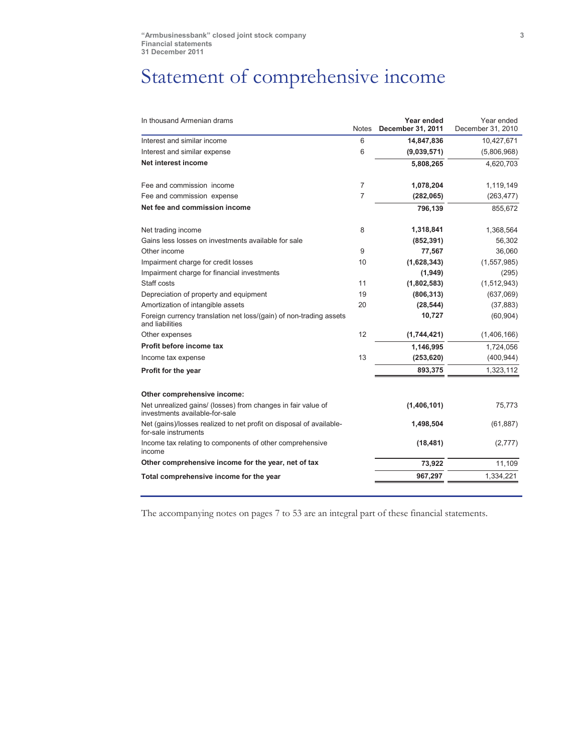# Statement of comprehensive income

| In thousand Armenian drams | Notes | **Year ended December 31, 2011** | Year ended December 31, 2010 |
|---|---|---|---|
| Interest and similar income | 6 | **14,847,836** | 10,427,671 |
| Interest and similar expense | 6 | **(9,039,571)** | (5,806,968) |
| **Net interest income** | | **5,808,265** | 4,620,703 |
| | | | |
| Fee and commission income | 7 | **1,078,204** | 1,119,149 |
| Fee and commission expense | 7 | **(282,065)** | (263,477) |
| **Net fee and commission income** | | **796,139** | 855,672 |
| | | | |
| Net trading income | 8 | **1,318,841** | 1,368,564 |
| Gains less losses on investments available for sale | | **(852,391)** | 56,302 |
| Other income | 9 | **77,567** | 36,060 |
| Impairment charge for credit losses | 10 | **(1,628,343)** | (1,557,985) |
| Impairment charge for financial investments | | **(1,949)** | (295) |
| Staff costs | 11 | **(1,802,583)** | (1,512,943) |
| Depreciation of property and equipment | 19 | **(806,313)** | (637,069) |
| Amortization of intangible assets | 20 | **(28,544)** | (37,883) |
| Foreign currency translation net loss/(gain) of non-trading assets and liabilities | | **10,727** | (60,904) |
| Other expenses | 12 | **(1,744,421)** | (1,406,166) |
| **Profit before income tax** | | **1,146,995** | 1,724,056 |
| Income tax expense | 13 | **(253,620)** | (400,944) |
| **Profit for the year** | | **893,375** | 1,323,112 |
| | | | |
| **Other comprehensive income:** | | | |
| Net unrealized gains/ (losses) from changes in fair value of investments available-for-sale | | **(1,406,101)** | 75,773 |
| Net (gains)/losses realized to net profit on disposal of available-for-sale instruments | | **1,498,504** | (61,887) |
| Income tax relating to components of other comprehensive income | | **(18,481)** | (2,777) |
| **Other comprehensive income for the year, net of tax** | | **73,922** | 11,109 |
| **Total comprehensive income for the year** | | **967,297** | 1,334,221 |

The accompanying notes on pages 7 to 53 are an integral part of these financial statements.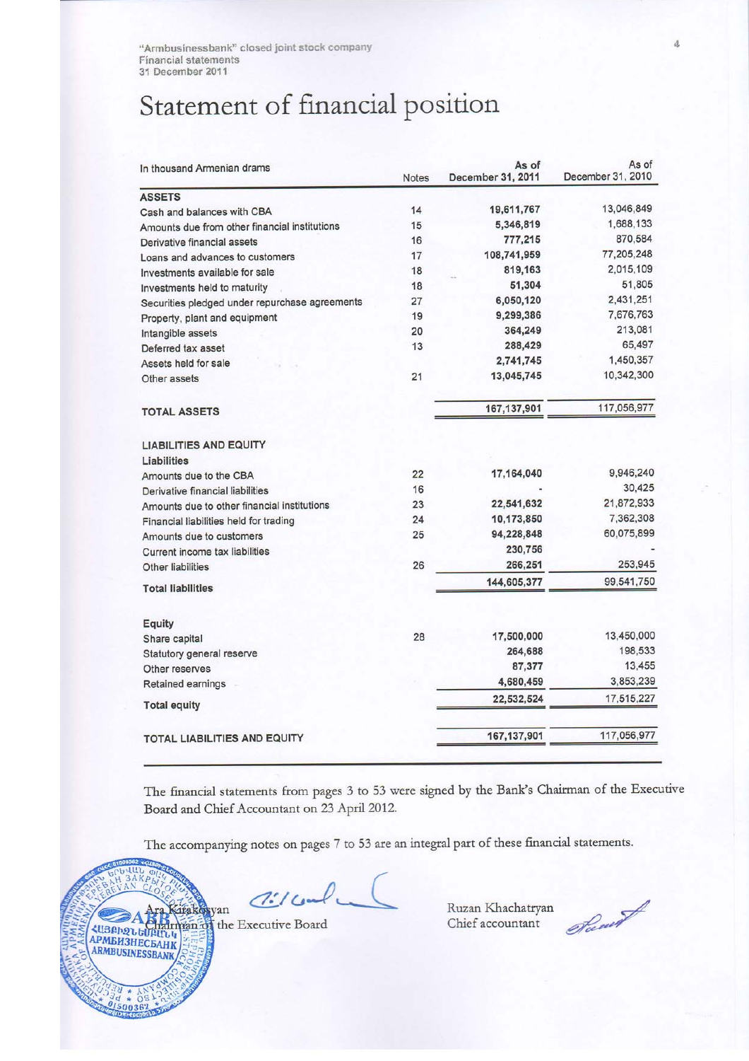# Statement of financial position

| In thousand Armenian drams | Notes | As of December 31, 2011 | As of December 31, 2010 |
|---|---|---|---|
| **ASSETS** | | | |
| Cash and balances with CBA | 14 | 19,611,767 | 13,046,849 |
| Amounts due from other financial institutions | 15 | 5,346,819 | 1,688,133 |
| Derivative financial assets | 16 | 777,215 | 870,584 |
| Loans and advances to customers | 17 | 108,741,959 | 77,205,248 |
| Investments available for sale | 18 | 819,163 | 2,015,109 |
| Investments held to maturity | 18 | 51,304 | 51,805 |
| Securities pledged under repurchase agreements | 27 | 6,050,120 | 2,431,251 |
| Property, plant and equipment | 19 | 9,299,386 | 7,676,763 |
| Intangible assets | 20 | 364,249 | 213,081 |
| Deferred tax asset | 13 | 288,429 | 65,497 |
| Assets held for sale | | 2,741,745 | 1,450,357 |
| Other assets | 21 | 13,045,745 | 10,342,300 |
| **TOTAL ASSETS** | | 167,137,901 | 117,056,977 |
| **LIABILITIES AND EQUITY** | | | |
| **Liabilities** | | | |
| Amounts due to the CBA | 22 | 17,164,040 | 9,946,240 |
| Derivative financial liabilities | 16 | - | 30,425 |
| Amounts due to other financial institutions | 23 | 22,541,632 | 21,872,933 |
| Financial liabilities held for trading | 24 | 10,173,850 | 7,362,308 |
| Amounts due to customers | 25 | 94,228,848 | 60,075,899 |
| Current income tax liabilities | | 230,756 | - |
| Other liabilities | 26 | 266,251 | 253,945 |
| **Total liabilities** | | 144,605,377 | 99,541,750 |
| **Equity** | | | |
| Share capital | 28 | 17,500,000 | 13,450,000 |
| Statutory general reserve | | 264,688 | 198,533 |
| Other reserves | | 87,377 | 13,455 |
| Retained earnings | | 4,680,459 | 3,853,239 |
| **Total equity** | | 22,532,524 | 17,515,227 |
| **TOTAL LIABILITIES AND EQUITY** | | 167,137,901 | 117,056,977 |

The financial statements from pages 3 to 53 were signed by the Bank's Chairman of the Executive Board and Chief Accountant on 23 April 2012.

The accompanying notes on pages 7 to 53 are an integral part of these financial statements.

Ara Kirakosyan
Chairman of the Executive Board

Ruzan Khachatryan
Chief accountant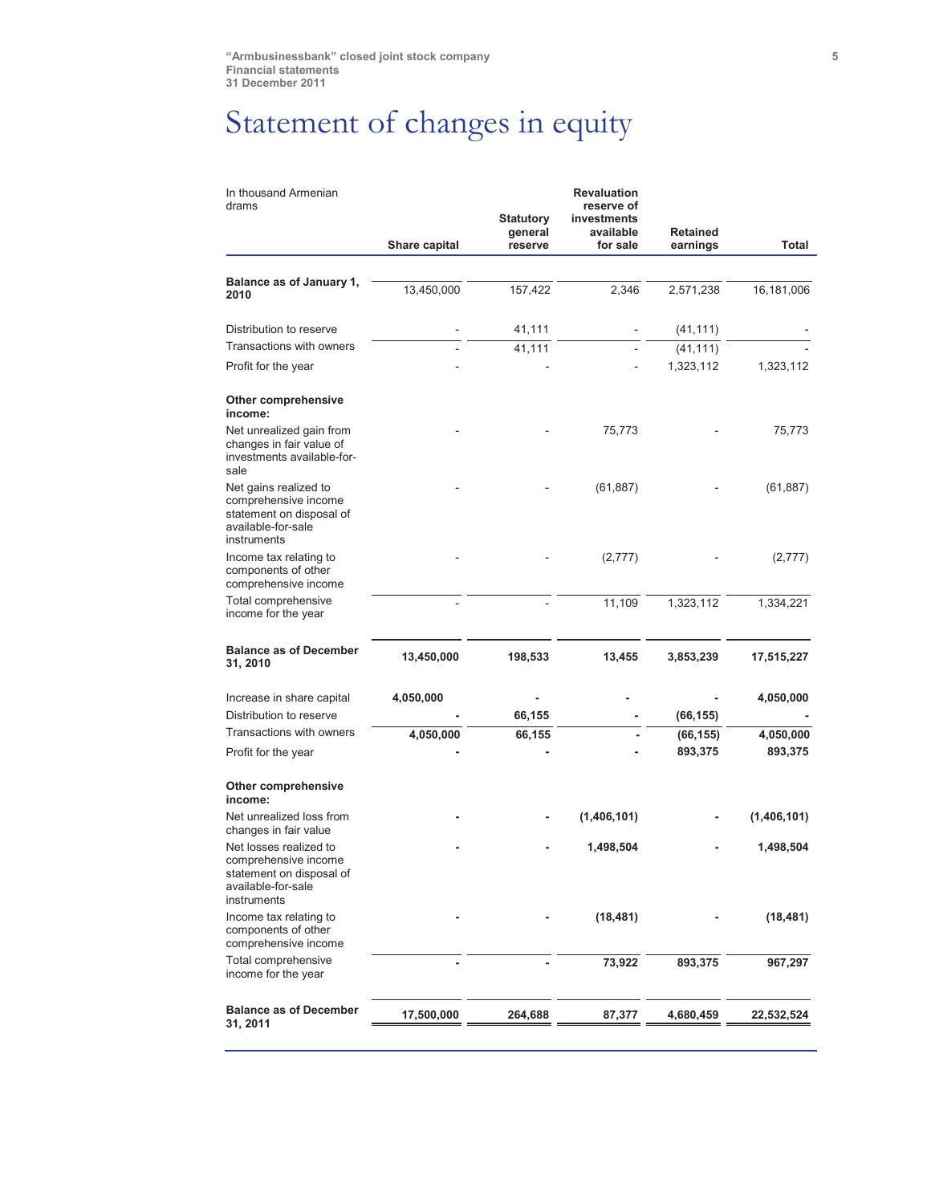# Statement of changes in equity

| In thousand Armenian drams | Share capital | Statutory general reserve | Revaluation reserve of investments available for sale | Retained earnings | Total |
|---|---|---|---|---|---|
| **Balance as of January 1, 2010** | 13,450,000 | 157,422 | 2,346 | 2,571,238 | 16,181,006 |
| Distribution to reserve | - | 41,111 | - | (41,111) | - |
| Transactions with owners | - | 41,111 | - | (41,111) | - |
| Profit for the year | - | - | - | 1,323,112 | 1,323,112 |
| **Other comprehensive income:** | | | | | |
| Net unrealized gain from changes in fair value of investments available-for-sale | - | - | 75,773 | - | 75,773 |
| Net gains realized to comprehensive income statement on disposal of available-for-sale instruments | - | - | (61,887) | - | (61,887) |
| Income tax relating to components of other comprehensive income | - | - | (2,777) | - | (2,777) |
| Total comprehensive income for the year | - | - | 11,109 | 1,323,112 | 1,334,221 |
| **Balance as of December 31, 2010** | **13,450,000** | **198,533** | **13,455** | **3,853,239** | **17,515,227** |
| Increase in share capital | **4,050,000** | **-** | **-** | **-** | **4,050,000** |
| Distribution to reserve | **-** | **66,155** | **-** | **(66,155)** | **-** |
| Transactions with owners | **4,050,000** | **66,155** | **-** | **(66,155)** | **4,050,000** |
| Profit for the year | **-** | **-** | **-** | **893,375** | **893,375** |
| **Other comprehensive income:** | | | | | |
| Net unrealized loss from changes in fair value | **-** | **-** | **(1,406,101)** | **-** | **(1,406,101)** |
| Net losses realized to comprehensive income statement on disposal of available-for-sale instruments | **-** | **-** | **1,498,504** | **-** | **1,498,504** |
| Income tax relating to components of other comprehensive income | **-** | **-** | **(18,481)** | **-** | **(18,481)** |
| Total comprehensive income for the year | **-** | **-** | **73,922** | **893,375** | **967,297** |
| **Balance as of December 31, 2011** | **17,500,000** | **264,688** | **87,377** | **4,680,459** | **22,532,524** |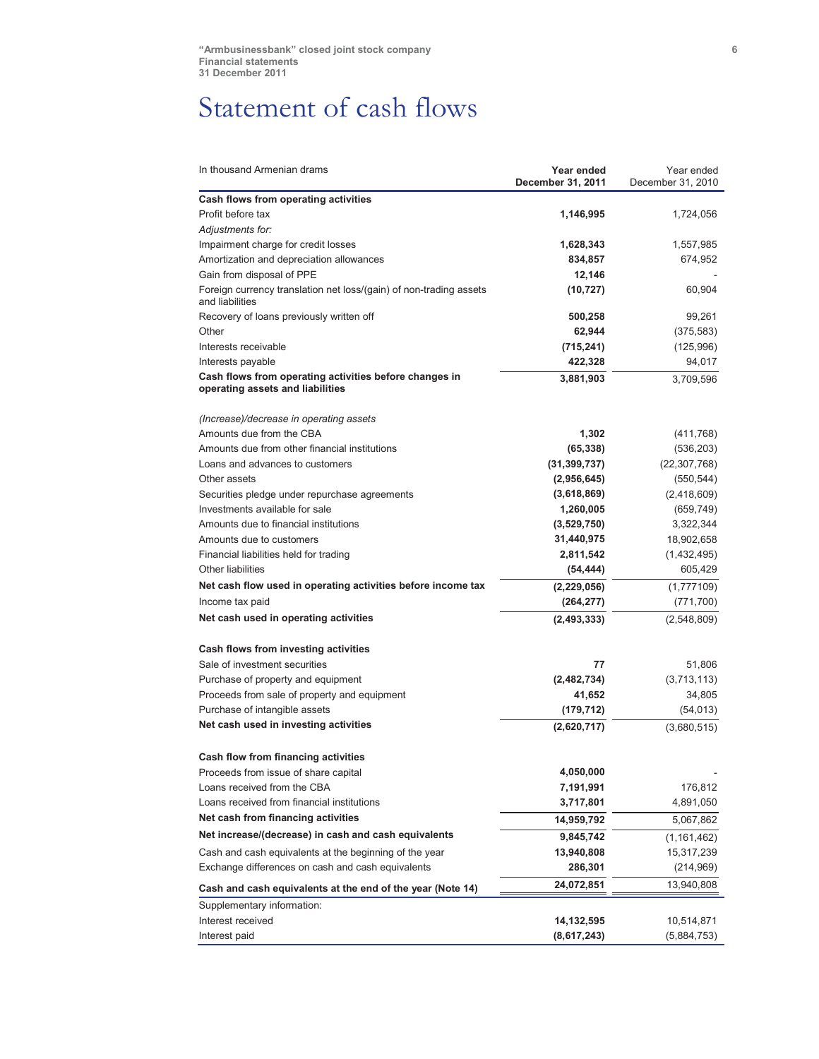# Statement of cash flows

| In thousand Armenian drams | **Year ended December 31, 2011** | Year ended December 31, 2010 |
|---|---|---|
| **Cash flows from operating activities** | | |
| Profit before tax | **1,146,995** | 1,724,056 |
| *Adjustments for:* | | |
| Impairment charge for credit losses | **1,628,343** | 1,557,985 |
| Amortization and depreciation allowances | **834,857** | 674,952 |
| Gain from disposal of PPE | **12,146** | - |
| Foreign currency translation net loss/(gain) of non-trading assets and liabilities | **(10,727)** | 60,904 |
| Recovery of loans previously written off | **500,258** | 99,261 |
| Other | **62,944** | (375,583) |
| Interests receivable | **(715,241)** | (125,996) |
| Interests payable | **422,328** | 94,017 |
| **Cash flows from operating activities before changes in operating assets and liabilities** | **3,881,903** | 3,709,596 |
| *(Increase)/decrease in operating assets* | | |
| Amounts due from the CBA | **1,302** | (411,768) |
| Amounts due from other financial institutions | **(65,338)** | (536,203) |
| Loans and advances to customers | **(31,399,737)** | (22,307,768) |
| Other assets | **(2,956,645)** | (550,544) |
| Securities pledge under repurchase agreements | **(3,618,869)** | (2,418,609) |
| Investments available for sale | **1,260,005** | (659,749) |
| Amounts due to financial institutions | **(3,529,750)** | 3,322,344 |
| Amounts due to customers | **31,440,975** | 18,902,658 |
| Financial liabilities held for trading | **2,811,542** | (1,432,495) |
| Other liabilities | **(54,444)** | 605,429 |
| **Net cash flow used in operating activities before income tax** | **(2,229,056)** | (1,777109) |
| Income tax paid | **(264,277)** | (771,700) |
| **Net cash used in operating activities** | **(2,493,333)** | (2,548,809) |
| **Cash flows from investing activities** | | |
| Sale of investment securities | **77** | 51,806 |
| Purchase of property and equipment | **(2,482,734)** | (3,713,113) |
| Proceeds from sale of property and equipment | **41,652** | 34,805 |
| Purchase of intangible assets | **(179,712)** | (54,013) |
| **Net cash used in investing activities** | **(2,620,717)** | (3,680,515) |
| **Cash flow from financing activities** | | |
| Proceeds from issue of share capital | **4,050,000** | - |
| Loans received from the CBA | **7,191,991** | 176,812 |
| Loans received from financial institutions | **3,717,801** | 4,891,050 |
| **Net cash from financing activities** | **14,959,792** | 5,067,862 |
| **Net increase/(decrease) in cash and cash equivalents** | **9,845,742** | (1,161,462) |
| Cash and cash equivalents at the beginning of the year | **13,940,808** | 15,317,239 |
| Exchange differences on cash and cash equivalents | **286,301** | (214,969) |
| **Cash and cash equivalents at the end of the year (Note 14)** | **24,072,851** | 13,940,808 |
| Supplementary information: | | |
| Interest received | **14,132,595** | 10,514,871 |
| Interest paid | **(8,617,243)** | (5,884,753) |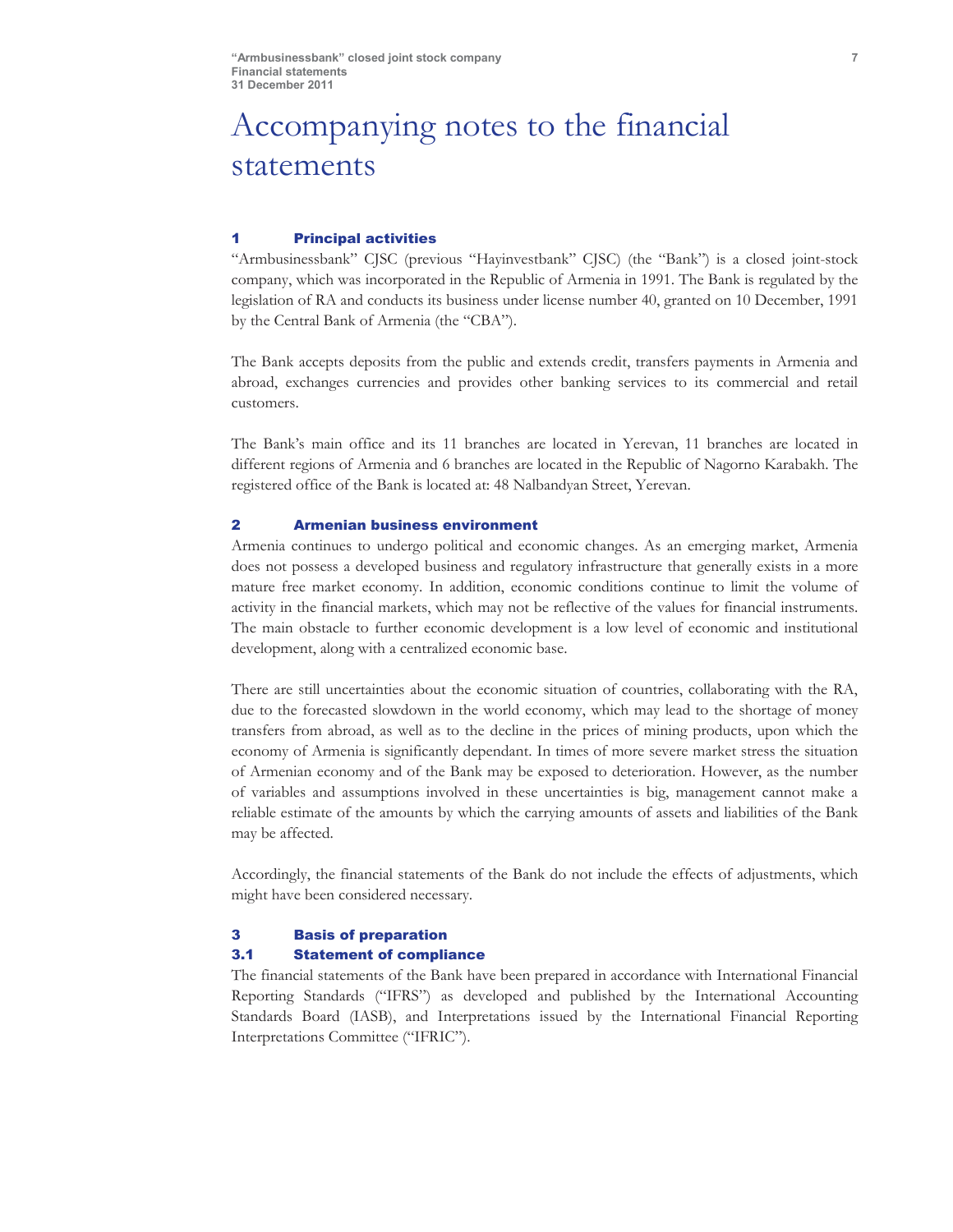# Accompanying notes to the financial statements

## 1 Principal activities

"Armbusinessbank" CJSC (previous "Hayinvestbank" CJSC) (the "Bank") is a closed joint-stock company, which was incorporated in the Republic of Armenia in 1991. The Bank is regulated by the legislation of RA and conducts its business under license number 40, granted on 10 December, 1991 by the Central Bank of Armenia (the "CBA").

The Bank accepts deposits from the public and extends credit, transfers payments in Armenia and abroad, exchanges currencies and provides other banking services to its commercial and retail customers.

The Bank's main office and its 11 branches are located in Yerevan, 11 branches are located in different regions of Armenia and 6 branches are located in the Republic of Nagorno Karabakh. The registered office of the Bank is located at: 48 Nalbandyan Street, Yerevan.

## 2 Armenian business environment

Armenia continues to undergo political and economic changes. As an emerging market, Armenia does not possess a developed business and regulatory infrastructure that generally exists in a more mature free market economy. In addition, economic conditions continue to limit the volume of activity in the financial markets, which may not be reflective of the values for financial instruments. The main obstacle to further economic development is a low level of economic and institutional development, along with a centralized economic base.

There are still uncertainties about the economic situation of countries, collaborating with the RA, due to the forecasted slowdown in the world economy, which may lead to the shortage of money transfers from abroad, as well as to the decline in the prices of mining products, upon which the economy of Armenia is significantly dependant. In times of more severe market stress the situation of Armenian economy and of the Bank may be exposed to deterioration. However, as the number of variables and assumptions involved in these uncertainties is big, management cannot make a reliable estimate of the amounts by which the carrying amounts of assets and liabilities of the Bank may be affected.

Accordingly, the financial statements of the Bank do not include the effects of adjustments, which might have been considered necessary.

## 3 Basis of preparation

### 3.1 Statement of compliance

The financial statements of the Bank have been prepared in accordance with International Financial Reporting Standards ("IFRS") as developed and published by the International Accounting Standards Board (IASB), and Interpretations issued by the International Financial Reporting Interpretations Committee ("IFRIC").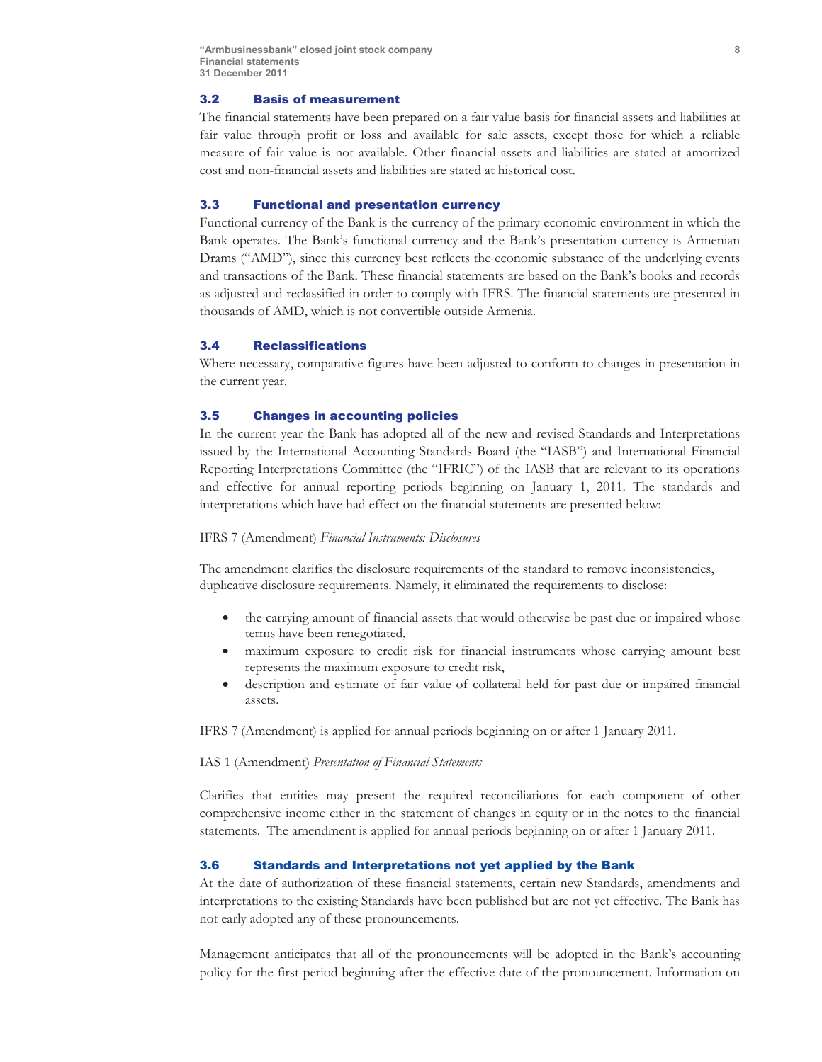### 3.2 Basis of measurement

The financial statements have been prepared on a fair value basis for financial assets and liabilities at fair value through profit or loss and available for sale assets, except those for which a reliable measure of fair value is not available. Other financial assets and liabilities are stated at amortized cost and non-financial assets and liabilities are stated at historical cost.

### 3.3 Functional and presentation currency

Functional currency of the Bank is the currency of the primary economic environment in which the Bank operates. The Bank's functional currency and the Bank's presentation currency is Armenian Drams ("AMD"), since this currency best reflects the economic substance of the underlying events and transactions of the Bank. These financial statements are based on the Bank's books and records as adjusted and reclassified in order to comply with IFRS. The financial statements are presented in thousands of AMD, which is not convertible outside Armenia.

### 3.4 Reclassifications

Where necessary, comparative figures have been adjusted to conform to changes in presentation in the current year.

### 3.5 Changes in accounting policies

In the current year the Bank has adopted all of the new and revised Standards and Interpretations issued by the International Accounting Standards Board (the "IASB") and International Financial Reporting Interpretations Committee (the "IFRIC") of the IASB that are relevant to its operations and effective for annual reporting periods beginning on January 1, 2011. The standards and interpretations which have had effect on the financial statements are presented below:

IFRS 7 (Amendment) *Financial Instruments: Disclosures*

The amendment clarifies the disclosure requirements of the standard to remove inconsistencies, duplicative disclosure requirements. Namely, it eliminated the requirements to disclose:

- the carrying amount of financial assets that would otherwise be past due or impaired whose terms have been renegotiated,
- maximum exposure to credit risk for financial instruments whose carrying amount best represents the maximum exposure to credit risk,
- description and estimate of fair value of collateral held for past due or impaired financial assets.

IFRS 7 (Amendment) is applied for annual periods beginning on or after 1 January 2011.

IAS 1 (Amendment) *Presentation of Financial Statements*

Clarifies that entities may present the required reconciliations for each component of other comprehensive income either in the statement of changes in equity or in the notes to the financial statements. The amendment is applied for annual periods beginning on or after 1 January 2011.

### 3.6 Standards and Interpretations not yet applied by the Bank

At the date of authorization of these financial statements, certain new Standards, amendments and interpretations to the existing Standards have been published but are not yet effective. The Bank has not early adopted any of these pronouncements.

Management anticipates that all of the pronouncements will be adopted in the Bank's accounting policy for the first period beginning after the effective date of the pronouncement. Information on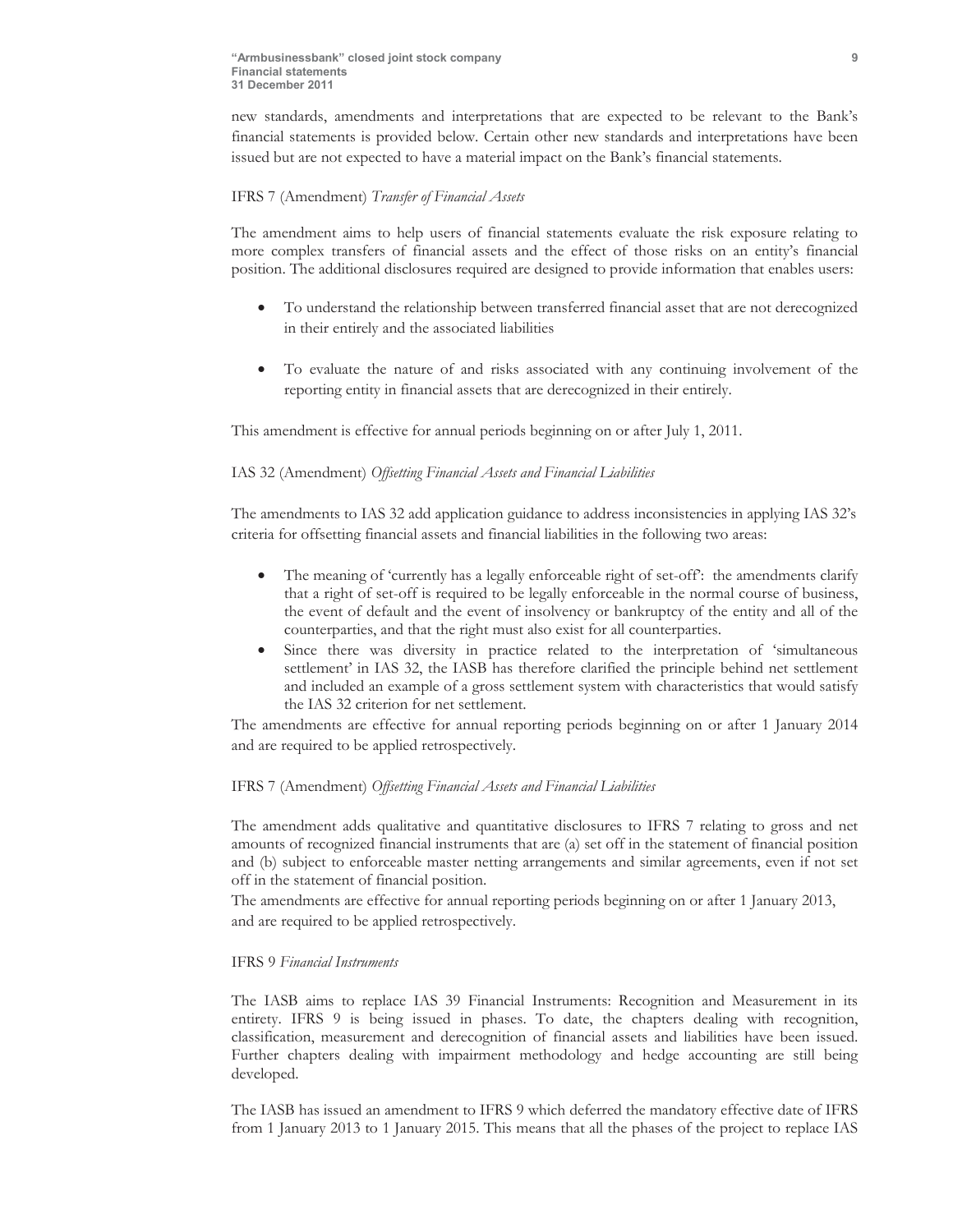new standards, amendments and interpretations that are expected to be relevant to the Bank's financial statements is provided below. Certain other new standards and interpretations have been issued but are not expected to have a material impact on the Bank's financial statements.

IFRS 7 (Amendment) *Transfer of Financial Assets*

The amendment aims to help users of financial statements evaluate the risk exposure relating to more complex transfers of financial assets and the effect of those risks on an entity's financial position. The additional disclosures required are designed to provide information that enables users:

- To understand the relationship between transferred financial asset that are not derecognized in their entirely and the associated liabilities

- To evaluate the nature of and risks associated with any continuing involvement of the reporting entity in financial assets that are derecognized in their entirely.

This amendment is effective for annual periods beginning on or after July 1, 2011.

IAS 32 (Amendment) *Offsetting Financial Assets and Financial Liabilities*

The amendments to IAS 32 add application guidance to address inconsistencies in applying IAS 32's criteria for offsetting financial assets and financial liabilities in the following two areas:

- The meaning of 'currently has a legally enforceable right of set-off': the amendments clarify that a right of set-off is required to be legally enforceable in the normal course of business, the event of default and the event of insolvency or bankruptcy of the entity and all of the counterparties, and that the right must also exist for all counterparties.
- Since there was diversity in practice related to the interpretation of 'simultaneous settlement' in IAS 32, the IASB has therefore clarified the principle behind net settlement and included an example of a gross settlement system with characteristics that would satisfy the IAS 32 criterion for net settlement.

The amendments are effective for annual reporting periods beginning on or after 1 January 2014 and are required to be applied retrospectively.

IFRS 7 (Amendment) *Offsetting Financial Assets and Financial Liabilities*

The amendment adds qualitative and quantitative disclosures to IFRS 7 relating to gross and net amounts of recognized financial instruments that are (a) set off in the statement of financial position and (b) subject to enforceable master netting arrangements and similar agreements, even if not set off in the statement of financial position.

The amendments are effective for annual reporting periods beginning on or after 1 January 2013, and are required to be applied retrospectively.

IFRS 9 *Financial Instruments*

The IASB aims to replace IAS 39 Financial Instruments: Recognition and Measurement in its entirety. IFRS 9 is being issued in phases. To date, the chapters dealing with recognition, classification, measurement and derecognition of financial assets and liabilities have been issued. Further chapters dealing with impairment methodology and hedge accounting are still being developed.

The IASB has issued an amendment to IFRS 9 which deferred the mandatory effective date of IFRS from 1 January 2013 to 1 January 2015. This means that all the phases of the project to replace IAS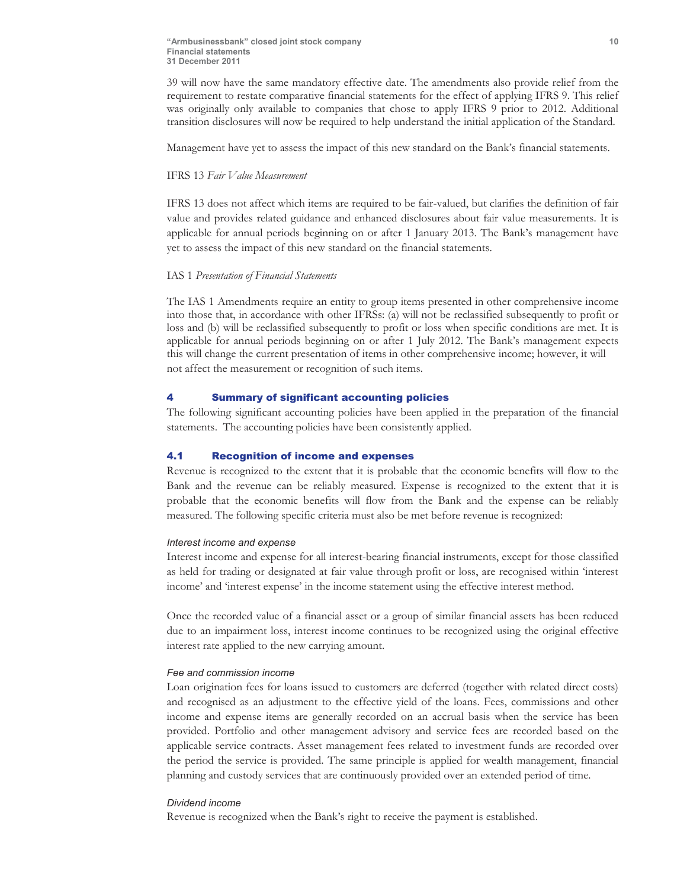39 will now have the same mandatory effective date. The amendments also provide relief from the requirement to restate comparative financial statements for the effect of applying IFRS 9. This relief was originally only available to companies that chose to apply IFRS 9 prior to 2012. Additional transition disclosures will now be required to help understand the initial application of the Standard.

Management have yet to assess the impact of this new standard on the Bank's financial statements.

IFRS 13 *Fair Value Measurement*

IFRS 13 does not affect which items are required to be fair-valued, but clarifies the definition of fair value and provides related guidance and enhanced disclosures about fair value measurements. It is applicable for annual periods beginning on or after 1 January 2013. The Bank's management have yet to assess the impact of this new standard on the financial statements.

IAS 1 *Presentation of Financial Statements*

The IAS 1 Amendments require an entity to group items presented in other comprehensive income into those that, in accordance with other IFRSs: (a) will not be reclassified subsequently to profit or loss and (b) will be reclassified subsequently to profit or loss when specific conditions are met. It is applicable for annual periods beginning on or after 1 July 2012. The Bank's management expects this will change the current presentation of items in other comprehensive income; however, it will not affect the measurement or recognition of such items.

## 4 Summary of significant accounting policies

The following significant accounting policies have been applied in the preparation of the financial statements. The accounting policies have been consistently applied.

### 4.1 Recognition of income and expenses

Revenue is recognized to the extent that it is probable that the economic benefits will flow to the Bank and the revenue can be reliably measured. Expense is recognized to the extent that it is probable that the economic benefits will flow from the Bank and the expense can be reliably measured. The following specific criteria must also be met before revenue is recognized:

*Interest income and expense*

Interest income and expense for all interest-bearing financial instruments, except for those classified as held for trading or designated at fair value through profit or loss, are recognised within 'interest income' and 'interest expense' in the income statement using the effective interest method.

Once the recorded value of a financial asset or a group of similar financial assets has been reduced due to an impairment loss, interest income continues to be recognized using the original effective interest rate applied to the new carrying amount.

*Fee and commission income*

Loan origination fees for loans issued to customers are deferred (together with related direct costs) and recognised as an adjustment to the effective yield of the loans. Fees, commissions and other income and expense items are generally recorded on an accrual basis when the service has been provided. Portfolio and other management advisory and service fees are recorded based on the applicable service contracts. Asset management fees related to investment funds are recorded over the period the service is provided. The same principle is applied for wealth management, financial planning and custody services that are continuously provided over an extended period of time.

*Dividend income*

Revenue is recognized when the Bank's right to receive the payment is established.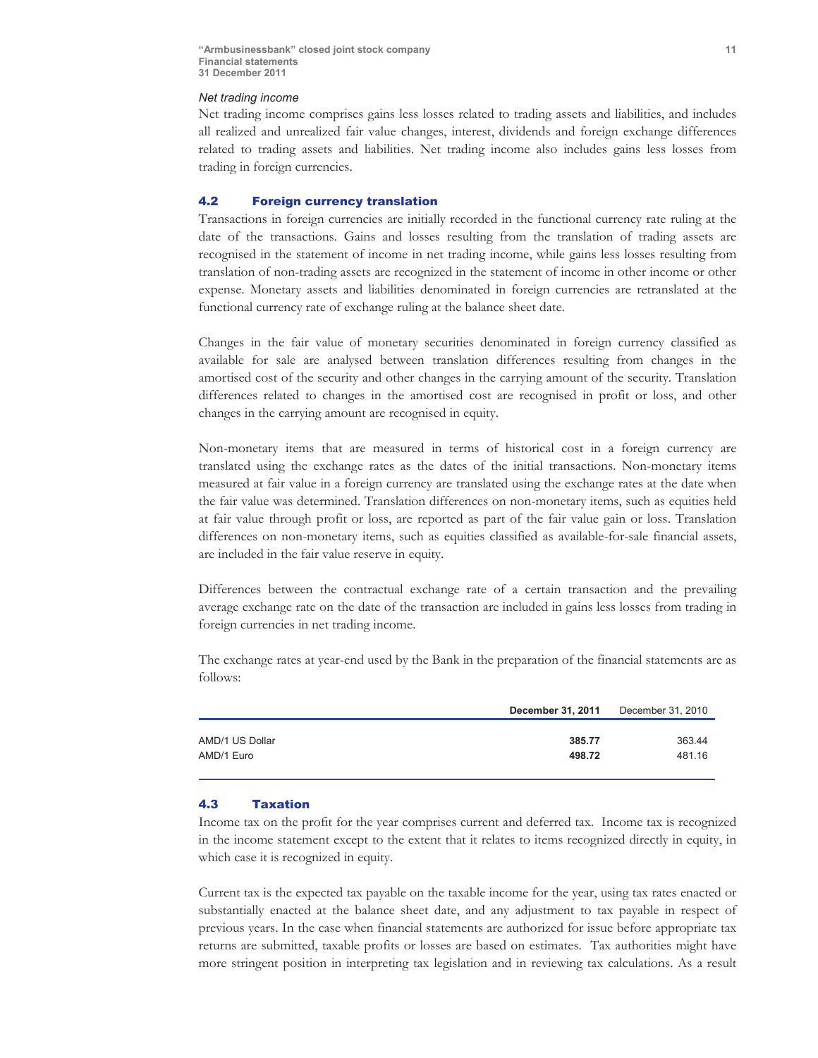*Net trading income*

Net trading income comprises gains less losses related to trading assets and liabilities, and includes all realized and unrealized fair value changes, interest, dividends and foreign exchange differences related to trading assets and liabilities. Net trading income also includes gains less losses from trading in foreign currencies.

### 4.2 Foreign currency translation

Transactions in foreign currencies are initially recorded in the functional currency rate ruling at the date of the transactions. Gains and losses resulting from the translation of trading assets are recognised in the statement of income in net trading income, while gains less losses resulting from translation of non-trading assets are recognized in the statement of income in other income or other expense. Monetary assets and liabilities denominated in foreign currencies are retranslated at the functional currency rate of exchange ruling at the balance sheet date.

Changes in the fair value of monetary securities denominated in foreign currency classified as available for sale are analysed between translation differences resulting from changes in the amortised cost of the security and other changes in the carrying amount of the security. Translation differences related to changes in the amortised cost are recognised in profit or loss, and other changes in the carrying amount are recognised in equity.

Non-monetary items that are measured in terms of historical cost in a foreign currency are translated using the exchange rates as the dates of the initial transactions. Non-monetary items measured at fair value in a foreign currency are translated using the exchange rates at the date when the fair value was determined. Translation differences on non-monetary items, such as equities held at fair value through profit or loss, are reported as part of the fair value gain or loss. Translation differences on non-monetary items, such as equities classified as available-for-sale financial assets, are included in the fair value reserve in equity.

Differences between the contractual exchange rate of a certain transaction and the prevailing average exchange rate on the date of the transaction are included in gains less losses from trading in foreign currencies in net trading income.

The exchange rates at year-end used by the Bank in the preparation of the financial statements are as follows:

| | **December 31, 2011** | December 31, 2010 |
|---|---|---|
| AMD/1 US Dollar | **385.77** | 363.44 |
| AMD/1 Euro | **498.72** | 481.16 |

### 4.3 Taxation

Income tax on the profit for the year comprises current and deferred tax. Income tax is recognized in the income statement except to the extent that it relates to items recognized directly in equity, in which case it is recognized in equity.

Current tax is the expected tax payable on the taxable income for the year, using tax rates enacted or substantially enacted at the balance sheet date, and any adjustment to tax payable in respect of previous years. In the case when financial statements are authorized for issue before appropriate tax returns are submitted, taxable profits or losses are based on estimates. Tax authorities might have more stringent position in interpreting tax legislation and in reviewing tax calculations. As a result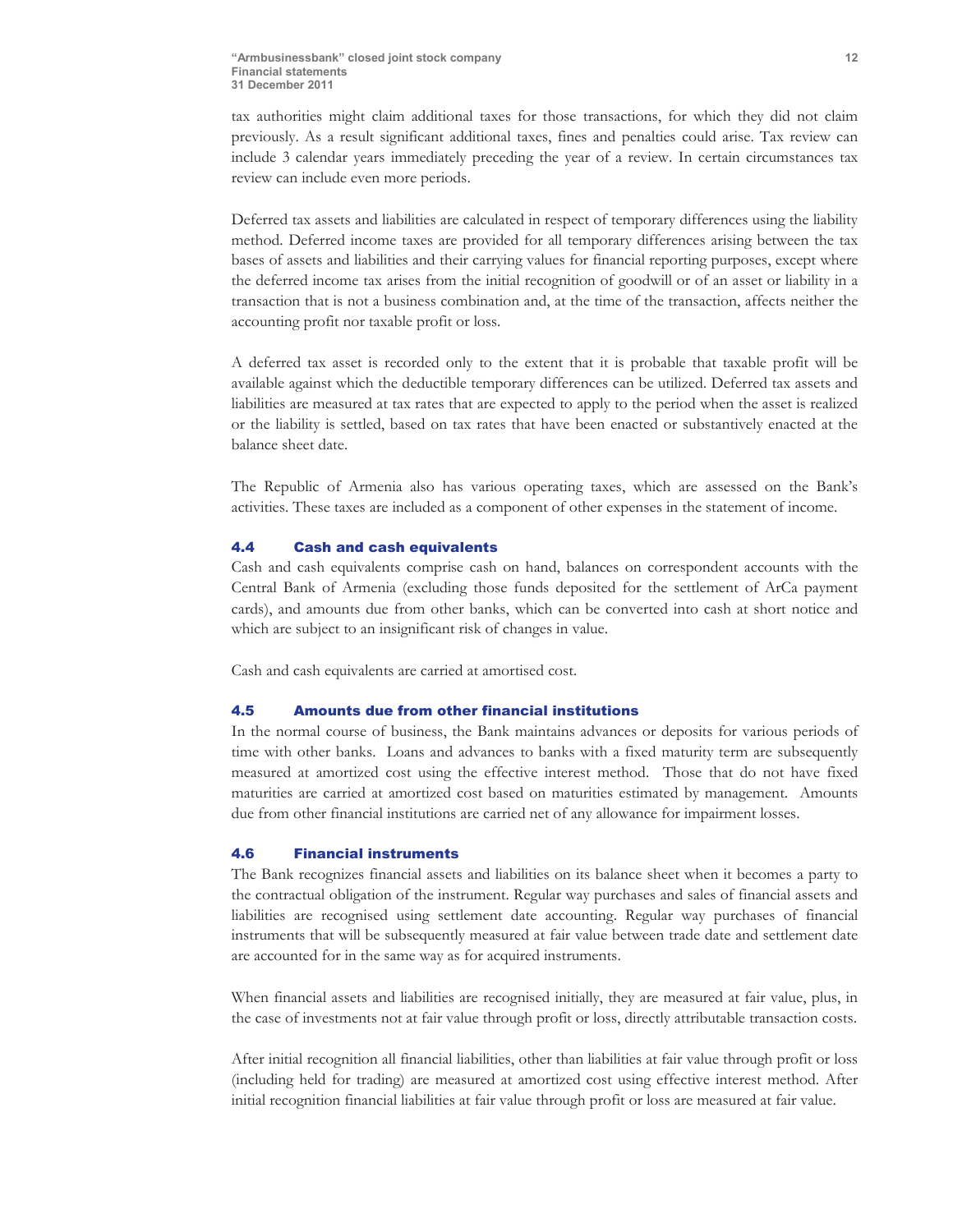tax authorities might claim additional taxes for those transactions, for which they did not claim previously. As a result significant additional taxes, fines and penalties could arise. Tax review can include 3 calendar years immediately preceding the year of a review. In certain circumstances tax review can include even more periods.

Deferred tax assets and liabilities are calculated in respect of temporary differences using the liability method. Deferred income taxes are provided for all temporary differences arising between the tax bases of assets and liabilities and their carrying values for financial reporting purposes, except where the deferred income tax arises from the initial recognition of goodwill or of an asset or liability in a transaction that is not a business combination and, at the time of the transaction, affects neither the accounting profit nor taxable profit or loss.

A deferred tax asset is recorded only to the extent that it is probable that taxable profit will be available against which the deductible temporary differences can be utilized. Deferred tax assets and liabilities are measured at tax rates that are expected to apply to the period when the asset is realized or the liability is settled, based on tax rates that have been enacted or substantively enacted at the balance sheet date.

The Republic of Armenia also has various operating taxes, which are assessed on the Bank's activities. These taxes are included as a component of other expenses in the statement of income.

### 4.4 Cash and cash equivalents

Cash and cash equivalents comprise cash on hand, balances on correspondent accounts with the Central Bank of Armenia (excluding those funds deposited for the settlement of ArCa payment cards), and amounts due from other banks, which can be converted into cash at short notice and which are subject to an insignificant risk of changes in value.

Cash and cash equivalents are carried at amortised cost.

### 4.5 Amounts due from other financial institutions

In the normal course of business, the Bank maintains advances or deposits for various periods of time with other banks. Loans and advances to banks with a fixed maturity term are subsequently measured at amortized cost using the effective interest method. Those that do not have fixed maturities are carried at amortized cost based on maturities estimated by management. Amounts due from other financial institutions are carried net of any allowance for impairment losses.

### 4.6 Financial instruments

The Bank recognizes financial assets and liabilities on its balance sheet when it becomes a party to the contractual obligation of the instrument. Regular way purchases and sales of financial assets and liabilities are recognised using settlement date accounting. Regular way purchases of financial instruments that will be subsequently measured at fair value between trade date and settlement date are accounted for in the same way as for acquired instruments.

When financial assets and liabilities are recognised initially, they are measured at fair value, plus, in the case of investments not at fair value through profit or loss, directly attributable transaction costs.

After initial recognition all financial liabilities, other than liabilities at fair value through profit or loss (including held for trading) are measured at amortized cost using effective interest method. After initial recognition financial liabilities at fair value through profit or loss are measured at fair value.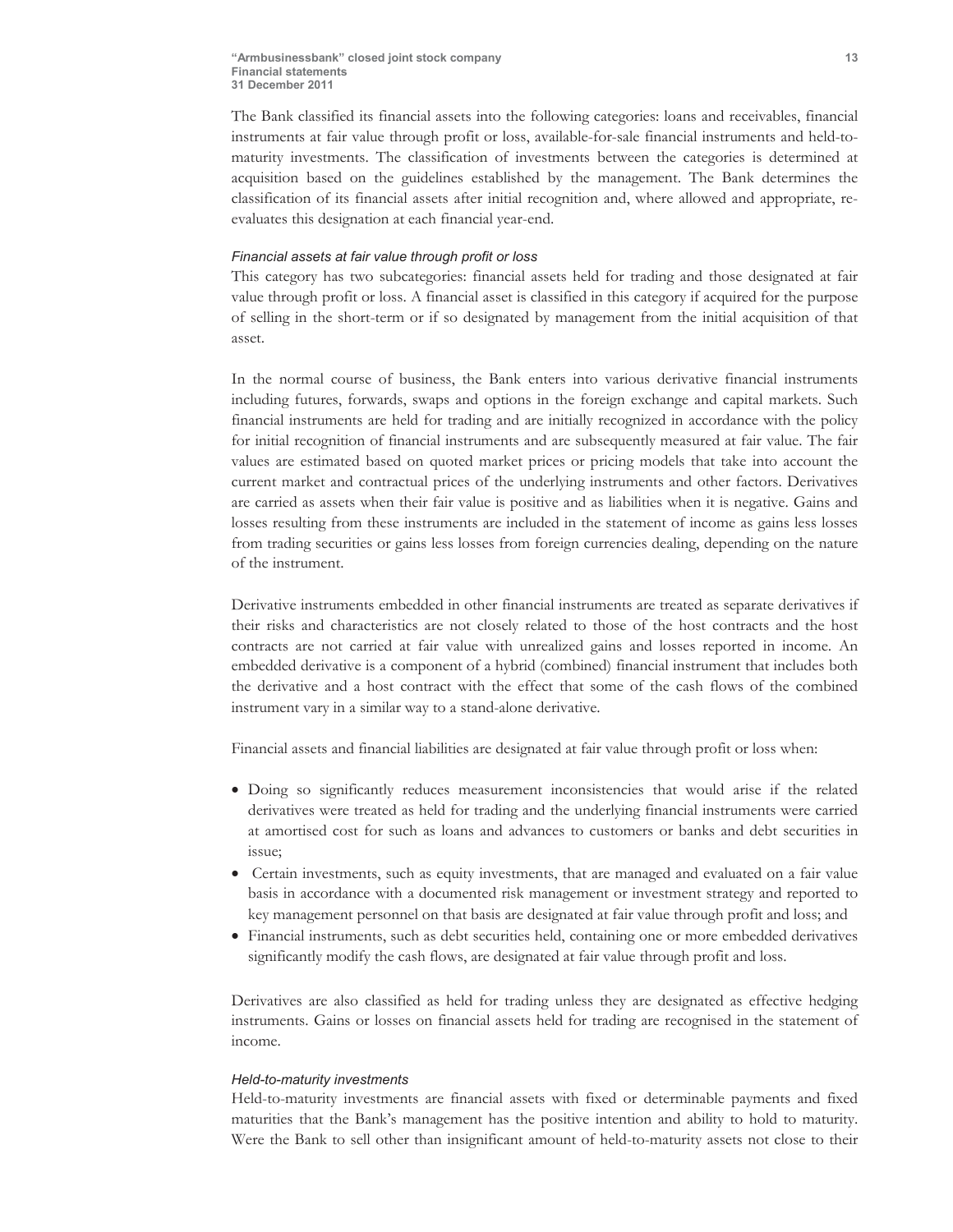The Bank classified its financial assets into the following categories: loans and receivables, financial instruments at fair value through profit or loss, available-for-sale financial instruments and held-to-maturity investments. The classification of investments between the categories is determined at acquisition based on the guidelines established by the management. The Bank determines the classification of its financial assets after initial recognition and, where allowed and appropriate, re-evaluates this designation at each financial year-end.

*Financial assets at fair value through profit or loss*

This category has two subcategories: financial assets held for trading and those designated at fair value through profit or loss. A financial asset is classified in this category if acquired for the purpose of selling in the short-term or if so designated by management from the initial acquisition of that asset.

In the normal course of business, the Bank enters into various derivative financial instruments including futures, forwards, swaps and options in the foreign exchange and capital markets. Such financial instruments are held for trading and are initially recognized in accordance with the policy for initial recognition of financial instruments and are subsequently measured at fair value. The fair values are estimated based on quoted market prices or pricing models that take into account the current market and contractual prices of the underlying instruments and other factors. Derivatives are carried as assets when their fair value is positive and as liabilities when it is negative. Gains and losses resulting from these instruments are included in the statement of income as gains less losses from trading securities or gains less losses from foreign currencies dealing, depending on the nature of the instrument.

Derivative instruments embedded in other financial instruments are treated as separate derivatives if their risks and characteristics are not closely related to those of the host contracts and the host contracts are not carried at fair value with unrealized gains and losses reported in income. An embedded derivative is a component of a hybrid (combined) financial instrument that includes both the derivative and a host contract with the effect that some of the cash flows of the combined instrument vary in a similar way to a stand-alone derivative.

Financial assets and financial liabilities are designated at fair value through profit or loss when:

- Doing so significantly reduces measurement inconsistencies that would arise if the related derivatives were treated as held for trading and the underlying financial instruments were carried at amortised cost for such as loans and advances to customers or banks and debt securities in issue;
- Certain investments, such as equity investments, that are managed and evaluated on a fair value basis in accordance with a documented risk management or investment strategy and reported to key management personnel on that basis are designated at fair value through profit and loss; and
- Financial instruments, such as debt securities held, containing one or more embedded derivatives significantly modify the cash flows, are designated at fair value through profit and loss.

Derivatives are also classified as held for trading unless they are designated as effective hedging instruments. Gains or losses on financial assets held for trading are recognised in the statement of income.

*Held-to-maturity investments*

Held-to-maturity investments are financial assets with fixed or determinable payments and fixed maturities that the Bank's management has the positive intention and ability to hold to maturity. Were the Bank to sell other than insignificant amount of held-to-maturity assets not close to their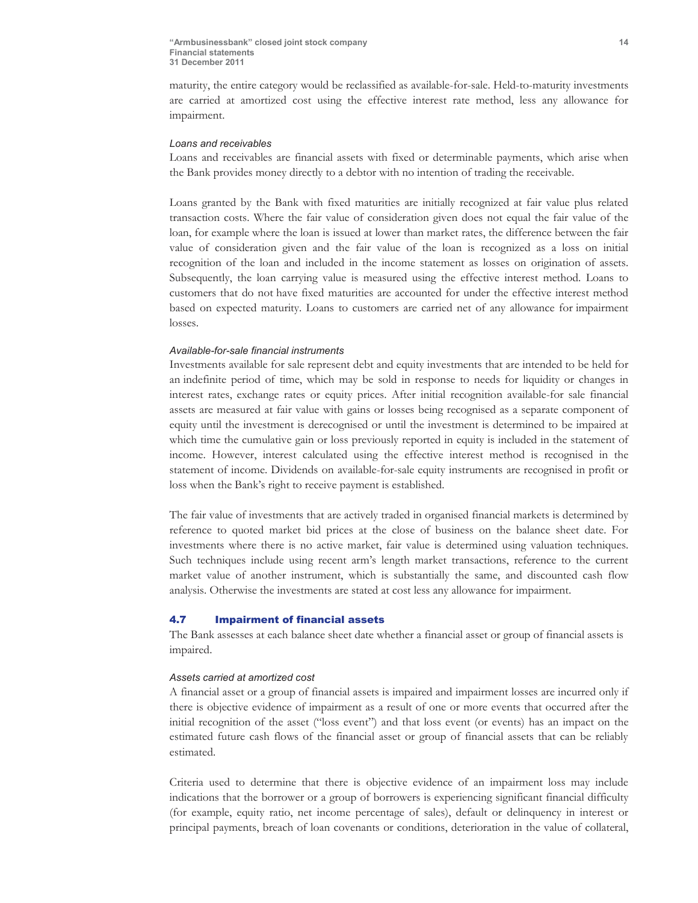maturity, the entire category would be reclassified as available-for-sale. Held-to-maturity investments are carried at amortized cost using the effective interest rate method, less any allowance for impairment.

*Loans and receivables*

Loans and receivables are financial assets with fixed or determinable payments, which arise when the Bank provides money directly to a debtor with no intention of trading the receivable.

Loans granted by the Bank with fixed maturities are initially recognized at fair value plus related transaction costs. Where the fair value of consideration given does not equal the fair value of the loan, for example where the loan is issued at lower than market rates, the difference between the fair value of consideration given and the fair value of the loan is recognized as a loss on initial recognition of the loan and included in the income statement as losses on origination of assets. Subsequently, the loan carrying value is measured using the effective interest method. Loans to customers that do not have fixed maturities are accounted for under the effective interest method based on expected maturity. Loans to customers are carried net of any allowance for impairment losses.

*Available-for-sale financial instruments*

Investments available for sale represent debt and equity investments that are intended to be held for an indefinite period of time, which may be sold in response to needs for liquidity or changes in interest rates, exchange rates or equity prices. After initial recognition available-for sale financial assets are measured at fair value with gains or losses being recognised as a separate component of equity until the investment is derecognised or until the investment is determined to be impaired at which time the cumulative gain or loss previously reported in equity is included in the statement of income. However, interest calculated using the effective interest method is recognised in the statement of income. Dividends on available-for-sale equity instruments are recognised in profit or loss when the Bank's right to receive payment is established.

The fair value of investments that are actively traded in organised financial markets is determined by reference to quoted market bid prices at the close of business on the balance sheet date. For investments where there is no active market, fair value is determined using valuation techniques. Such techniques include using recent arm's length market transactions, reference to the current market value of another instrument, which is substantially the same, and discounted cash flow analysis. Otherwise the investments are stated at cost less any allowance for impairment.

## 4.7 Impairment of financial assets

The Bank assesses at each balance sheet date whether a financial asset or group of financial assets is impaired.

*Assets carried at amortized cost*

A financial asset or a group of financial assets is impaired and impairment losses are incurred only if there is objective evidence of impairment as a result of one or more events that occurred after the initial recognition of the asset ("loss event") and that loss event (or events) has an impact on the estimated future cash flows of the financial asset or group of financial assets that can be reliably estimated.

Criteria used to determine that there is objective evidence of an impairment loss may include indications that the borrower or a group of borrowers is experiencing significant financial difficulty (for example, equity ratio, net income percentage of sales), default or delinquency in interest or principal payments, breach of loan covenants or conditions, deterioration in the value of collateral,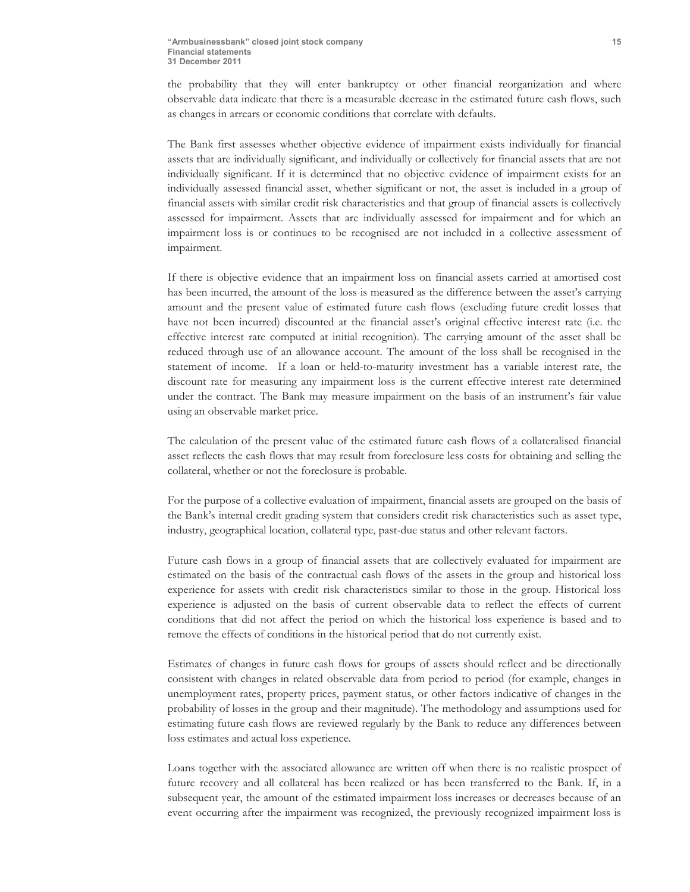the probability that they will enter bankruptcy or other financial reorganization and where observable data indicate that there is a measurable decrease in the estimated future cash flows, such as changes in arrears or economic conditions that correlate with defaults.

The Bank first assesses whether objective evidence of impairment exists individually for financial assets that are individually significant, and individually or collectively for financial assets that are not individually significant. If it is determined that no objective evidence of impairment exists for an individually assessed financial asset, whether significant or not, the asset is included in a group of financial assets with similar credit risk characteristics and that group of financial assets is collectively assessed for impairment. Assets that are individually assessed for impairment and for which an impairment loss is or continues to be recognised are not included in a collective assessment of impairment.

If there is objective evidence that an impairment loss on financial assets carried at amortised cost has been incurred, the amount of the loss is measured as the difference between the asset's carrying amount and the present value of estimated future cash flows (excluding future credit losses that have not been incurred) discounted at the financial asset's original effective interest rate (i.e. the effective interest rate computed at initial recognition). The carrying amount of the asset shall be reduced through use of an allowance account. The amount of the loss shall be recognised in the statement of income. If a loan or held-to-maturity investment has a variable interest rate, the discount rate for measuring any impairment loss is the current effective interest rate determined under the contract. The Bank may measure impairment on the basis of an instrument's fair value using an observable market price.

The calculation of the present value of the estimated future cash flows of a collateralised financial asset reflects the cash flows that may result from foreclosure less costs for obtaining and selling the collateral, whether or not the foreclosure is probable.

For the purpose of a collective evaluation of impairment, financial assets are grouped on the basis of the Bank's internal credit grading system that considers credit risk characteristics such as asset type, industry, geographical location, collateral type, past-due status and other relevant factors.

Future cash flows in a group of financial assets that are collectively evaluated for impairment are estimated on the basis of the contractual cash flows of the assets in the group and historical loss experience for assets with credit risk characteristics similar to those in the group. Historical loss experience is adjusted on the basis of current observable data to reflect the effects of current conditions that did not affect the period on which the historical loss experience is based and to remove the effects of conditions in the historical period that do not currently exist.

Estimates of changes in future cash flows for groups of assets should reflect and be directionally consistent with changes in related observable data from period to period (for example, changes in unemployment rates, property prices, payment status, or other factors indicative of changes in the probability of losses in the group and their magnitude). The methodology and assumptions used for estimating future cash flows are reviewed regularly by the Bank to reduce any differences between loss estimates and actual loss experience.

Loans together with the associated allowance are written off when there is no realistic prospect of future recovery and all collateral has been realized or has been transferred to the Bank. If, in a subsequent year, the amount of the estimated impairment loss increases or decreases because of an event occurring after the impairment was recognized, the previously recognized impairment loss is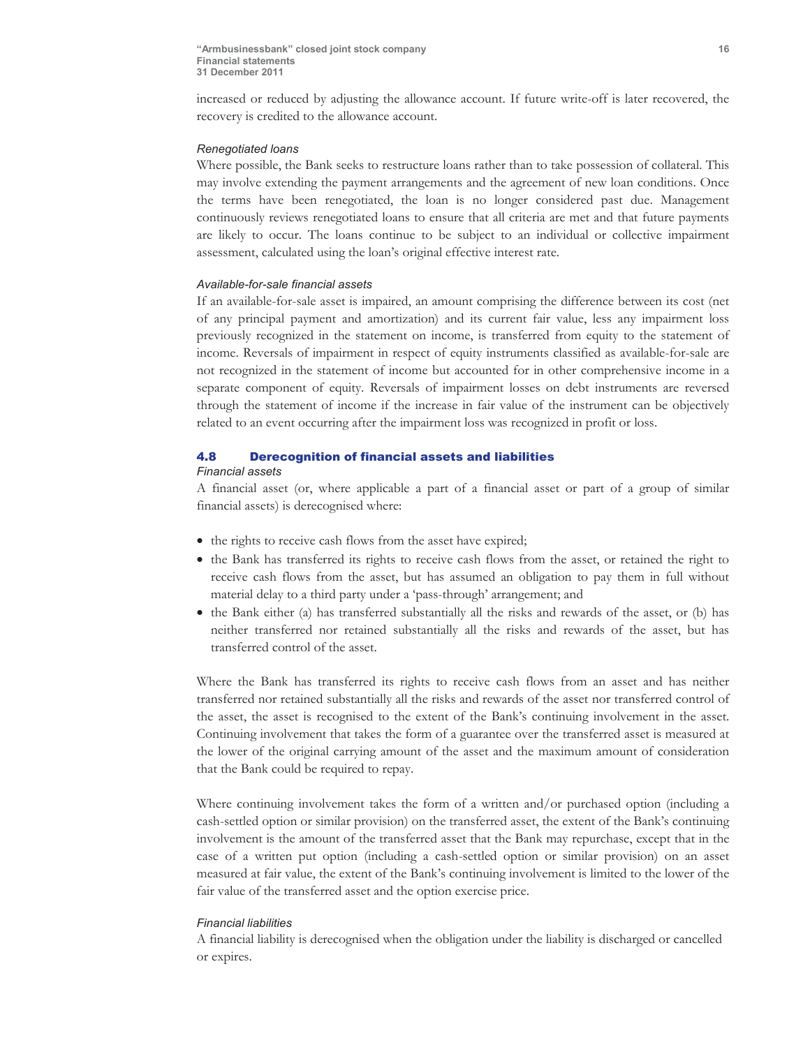increased or reduced by adjusting the allowance account. If future write-off is later recovered, the recovery is credited to the allowance account.

*Renegotiated loans*

Where possible, the Bank seeks to restructure loans rather than to take possession of collateral. This may involve extending the payment arrangements and the agreement of new loan conditions. Once the terms have been renegotiated, the loan is no longer considered past due. Management continuously reviews renegotiated loans to ensure that all criteria are met and that future payments are likely to occur. The loans continue to be subject to an individual or collective impairment assessment, calculated using the loan's original effective interest rate.

*Available-for-sale financial assets*

If an available-for-sale asset is impaired, an amount comprising the difference between its cost (net of any principal payment and amortization) and its current fair value, less any impairment loss previously recognized in the statement on income, is transferred from equity to the statement of income. Reversals of impairment in respect of equity instruments classified as available-for-sale are not recognized in the statement of income but accounted for in other comprehensive income in a separate component of equity. Reversals of impairment losses on debt instruments are reversed through the statement of income if the increase in fair value of the instrument can be objectively related to an event occurring after the impairment loss was recognized in profit or loss.

## 4.8 Derecognition of financial assets and liabilities

*Financial assets*

A financial asset (or, where applicable a part of a financial asset or part of a group of similar financial assets) is derecognised where:

- the rights to receive cash flows from the asset have expired;
- the Bank has transferred its rights to receive cash flows from the asset, or retained the right to receive cash flows from the asset, but has assumed an obligation to pay them in full without material delay to a third party under a 'pass-through' arrangement; and
- the Bank either (a) has transferred substantially all the risks and rewards of the asset, or (b) has neither transferred nor retained substantially all the risks and rewards of the asset, but has transferred control of the asset.

Where the Bank has transferred its rights to receive cash flows from an asset and has neither transferred nor retained substantially all the risks and rewards of the asset nor transferred control of the asset, the asset is recognised to the extent of the Bank's continuing involvement in the asset. Continuing involvement that takes the form of a guarantee over the transferred asset is measured at the lower of the original carrying amount of the asset and the maximum amount of consideration that the Bank could be required to repay.

Where continuing involvement takes the form of a written and/or purchased option (including a cash-settled option or similar provision) on the transferred asset, the extent of the Bank's continuing involvement is the amount of the transferred asset that the Bank may repurchase, except that in the case of a written put option (including a cash-settled option or similar provision) on an asset measured at fair value, the extent of the Bank's continuing involvement is limited to the lower of the fair value of the transferred asset and the option exercise price.

*Financial liabilities*

A financial liability is derecognised when the obligation under the liability is discharged or cancelled or expires.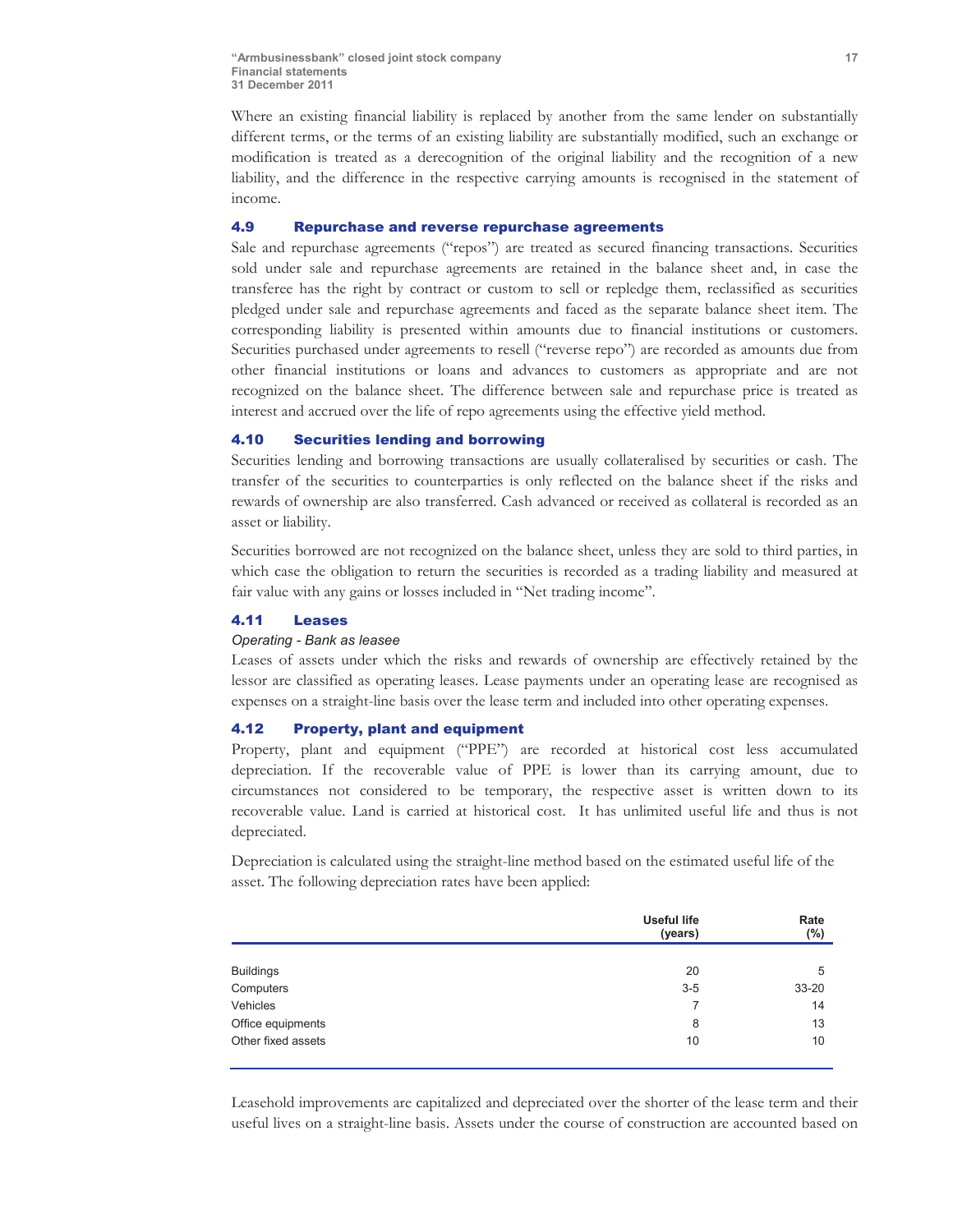Where an existing financial liability is replaced by another from the same lender on substantially different terms, or the terms of an existing liability are substantially modified, such an exchange or modification is treated as a derecognition of the original liability and the recognition of a new liability, and the difference in the respective carrying amounts is recognised in the statement of income.

### 4.9 Repurchase and reverse repurchase agreements

Sale and repurchase agreements ("repos") are treated as secured financing transactions. Securities sold under sale and repurchase agreements are retained in the balance sheet and, in case the transferee has the right by contract or custom to sell or repledge them, reclassified as securities pledged under sale and repurchase agreements and faced as the separate balance sheet item. The corresponding liability is presented within amounts due to financial institutions or customers. Securities purchased under agreements to resell ("reverse repo") are recorded as amounts due from other financial institutions or loans and advances to customers as appropriate and are not recognized on the balance sheet. The difference between sale and repurchase price is treated as interest and accrued over the life of repo agreements using the effective yield method.

### 4.10 Securities lending and borrowing

Securities lending and borrowing transactions are usually collateralised by securities or cash. The transfer of the securities to counterparties is only reflected on the balance sheet if the risks and rewards of ownership are also transferred. Cash advanced or received as collateral is recorded as an asset or liability.

Securities borrowed are not recognized on the balance sheet, unless they are sold to third parties, in which case the obligation to return the securities is recorded as a trading liability and measured at fair value with any gains or losses included in "Net trading income".

### 4.11 Leases

*Operating - Bank as lesee*

Leases of assets under which the risks and rewards of ownership are effectively retained by the lessor are classified as operating leases. Lease payments under an operating lease are recognised as expenses on a straight-line basis over the lease term and included into other operating expenses.

### 4.12 Property, plant and equipment

Property, plant and equipment ("PPE") are recorded at historical cost less accumulated depreciation. If the recoverable value of PPE is lower than its carrying amount, due to circumstances not considered to be temporary, the respective asset is written down to its recoverable value. Land is carried at historical cost. It has unlimited useful life and thus is not depreciated.

Depreciation is calculated using the straight-line method based on the estimated useful life of the asset. The following depreciation rates have been applied:

| | Useful life (years) | Rate (%) |
|---|---|---|
| Buildings | 20 | 5 |
| Computers | 3-5 | 33-20 |
| Vehicles | 7 | 14 |
| Office equipments | 8 | 13 |
| Other fixed assets | 10 | 10 |

Leasehold improvements are capitalized and depreciated over the shorter of the lease term and their useful lives on a straight-line basis. Assets under the course of construction are accounted based on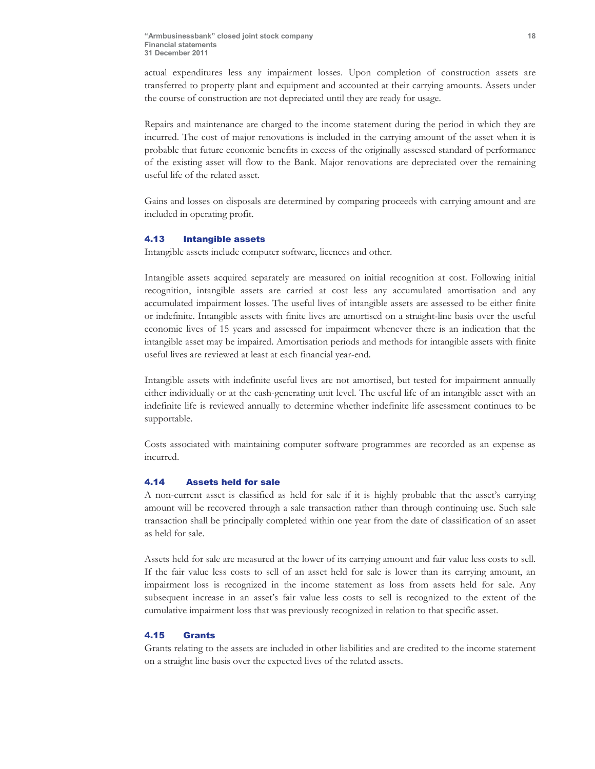actual expenditures less any impairment losses. Upon completion of construction assets are transferred to property plant and equipment and accounted at their carrying amounts. Assets under the course of construction are not depreciated until they are ready for usage.

Repairs and maintenance are charged to the income statement during the period in which they are incurred. The cost of major renovations is included in the carrying amount of the asset when it is probable that future economic benefits in excess of the originally assessed standard of performance of the existing asset will flow to the Bank. Major renovations are depreciated over the remaining useful life of the related asset.

Gains and losses on disposals are determined by comparing proceeds with carrying amount and are included in operating profit.

### 4.13 Intangible assets

Intangible assets include computer software, licences and other.

Intangible assets acquired separately are measured on initial recognition at cost. Following initial recognition, intangible assets are carried at cost less any accumulated amortisation and any accumulated impairment losses. The useful lives of intangible assets are assessed to be either finite or indefinite. Intangible assets with finite lives are amortised on a straight-line basis over the useful economic lives of 15 years and assessed for impairment whenever there is an indication that the intangible asset may be impaired. Amortisation periods and methods for intangible assets with finite useful lives are reviewed at least at each financial year-end.

Intangible assets with indefinite useful lives are not amortised, but tested for impairment annually either individually or at the cash-generating unit level. The useful life of an intangible asset with an indefinite life is reviewed annually to determine whether indefinite life assessment continues to be supportable.

Costs associated with maintaining computer software programmes are recorded as an expense as incurred.

### 4.14 Assets held for sale

A non-current asset is classified as held for sale if it is highly probable that the asset's carrying amount will be recovered through a sale transaction rather than through continuing use. Such sale transaction shall be principally completed within one year from the date of classification of an asset as held for sale.

Assets held for sale are measured at the lower of its carrying amount and fair value less costs to sell. If the fair value less costs to sell of an asset held for sale is lower than its carrying amount, an impairment loss is recognized in the income statement as loss from assets held for sale. Any subsequent increase in an asset's fair value less costs to sell is recognized to the extent of the cumulative impairment loss that was previously recognized in relation to that specific asset.

### 4.15 Grants

Grants relating to the assets are included in other liabilities and are credited to the income statement on a straight line basis over the expected lives of the related assets.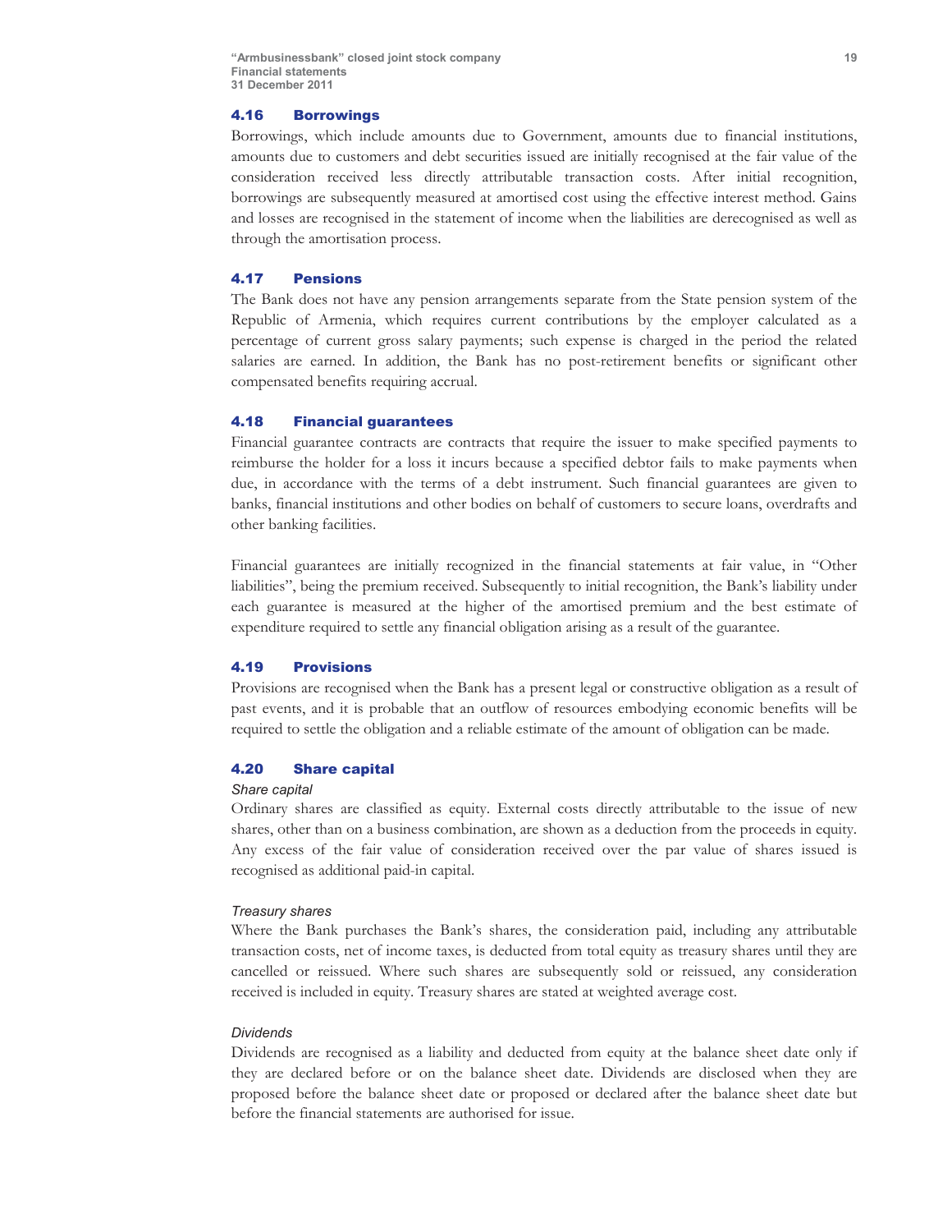## 4.16 Borrowings

Borrowings, which include amounts due to Government, amounts due to financial institutions, amounts due to customers and debt securities issued are initially recognised at the fair value of the consideration received less directly attributable transaction costs. After initial recognition, borrowings are subsequently measured at amortised cost using the effective interest method. Gains and losses are recognised in the statement of income when the liabilities are derecognised as well as through the amortisation process.

## 4.17 Pensions

The Bank does not have any pension arrangements separate from the State pension system of the Republic of Armenia, which requires current contributions by the employer calculated as a percentage of current gross salary payments; such expense is charged in the period the related salaries are earned. In addition, the Bank has no post-retirement benefits or significant other compensated benefits requiring accrual.

## 4.18 Financial guarantees

Financial guarantee contracts are contracts that require the issuer to make specified payments to reimburse the holder for a loss it incurs because a specified debtor fails to make payments when due, in accordance with the terms of a debt instrument. Such financial guarantees are given to banks, financial institutions and other bodies on behalf of customers to secure loans, overdrafts and other banking facilities.

Financial guarantees are initially recognized in the financial statements at fair value, in "Other liabilities", being the premium received. Subsequently to initial recognition, the Bank's liability under each guarantee is measured at the higher of the amortised premium and the best estimate of expenditure required to settle any financial obligation arising as a result of the guarantee.

## 4.19 Provisions

Provisions are recognised when the Bank has a present legal or constructive obligation as a result of past events, and it is probable that an outflow of resources embodying economic benefits will be required to settle the obligation and a reliable estimate of the amount of obligation can be made.

## 4.20 Share capital

*Share capital*

Ordinary shares are classified as equity. External costs directly attributable to the issue of new shares, other than on a business combination, are shown as a deduction from the proceeds in equity. Any excess of the fair value of consideration received over the par value of shares issued is recognised as additional paid-in capital.

*Treasury shares*

Where the Bank purchases the Bank's shares, the consideration paid, including any attributable transaction costs, net of income taxes, is deducted from total equity as treasury shares until they are cancelled or reissued. Where such shares are subsequently sold or reissued, any consideration received is included in equity. Treasury shares are stated at weighted average cost.

*Dividends*

Dividends are recognised as a liability and deducted from equity at the balance sheet date only if they are declared before or on the balance sheet date. Dividends are disclosed when they are proposed before the balance sheet date or proposed or declared after the balance sheet date but before the financial statements are authorised for issue.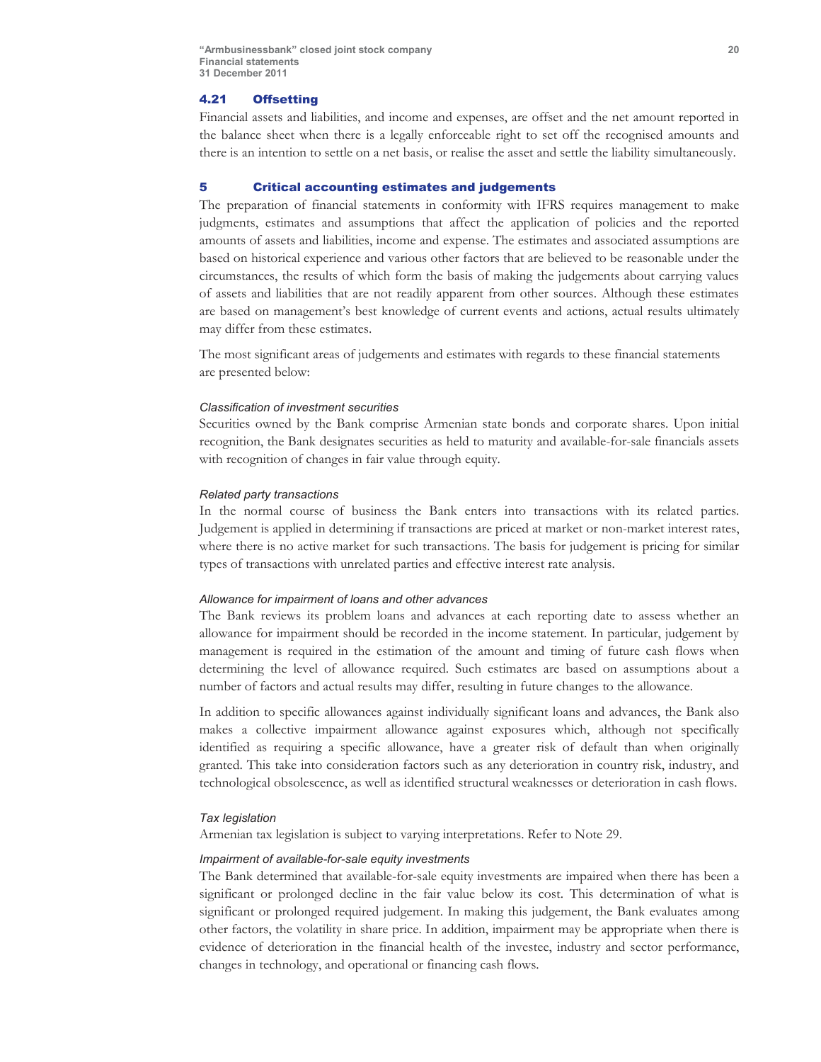## 4.21 Offsetting

Financial assets and liabilities, and income and expenses, are offset and the net amount reported in the balance sheet when there is a legally enforceable right to set off the recognised amounts and there is an intention to settle on a net basis, or realise the asset and settle the liability simultaneously.

## 5 Critical accounting estimates and judgements

The preparation of financial statements in conformity with IFRS requires management to make judgments, estimates and assumptions that affect the application of policies and the reported amounts of assets and liabilities, income and expense. The estimates and associated assumptions are based on historical experience and various other factors that are believed to be reasonable under the circumstances, the results of which form the basis of making the judgements about carrying values of assets and liabilities that are not readily apparent from other sources. Although these estimates are based on management's best knowledge of current events and actions, actual results ultimately may differ from these estimates.

The most significant areas of judgements and estimates with regards to these financial statements are presented below:

*Classification of investment securities*

Securities owned by the Bank comprise Armenian state bonds and corporate shares. Upon initial recognition, the Bank designates securities as held to maturity and available-for-sale financials assets with recognition of changes in fair value through equity.

*Related party transactions*

In the normal course of business the Bank enters into transactions with its related parties. Judgement is applied in determining if transactions are priced at market or non-market interest rates, where there is no active market for such transactions. The basis for judgement is pricing for similar types of transactions with unrelated parties and effective interest rate analysis.

*Allowance for impairment of loans and other advances*

The Bank reviews its problem loans and advances at each reporting date to assess whether an allowance for impairment should be recorded in the income statement. In particular, judgement by management is required in the estimation of the amount and timing of future cash flows when determining the level of allowance required. Such estimates are based on assumptions about a number of factors and actual results may differ, resulting in future changes to the allowance.

In addition to specific allowances against individually significant loans and advances, the Bank also makes a collective impairment allowance against exposures which, although not specifically identified as requiring a specific allowance, have a greater risk of default than when originally granted. This take into consideration factors such as any deterioration in country risk, industry, and technological obsolescence, as well as identified structural weaknesses or deterioration in cash flows.

*Tax legislation*

Armenian tax legislation is subject to varying interpretations. Refer to Note 29.

*Impairment of available-for-sale equity investments*

The Bank determined that available-for-sale equity investments are impaired when there has been a significant or prolonged decline in the fair value below its cost. This determination of what is significant or prolonged required judgement. In making this judgement, the Bank evaluates among other factors, the volatility in share price. In addition, impairment may be appropriate when there is evidence of deterioration in the financial health of the investee, industry and sector performance, changes in technology, and operational or financing cash flows.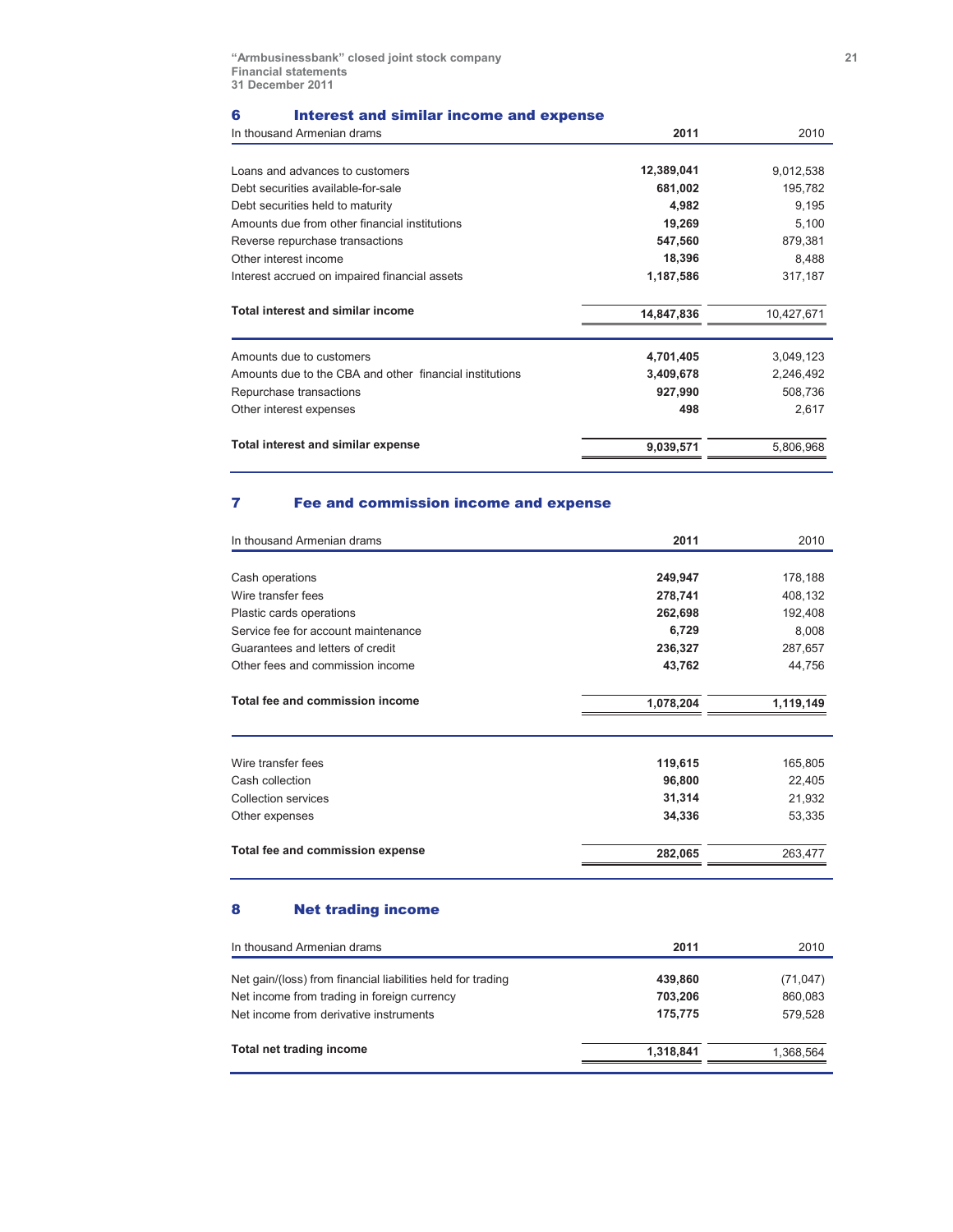## 6 Interest and similar income and expense

| In thousand Armenian drams | 2011 | 2010 |
|---|---|---|
| Loans and advances to customers | **12,389,041** | 9,012,538 |
| Debt securities available-for-sale | **681,002** | 195,782 |
| Debt securities held to maturity | **4,982** | 9,195 |
| Amounts due from other financial institutions | **19,269** | 5,100 |
| Reverse repurchase transactions | **547,560** | 879,381 |
| Other interest income | **18,396** | 8,488 |
| Interest accrued on impaired financial assets | **1,187,586** | 317,187 |
| **Total interest and similar income** | **14,847,836** | 10,427,671 |
| Amounts due to customers | **4,701,405** | 3,049,123 |
| Amounts due to the CBA and other financial institutions | **3,409,678** | 2,246,492 |
| Repurchase transactions | **927,990** | 508,736 |
| Other interest expenses | **498** | 2,617 |
| **Total interest and similar expense** | **9,039,571** | 5,806,968 |

## 7 Fee and commission income and expense

| In thousand Armenian drams | 2011 | 2010 |
|---|---|---|
| Cash operations | **249,947** | 178,188 |
| Wire transfer fees | **278,741** | 408,132 |
| Plastic cards operations | **262,698** | 192,408 |
| Service fee for account maintenance | **6,729** | 8,008 |
| Guarantees and letters of credit | **236,327** | 287,657 |
| Other fees and commission income | **43,762** | 44,756 |
| **Total fee and commission income** | **1,078,204** | **1,119,149** |
| Wire transfer fees | **119,615** | 165,805 |
| Cash collection | **96,800** | 22,405 |
| Collection services | **31,314** | 21,932 |
| Other expenses | **34,336** | 53,335 |
| **Total fee and commission expense** | **282,065** | 263,477 |

## 8 Net trading income

| In thousand Armenian drams | 2011 | 2010 |
|---|---|---|
| Net gain/(loss) from financial liabilities held for trading | **439,860** | (71,047) |
| Net income from trading in foreign currency | **703,206** | 860,083 |
| Net income from derivative instruments | **175,775** | 579,528 |
| **Total net trading income** | **1,318,841** | 1,368,564 |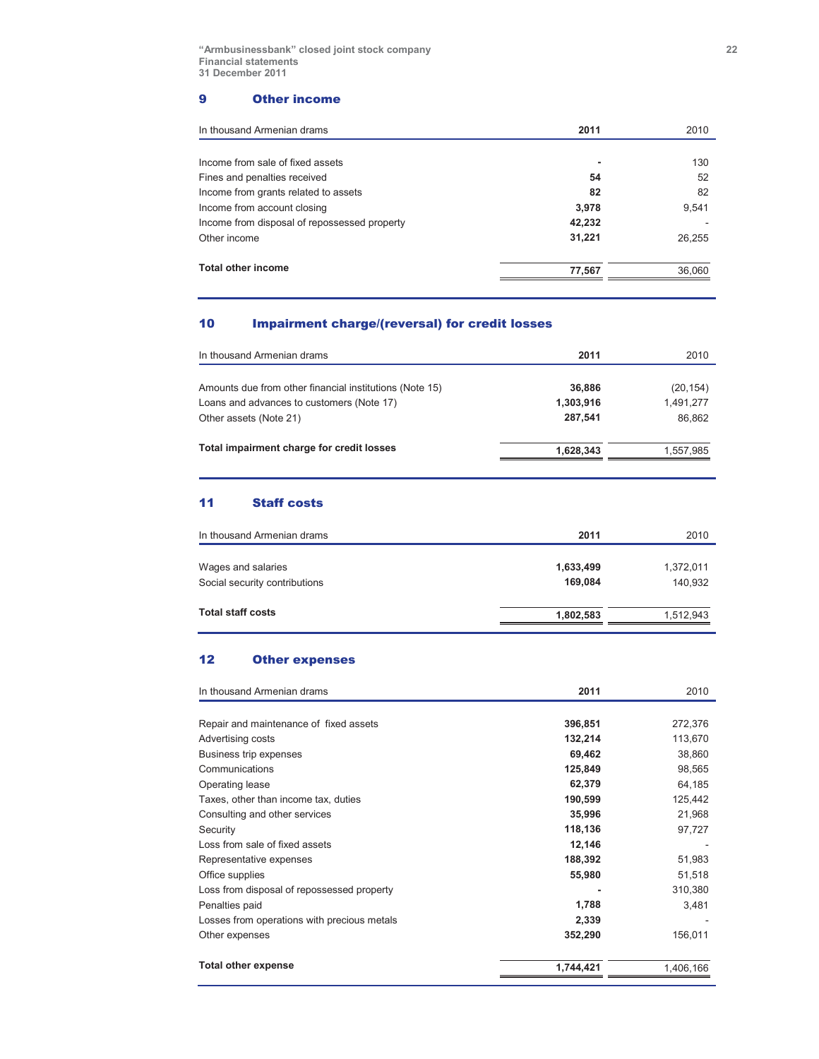## 9 Other income

| In thousand Armenian drams | 2011 | 2010 |
|---|---|---|
| Income from sale of fixed assets | - | 130 |
| Fines and penalties received | 54 | 52 |
| Income from grants related to assets | 82 | 82 |
| Income from account closing | 3,978 | 9,541 |
| Income from disposal of repossessed property | 42,232 | - |
| Other income | 31,221 | 26,255 |
| **Total other income** | **77,567** | 36,060 |

## 10 Impairment charge/(reversal) for credit losses

| In thousand Armenian drams | 2011 | 2010 |
|---|---|---|
| Amounts due from other financial institutions (Note 15) | 36,886 | (20,154) |
| Loans and advances to customers (Note 17) | 1,303,916 | 1,491,277 |
| Other assets (Note 21) | 287,541 | 86,862 |
| **Total impairment charge for credit losses** | **1,628,343** | 1,557,985 |

## 11 Staff costs

| In thousand Armenian drams | 2011 | 2010 |
|---|---|---|
| Wages and salaries | 1,633,499 | 1,372,011 |
| Social security contributions | 169,084 | 140,932 |
| **Total staff costs** | **1,802,583** | 1,512,943 |

## 12 Other expenses

| In thousand Armenian drams | 2011 | 2010 |
|---|---|---|
| Repair and maintenance of fixed assets | 396,851 | 272,376 |
| Advertising costs | 132,214 | 113,670 |
| Business trip expenses | 69,462 | 38,860 |
| Communications | 125,849 | 98,565 |
| Operating lease | 62,379 | 64,185 |
| Taxes, other than income tax, duties | 190,599 | 125,442 |
| Consulting and other services | 35,996 | 21,968 |
| Security | 118,136 | 97,727 |
| Loss from sale of fixed assets | 12,146 | - |
| Representative expenses | 188,392 | 51,983 |
| Office supplies | 55,980 | 51,518 |
| Loss from disposal of repossessed property | - | 310,380 |
| Penalties paid | 1,788 | 3,481 |
| Losses from operations with precious metals | 2,339 | - |
| Other expenses | 352,290 | 156,011 |
| **Total other expense** | **1,744,421** | 1,406,166 |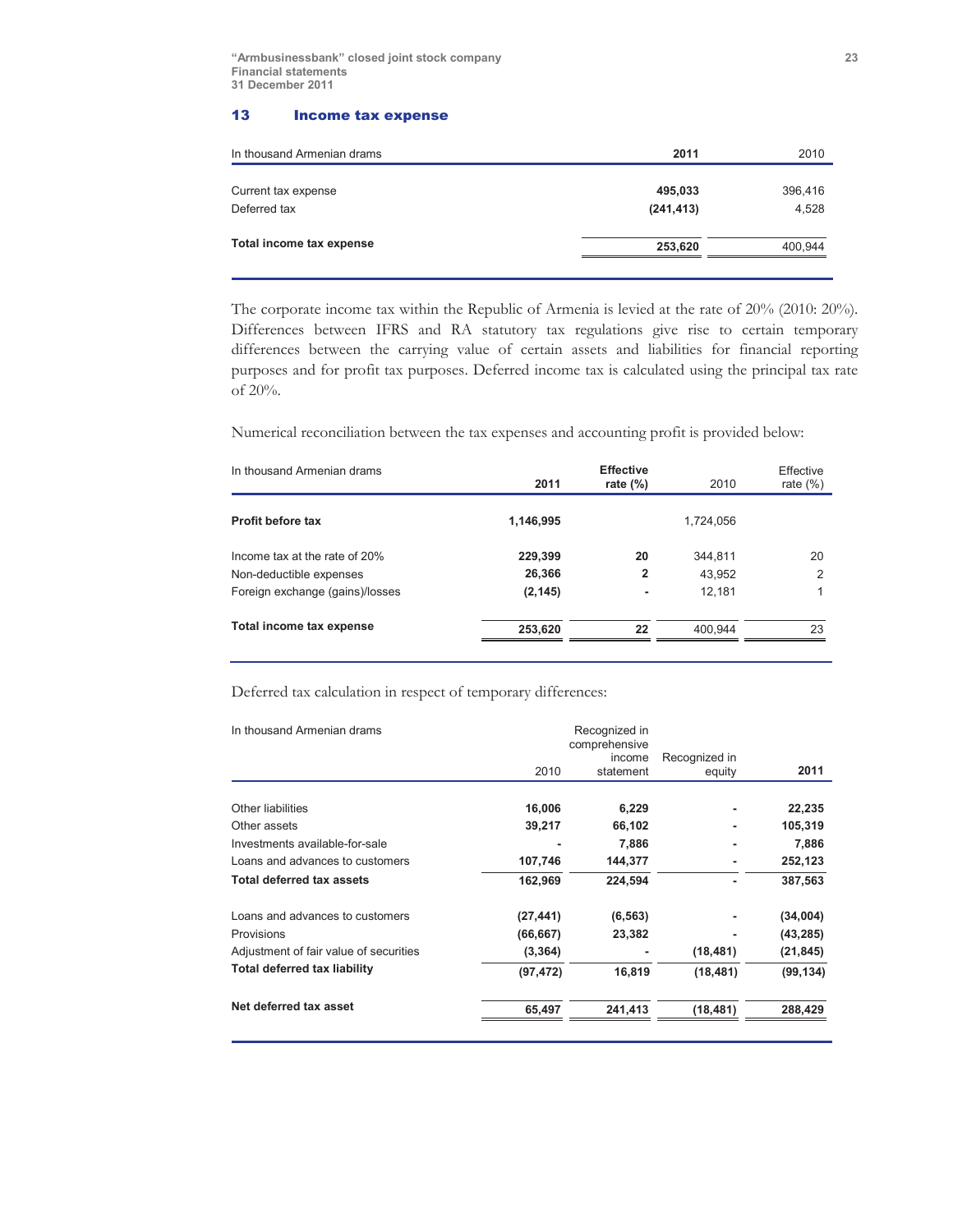## 13 Income tax expense

| In thousand Armenian drams | 2011 | 2010 |
|---|---|---|
| Current tax expense | **495,033** | 396,416 |
| Deferred tax | **(241,413)** | 4,528 |
| **Total income tax expense** | **253,620** | 400,944 |

The corporate income tax within the Republic of Armenia is levied at the rate of 20% (2010: 20%). Differences between IFRS and RA statutory tax regulations give rise to certain temporary differences between the carrying value of certain assets and liabilities for financial reporting purposes and for profit tax purposes. Deferred income tax is calculated using the principal tax rate of 20%.

Numerical reconciliation between the tax expenses and accounting profit is provided below:

| In thousand Armenian drams | 2011 | Effective rate (%) | 2010 | Effective rate (%) |
|---|---|---|---|---|
| **Profit before tax** | **1,146,995** | | 1,724,056 | |
| Income tax at the rate of 20% | **229,399** | **20** | 344,811 | 20 |
| Non-deductible expenses | **26,366** | **2** | 43,952 | 2 |
| Foreign exchange (gains)/losses | **(2,145)** | **-** | 12,181 | 1 |
| **Total income tax expense** | **253,620** | **22** | 400,944 | 23 |

Deferred tax calculation in respect of temporary differences:

| In thousand Armenian drams | 2010 | Recognized in comprehensive income statement | Recognized in equity | 2011 |
|---|---|---|---|---|
| Other liabilities | **16,006** | **6,229** | **-** | **22,235** |
| Other assets | **39,217** | **66,102** | **-** | **105,319** |
| Investments available-for-sale | **-** | **7,886** | **-** | **7,886** |
| Loans and advances to customers | **107,746** | **144,377** | **-** | **252,123** |
| **Total deferred tax assets** | **162,969** | **224,594** | **-** | **387,563** |
| Loans and advances to customers | **(27,441)** | **(6,563)** | **-** | **(34,004)** |
| Provisions | **(66,667)** | **23,382** | **-** | **(43,285)** |
| Adjustment of fair value of securities | **(3,364)** | **-** | **(18,481)** | **(21,845)** |
| **Total deferred tax liability** | **(97,472)** | **16,819** | **(18,481)** | **(99,134)** |
| **Net deferred tax asset** | **65,497** | **241,413** | **(18,481)** | **288,429** |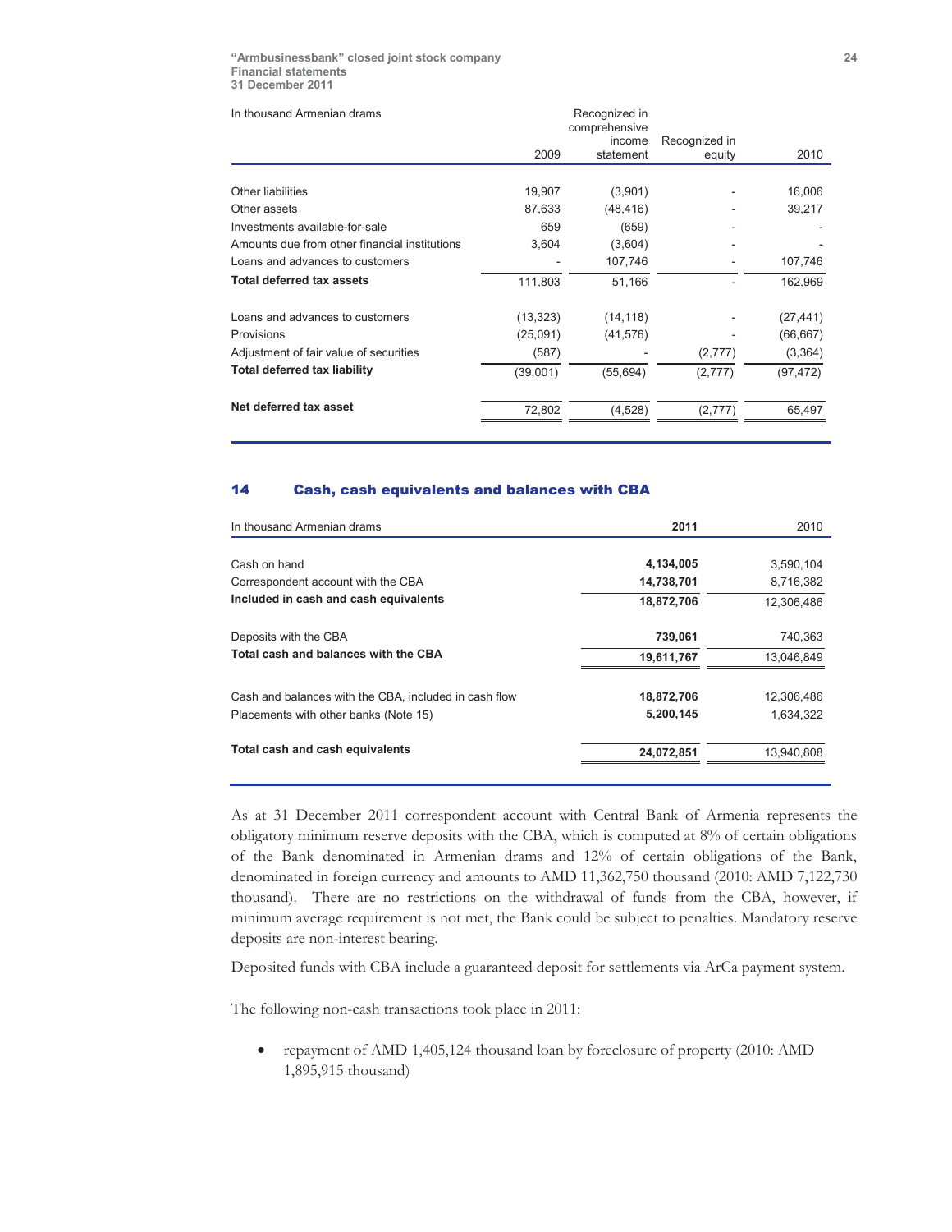| In thousand Armenian drams | 2009 | Recognized in comprehensive income statement | Recognized in equity | 2010 |
|---|---|---|---|---|
| Other liabilities | 19,907 | (3,901) | - | 16,006 |
| Other assets | 87,633 | (48,416) | - | 39,217 |
| Investments available-for-sale | 659 | (659) | - | - |
| Amounts due from other financial institutions | 3,604 | (3,604) | - | - |
| Loans and advances to customers | - | 107,746 | - | 107,746 |
| **Total deferred tax assets** | 111,803 | 51,166 | - | 162,969 |
| Loans and advances to customers | (13,323) | (14,118) | - | (27,441) |
| Provisions | (25,091) | (41,576) | - | (66,667) |
| Adjustment of fair value of securities | (587) | - | (2,777) | (3,364) |
| **Total deferred tax liability** | (39,001) | (55,694) | (2,777) | (97,472) |
| **Net deferred tax asset** | 72,802 | (4,528) | (2,777) | 65,497 |

## 14 Cash, cash equivalents and balances with CBA

| In thousand Armenian drams | **2011** | 2010 |
|---|---|---|
| Cash on hand | **4,134,005** | 3,590,104 |
| Correspondent account with the CBA | **14,738,701** | 8,716,382 |
| **Included in cash and cash equivalents** | **18,872,706** | 12,306,486 |
| Deposits with the CBA | **739,061** | 740,363 |
| **Total cash and balances with the CBA** | **19,611,767** | 13,046,849 |
| Cash and balances with the CBA, included in cash flow | **18,872,706** | 12,306,486 |
| Placements with other banks (Note 15) | **5,200,145** | 1,634,322 |
| **Total cash and cash equivalents** | **24,072,851** | 13,940,808 |

As at 31 December 2011 correspondent account with Central Bank of Armenia represents the obligatory minimum reserve deposits with the CBA, which is computed at 8% of certain obligations of the Bank denominated in Armenian drams and 12% of certain obligations of the Bank, denominated in foreign currency and amounts to AMD 11,362,750 thousand (2010: AMD 7,122,730 thousand). There are no restrictions on the withdrawal of funds from the CBA, however, if minimum average requirement is not met, the Bank could be subject to penalties. Mandatory reserve deposits are non-interest bearing.

Deposited funds with CBA include a guaranteed deposit for settlements via ArCa payment system.

The following non-cash transactions took place in 2011:

- repayment of AMD 1,405,124 thousand loan by foreclosure of property (2010: AMD 1,895,915 thousand)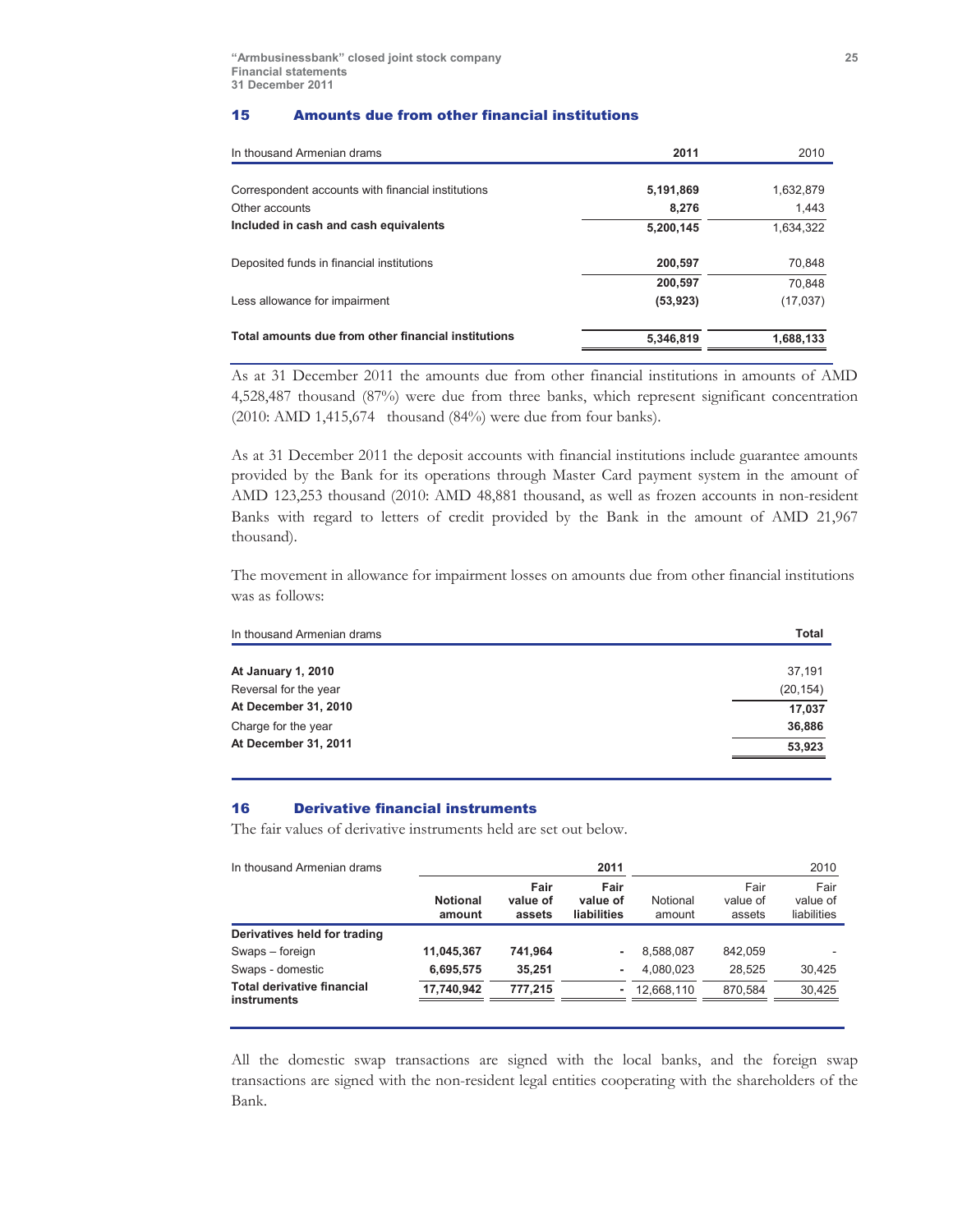## 15 Amounts due from other financial institutions

| In thousand Armenian drams | 2011 | 2010 |
|---|---|---|
| Correspondent accounts with financial institutions | 5,191,869 | 1,632,879 |
| Other accounts | 8,276 | 1,443 |
| **Included in cash and cash equivalents** | 5,200,145 | 1,634,322 |
| Deposited funds in financial institutions | 200,597 | 70,848 |
| | 200,597 | 70,848 |
| Less allowance for impairment | (53,923) | (17,037) |
| **Total amounts due from other financial institutions** | 5,346,819 | 1,688,133 |

As at 31 December 2011 the amounts due from other financial institutions in amounts of AMD 4,528,487 thousand (87%) were due from three banks, which represent significant concentration (2010: AMD 1,415,674 thousand (84%) were due from four banks).

As at 31 December 2011 the deposit accounts with financial institutions include guarantee amounts provided by the Bank for its operations through Master Card payment system in the amount of AMD 123,253 thousand (2010: AMD 48,881 thousand, as well as frozen accounts in non-resident Banks with regard to letters of credit provided by the Bank in the amount of AMD 21,967 thousand).

The movement in allowance for impairment losses on amounts due from other financial institutions was as follows:

| In thousand Armenian drams | Total |
|---|---|
| **At January 1, 2010** | 37,191 |
| Reversal for the year | (20,154) |
| **At December 31, 2010** | 17,037 |
| Charge for the year | 36,886 |
| **At December 31, 2011** | 53,923 |

## 16 Derivative financial instruments

The fair values of derivative instruments held are set out below.

| In thousand Armenian drams | | 2011 | | | 2010 | |
|---|---|---|---|---|---|---|
| | Notional amount | Fair value of assets | Fair value of liabilities | Notional amount | Fair value of assets | Fair value of liabilities |
| **Derivatives held for trading** | | | | | | |
| Swaps – foreign | 11,045,367 | 741,964 | - | 8,588,087 | 842,059 | - |
| Swaps - domestic | 6,695,575 | 35,251 | - | 4,080,023 | 28,525 | 30,425 |
| **Total derivative financial instruments** | 17,740,942 | 777,215 | - | 12,668,110 | 870,584 | 30,425 |

All the domestic swap transactions are signed with the local banks, and the foreign swap transactions are signed with the non-resident legal entities cooperating with the shareholders of the Bank.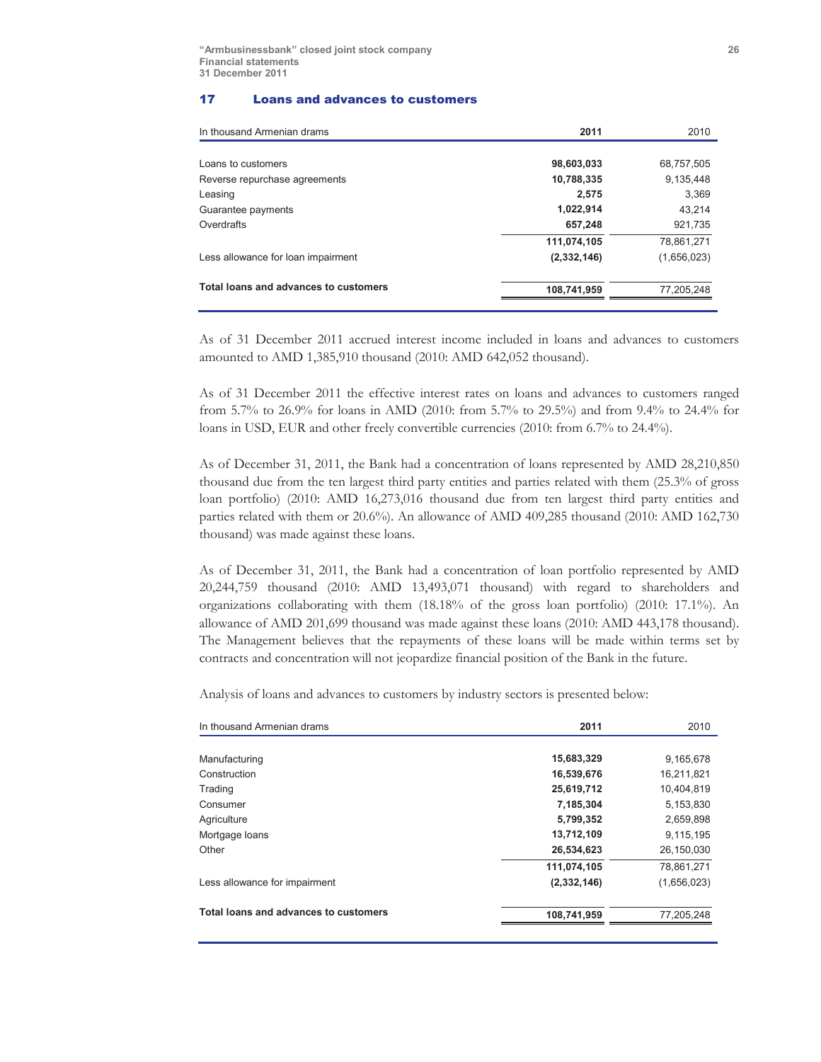## 17 Loans and advances to customers

| In thousand Armenian drams | 2011 | 2010 |
|---|---|---|
| Loans to customers | **98,603,033** | 68,757,505 |
| Reverse repurchase agreements | **10,788,335** | 9,135,448 |
| Leasing | **2,575** | 3,369 |
| Guarantee payments | **1,022,914** | 43,214 |
| Overdrafts | **657,248** | 921,735 |
| | **111,074,105** | 78,861,271 |
| Less allowance for loan impairment | **(2,332,146)** | (1,656,023) |
| **Total loans and advances to customers** | **108,741,959** | 77,205,248 |

As of 31 December 2011 accrued interest income included in loans and advances to customers amounted to AMD 1,385,910 thousand (2010: AMD 642,052 thousand).

As of 31 December 2011 the effective interest rates on loans and advances to customers ranged from 5.7% to 26.9% for loans in AMD (2010: from 5.7% to 29.5%) and from 9.4% to 24.4% for loans in USD, EUR and other freely convertible currencies (2010: from 6.7% to 24.4%).

As of December 31, 2011, the Bank had a concentration of loans represented by AMD 28,210,850 thousand due from the ten largest third party entities and parties related with them (25.3% of gross loan portfolio) (2010: AMD 16,273,016 thousand due from ten largest third party entities and parties related with them or 20.6%). An allowance of AMD 409,285 thousand (2010: AMD 162,730 thousand) was made against these loans.

As of December 31, 2011, the Bank had a concentration of loan portfolio represented by AMD 20,244,759 thousand (2010: AMD 13,493,071 thousand) with regard to shareholders and organizations collaborating with them (18.18% of the gross loan portfolio) (2010: 17.1%). An allowance of AMD 201,699 thousand was made against these loans (2010: AMD 443,178 thousand). The Management believes that the repayments of these loans will be made within terms set by contracts and concentration will not jeopardize financial position of the Bank in the future.

Analysis of loans and advances to customers by industry sectors is presented below:

| In thousand Armenian drams | 2011 | 2010 |
|---|---|---|
| Manufacturing | **15,683,329** | 9,165,678 |
| Construction | **16,539,676** | 16,211,821 |
| Trading | **25,619,712** | 10,404,819 |
| Consumer | **7,185,304** | 5,153,830 |
| Agriculture | **5,799,352** | 2,659,898 |
| Mortgage loans | **13,712,109** | 9,115,195 |
| Other | **26,534,623** | 26,150,030 |
| | **111,074,105** | 78,861,271 |
| Less allowance for impairment | **(2,332,146)** | (1,656,023) |
| **Total loans and advances to customers** | **108,741,959** | 77,205,248 |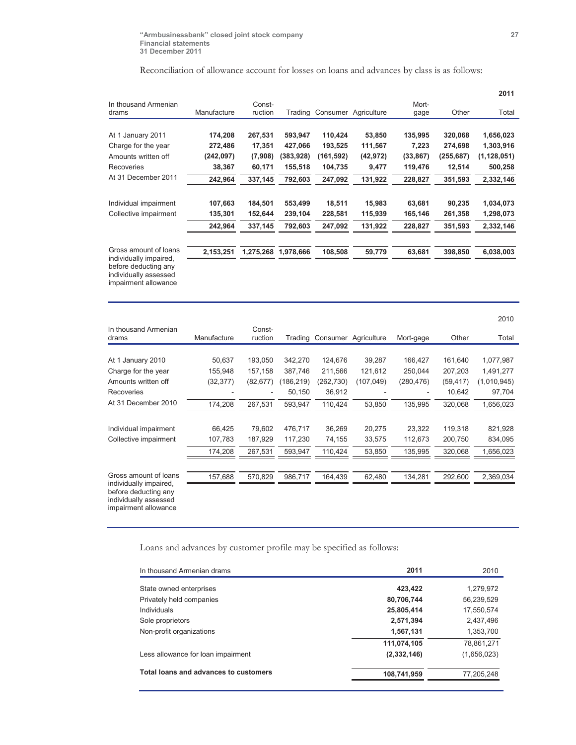Reconciliation of allowance account for losses on loans and advances by class is as follows:

| | | | | | | | | **2011** |
|---|---|---|---|---|---|---|---|---|
| In thousand Armenian drams | Manufacture | Const-ruction | Trading | Consumer | Agriculture | Mort-gage | Other | Total |
| At 1 January 2011 | **174,208** | **267,531** | **593,947** | **110,424** | **53,850** | **135,995** | **320,068** | **1,656,023** |
| Charge for the year | **272,486** | **17,351** | **427,066** | **193,525** | **111,567** | **7,223** | **274,698** | **1,303,916** |
| Amounts written off | **(242,097)** | **(7,908)** | **(383,928)** | **(161,592)** | **(42,972)** | **(33,867)** | **(255,687)** | **(1,128,051)** |
| Recoveries | **38,367** | **60,171** | **155,518** | **104,735** | **9,477** | **119,476** | **12,514** | **500,258** |
| At 31 December 2011 | **242,964** | **337,145** | **792,603** | **247,092** | **131,922** | **228,827** | **351,593** | **2,332,146** |
| Individual impairment | **107,663** | **184,501** | **553,499** | **18,511** | **15,983** | **63,681** | **90,235** | **1,034,073** |
| Collective impairment | **135,301** | **152,644** | **239,104** | **228,581** | **115,939** | **165,146** | **261,358** | **1,298,073** |
| | **242,964** | **337,145** | **792,603** | **247,092** | **131,922** | **228,827** | **351,593** | **2,332,146** |
| Gross amount of loans individually impaired, before deducting any individually assessed impairment allowance | **2,153,251** | **1,275,268** | **1,978,666** | **108,508** | **59,779** | **63,681** | **398,850** | **6,038,003** |

| | | | | | | | | 2010 |
|---|---|---|---|---|---|---|---|---|
| In thousand Armenian drams | Manufacture | Const-ruction | Trading | Consumer | Agriculture | Mort-gage | Other | Total |
| At 1 January 2010 | 50,637 | 193,050 | 342,270 | 124,676 | 39,287 | 166,427 | 161,640 | 1,077,987 |
| Charge for the year | 155,948 | 157,158 | 387,746 | 211,566 | 121,612 | 250,044 | 207,203 | 1,491,277 |
| Amounts written off | (32,377) | (82,677) | (186,219) | (262,730) | (107,049) | (280,476) | (59,417) | (1,010,945) |
| Recoveries | - | - | 50,150 | 36,912 | - | - | 10,642 | 97,704 |
| At 31 December 2010 | 174,208 | 267,531 | 593,947 | 110,424 | 53,850 | 135,995 | 320,068 | 1,656,023 |
| Individual impairment | 66,425 | 79,602 | 476,717 | 36,269 | 20,275 | 23,322 | 119,318 | 821,928 |
| Collective impairment | 107,783 | 187,929 | 117,230 | 74,155 | 33,575 | 112,673 | 200,750 | 834,095 |
| | 174,208 | 267,531 | 593,947 | 110,424 | 53,850 | 135,995 | 320,068 | 1,656,023 |
| Gross amount of loans individually impaired, before deducting any individually assessed impairment allowance | 157,688 | 570,829 | 986,717 | 164,439 | 62,480 | 134,281 | 292,600 | 2,369,034 |

Loans and advances by customer profile may be specified as follows:

| In thousand Armenian drams | **2011** | 2010 |
|---|---|---|
| State owned enterprises | **423,422** | 1,279,972 |
| Privately held companies | **80,706,744** | 56,239,529 |
| Individuals | **25,805,414** | 17,550,574 |
| Sole proprietors | **2,571,394** | 2,437,496 |
| Non-profit organizations | **1,567,131** | 1,353,700 |
| | **111,074,105** | 78,861,271 |
| Less allowance for loan impairment | **(2,332,146)** | (1,656,023) |
| **Total loans and advances to customers** | **108,741,959** | 77,205,248 |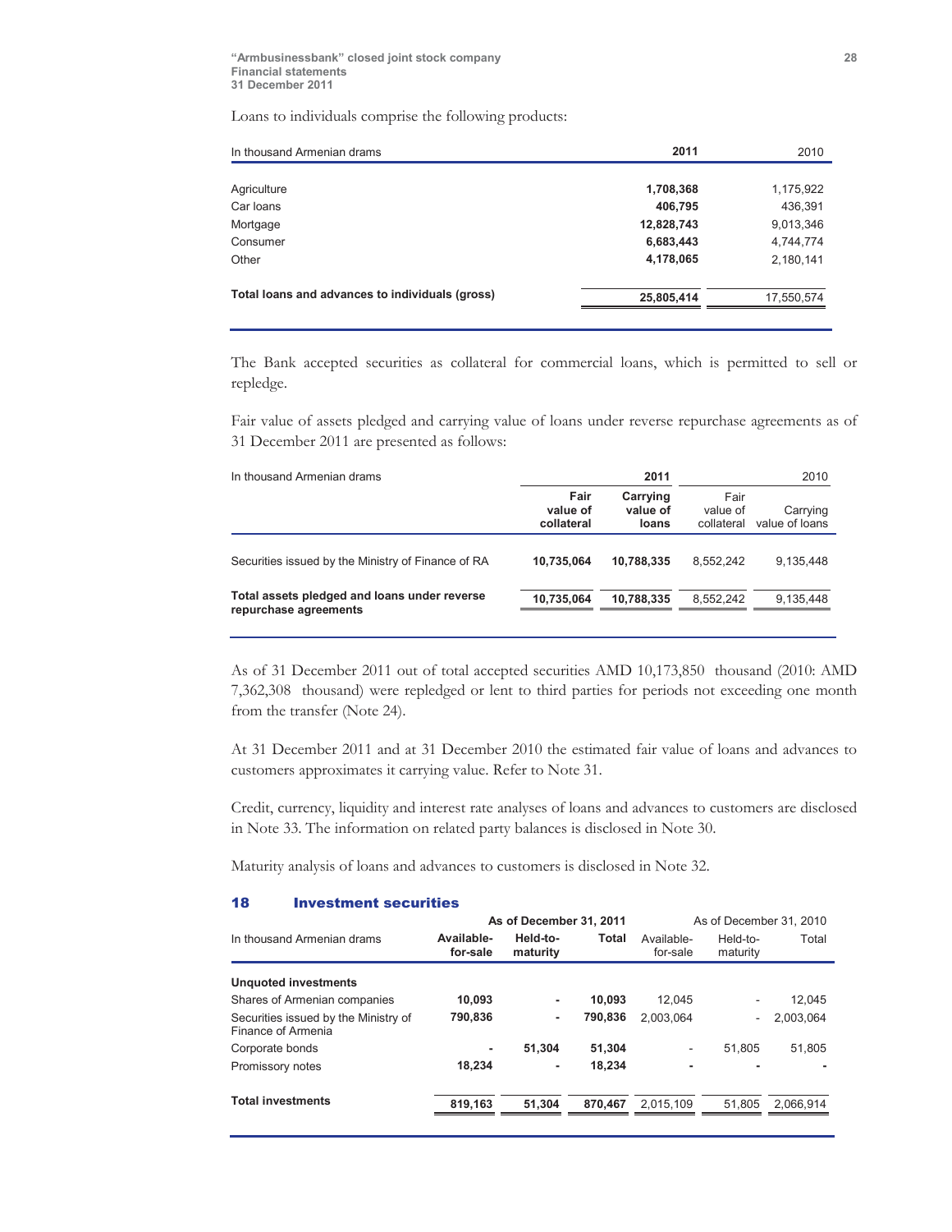Loans to individuals comprise the following products:

| In thousand Armenian drams | 2011 | 2010 |
|---|---|---|
| Agriculture | 1,708,368 | 1,175,922 |
| Car loans | 406,795 | 436,391 |
| Mortgage | 12,828,743 | 9,013,346 |
| Consumer | 6,683,443 | 4,744,774 |
| Other | 4,178,065 | 2,180,141 |
| **Total loans and advances to individuals (gross)** | **25,805,414** | 17,550,574 |

The Bank accepted securities as collateral for commercial loans, which is permitted to sell or repledge.

Fair value of assets pledged and carrying value of loans under reverse repurchase agreements as of 31 December 2011 are presented as follows:

| In thousand Armenian drams | 2011 | | 2010 | |
|---|---|---|---|---|
| | Fair value of collateral | Carrying value of loans | Fair value of collateral | Carrying value of loans |
| Securities issued by the Ministry of Finance of RA | 10,735,064 | 10,788,335 | 8,552,242 | 9,135,448 |
| **Total assets pledged and loans under reverse repurchase agreements** | **10,735,064** | **10,788,335** | 8,552,242 | 9,135,448 |

As of 31 December 2011 out of total accepted securities AMD 10,173,850 thousand (2010: AMD 7,362,308 thousand) were repledged or lent to third parties for periods not exceeding one month from the transfer (Note 24).

At 31 December 2011 and at 31 December 2010 the estimated fair value of loans and advances to customers approximates it carrying value. Refer to Note 31.

Credit, currency, liquidity and interest rate analyses of loans and advances to customers are disclosed in Note 33. The information on related party balances is disclosed in Note 30.

Maturity analysis of loans and advances to customers is disclosed in Note 32.

## 18 Investment securities

| In thousand Armenian drams | As of December 31, 2011 | | | As of December 31, 2010 | | |
|---|---|---|---|---|---|---|
| | Available-for-sale | Held-to-maturity | Total | Available-for-sale | Held-to-maturity | Total |
| **Unquoted investments** | | | | | | |
| Shares of Armenian companies | 10,093 | - | 10,093 | 12,045 | - | 12,045 |
| Securities issued by the Ministry of Finance of Armenia | 790,836 | - | 790,836 | 2,003,064 | - | 2,003,064 |
| Corporate bonds | - | 51,304 | 51,304 | - | 51,805 | 51,805 |
| Promissory notes | 18,234 | - | 18,234 | - | - | - |
| **Total investments** | **819,163** | **51,304** | **870,467** | 2,015,109 | 51,805 | 2,066,914 |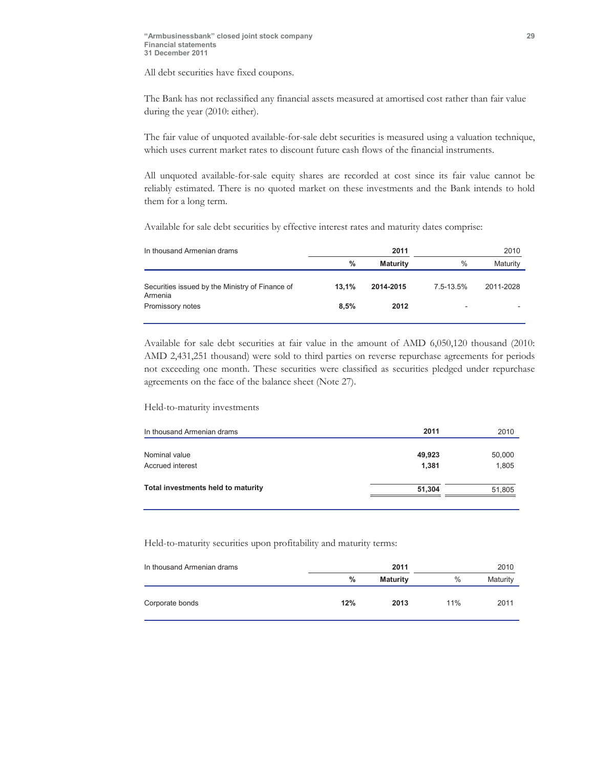All debt securities have fixed coupons.

The Bank has not reclassified any financial assets measured at amortised cost rather than fair value during the year (2010: either).

The fair value of unquoted available-for-sale debt securities is measured using a valuation technique, which uses current market rates to discount future cash flows of the financial instruments.

All unquoted available-for-sale equity shares are recorded at cost since its fair value cannot be reliably estimated. There is no quoted market on these investments and the Bank intends to hold them for a long term.

Available for sale debt securities by effective interest rates and maturity dates comprise:

| In thousand Armenian drams | 2011 | | 2010 | |
|---|---|---|---|---|
| | **%** | **Maturity** | % | Maturity |
| Securities issued by the Ministry of Finance of Armenia | **13,1%** | **2014-2015** | 7.5-13.5% | 2011-2028 |
| Promissory notes | **8,5%** | **2012** | - | - |

Available for sale debt securities at fair value in the amount of AMD 6,050,120 thousand (2010: AMD 2,431,251 thousand) were sold to third parties on reverse repurchase agreements for periods not exceeding one month. These securities were classified as securities pledged under repurchase agreements on the face of the balance sheet (Note 27).

Held-to-maturity investments

| In thousand Armenian drams | 2011 | 2010 |
|---|---|---|
| Nominal value | **49,923** | 50,000 |
| Accrued interest | **1,381** | 1,805 |
| **Total investments held to maturity** | **51,304** | 51,805 |

Held-to-maturity securities upon profitability and maturity terms:

| In thousand Armenian drams | 2011 | | 2010 | |
|---|---|---|---|---|
| | **%** | **Maturity** | % | Maturity |
| Corporate bonds | **12%** | **2013** | 11% | 2011 |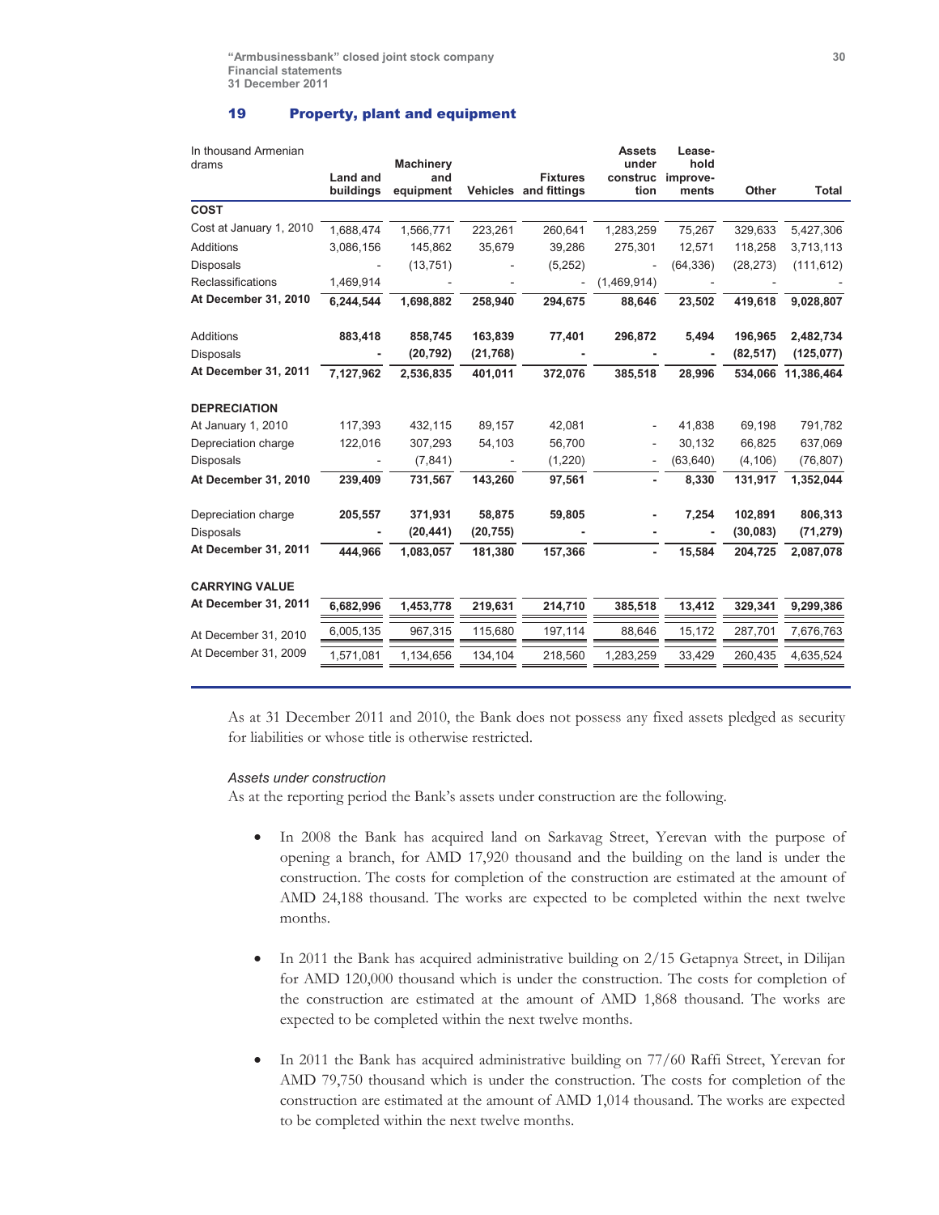## 19 Property, plant and equipment

| In thousand Armenian drams | Land and buildings | Machinery and equipment | Vehicles | Fixtures and fittings | Assets under construction | Leasehold improvements | Other | Total |
|---|---|---|---|---|---|---|---|---|
| **COST** | | | | | | | | |
| Cost at January 1, 2010 | 1,688,474 | 1,566,771 | 223,261 | 260,641 | 1,283,259 | 75,267 | 329,633 | 5,427,306 |
| Additions | 3,086,156 | 145,862 | 35,679 | 39,286 | 275,301 | 12,571 | 118,258 | 3,713,113 |
| Disposals | - | (13,751) | - | (5,252) | - | (64,336) | (28,273) | (111,612) |
| Reclassifications | 1,469,914 | - | - | - | (1,469,914) | - | - | - |
| **At December 31, 2010** | **6,244,544** | **1,698,882** | **258,940** | **294,675** | **88,646** | **23,502** | **419,618** | **9,028,807** |
| Additions | **883,418** | **858,745** | **163,839** | **77,401** | **296,872** | **5,494** | **196,965** | **2,482,734** |
| Disposals | **-** | **(20,792)** | **(21,768)** | **-** | **-** | **-** | **(82,517)** | **(125,077)** |
| **At December 31, 2011** | **7,127,962** | **2,536,835** | **401,011** | **372,076** | **385,518** | **28,996** | **534,066** | **11,386,464** |
| **DEPRECIATION** | | | | | | | | |
| At January 1, 2010 | 117,393 | 432,115 | 89,157 | 42,081 | - | 41,838 | 69,198 | 791,782 |
| Depreciation charge | 122,016 | 307,293 | 54,103 | 56,700 | - | 30,132 | 66,825 | 637,069 |
| Disposals | - | (7,841) | - | (1,220) | - | (63,640) | (4,106) | (76,807) |
| **At December 31, 2010** | **239,409** | **731,567** | **143,260** | **97,561** | **-** | **8,330** | **131,917** | **1,352,044** |
| Depreciation charge | **205,557** | **371,931** | **58,875** | **59,805** | **-** | **7,254** | **102,891** | **806,313** |
| Disposals | **-** | **(20,441)** | **(20,755)** | **-** | **-** | **-** | **(30,083)** | **(71,279)** |
| **At December 31, 2011** | **444,966** | **1,083,057** | **181,380** | **157,366** | **-** | **15,584** | **204,725** | **2,087,078** |
| **CARRYING VALUE** | | | | | | | | |
| **At December 31, 2011** | **6,682,996** | **1,453,778** | **219,631** | **214,710** | **385,518** | **13,412** | **329,341** | **9,299,386** |
| At December 31, 2010 | 6,005,135 | 967,315 | 115,680 | 197,114 | 88,646 | 15,172 | 287,701 | 7,676,763 |
| At December 31, 2009 | 1,571,081 | 1,134,656 | 134,104 | 218,560 | 1,283,259 | 33,429 | 260,435 | 4,635,524 |

As at 31 December 2011 and 2010, the Bank does not possess any fixed assets pledged as security for liabilities or whose title is otherwise restricted.

*Assets under construction*

As at the reporting period the Bank's assets under construction are the following.

- In 2008 the Bank has acquired land on Sarkavag Street, Yerevan with the purpose of opening a branch, for AMD 17,920 thousand and the building on the land is under the construction. The costs for completion of the construction are estimated at the amount of AMD 24,188 thousand. The works are expected to be completed within the next twelve months.

- In 2011 the Bank has acquired administrative building on 2/15 Getapnya Street, in Dilijan for AMD 120,000 thousand which is under the construction. The costs for completion of the construction are estimated at the amount of AMD 1,868 thousand. The works are expected to be completed within the next twelve months.

- In 2011 the Bank has acquired administrative building on 77/60 Raffi Street, Yerevan for AMD 79,750 thousand which is under the construction. The costs for completion of the construction are estimated at the amount of AMD 1,014 thousand. The works are expected to be completed within the next twelve months.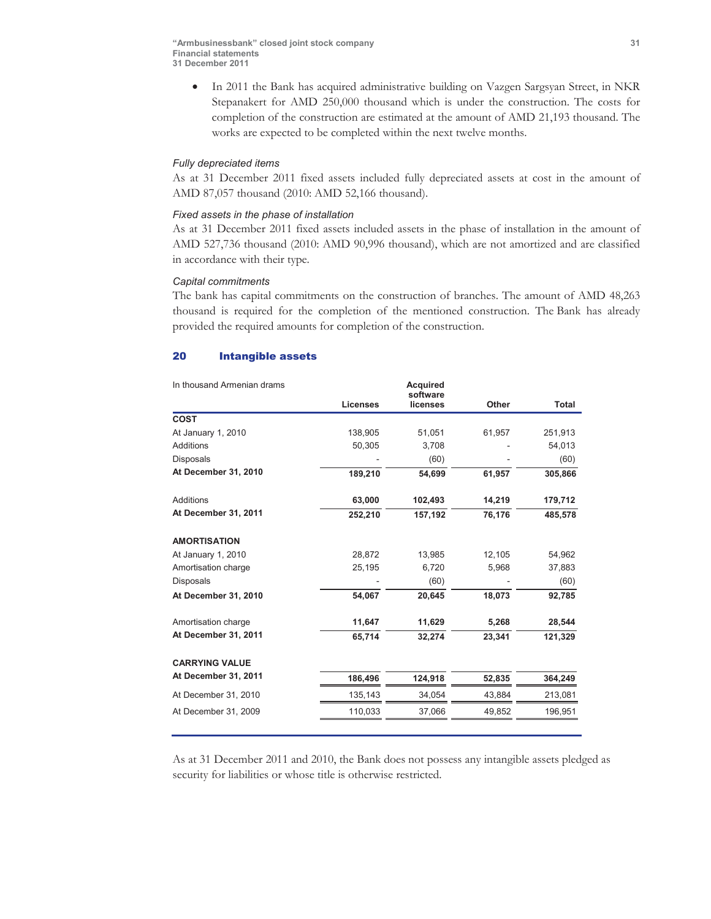- In 2011 the Bank has acquired administrative building on Vazgen Sargsyan Street, in NKR Stepanakert for AMD 250,000 thousand which is under the construction. The costs for completion of the construction are estimated at the amount of AMD 21,193 thousand. The works are expected to be completed within the next twelve months.

*Fully depreciated items*

As at 31 December 2011 fixed assets included fully depreciated assets at cost in the amount of AMD 87,057 thousand (2010: AMD 52,166 thousand).

*Fixed assets in the phase of installation*

As at 31 December 2011 fixed assets included assets in the phase of installation in the amount of AMD 527,736 thousand (2010: AMD 90,996 thousand), which are not amortized and are classified in accordance with their type.

*Capital commitments*

The bank has capital commitments on the construction of branches. The amount of AMD 48,263 thousand is required for the completion of the mentioned construction. The Bank has already provided the required amounts for completion of the construction.

## 20 Intangible assets

| In thousand Armenian drams | Licenses | Acquired software licenses | Other | Total |
|---|---|---|---|---|
| **COST** | | | | |
| At January 1, 2010 | 138,905 | 51,051 | 61,957 | 251,913 |
| Additions | 50,305 | 3,708 | - | 54,013 |
| Disposals | - | (60) | - | (60) |
| **At December 31, 2010** | **189,210** | **54,699** | **61,957** | **305,866** |
| Additions | **63,000** | **102,493** | **14,219** | **179,712** |
| **At December 31, 2011** | **252,210** | **157,192** | **76,176** | **485,578** |
| **AMORTISATION** | | | | |
| At January 1, 2010 | 28,872 | 13,985 | 12,105 | 54,962 |
| Amortisation charge | 25,195 | 6,720 | 5,968 | 37,883 |
| Disposals | - | (60) | - | (60) |
| **At December 31, 2010** | **54,067** | **20,645** | **18,073** | **92,785** |
| Amortisation charge | **11,647** | **11,629** | **5,268** | **28,544** |
| **At December 31, 2011** | **65,714** | **32,274** | **23,341** | **121,329** |
| **CARRYING VALUE** | | | | |
| **At December 31, 2011** | **186,496** | **124,918** | **52,835** | **364,249** |
| At December 31, 2010 | 135,143 | 34,054 | 43,884 | 213,081 |
| At December 31, 2009 | 110,033 | 37,066 | 49,852 | 196,951 |

As at 31 December 2011 and 2010, the Bank does not possess any intangible assets pledged as security for liabilities or whose title is otherwise restricted.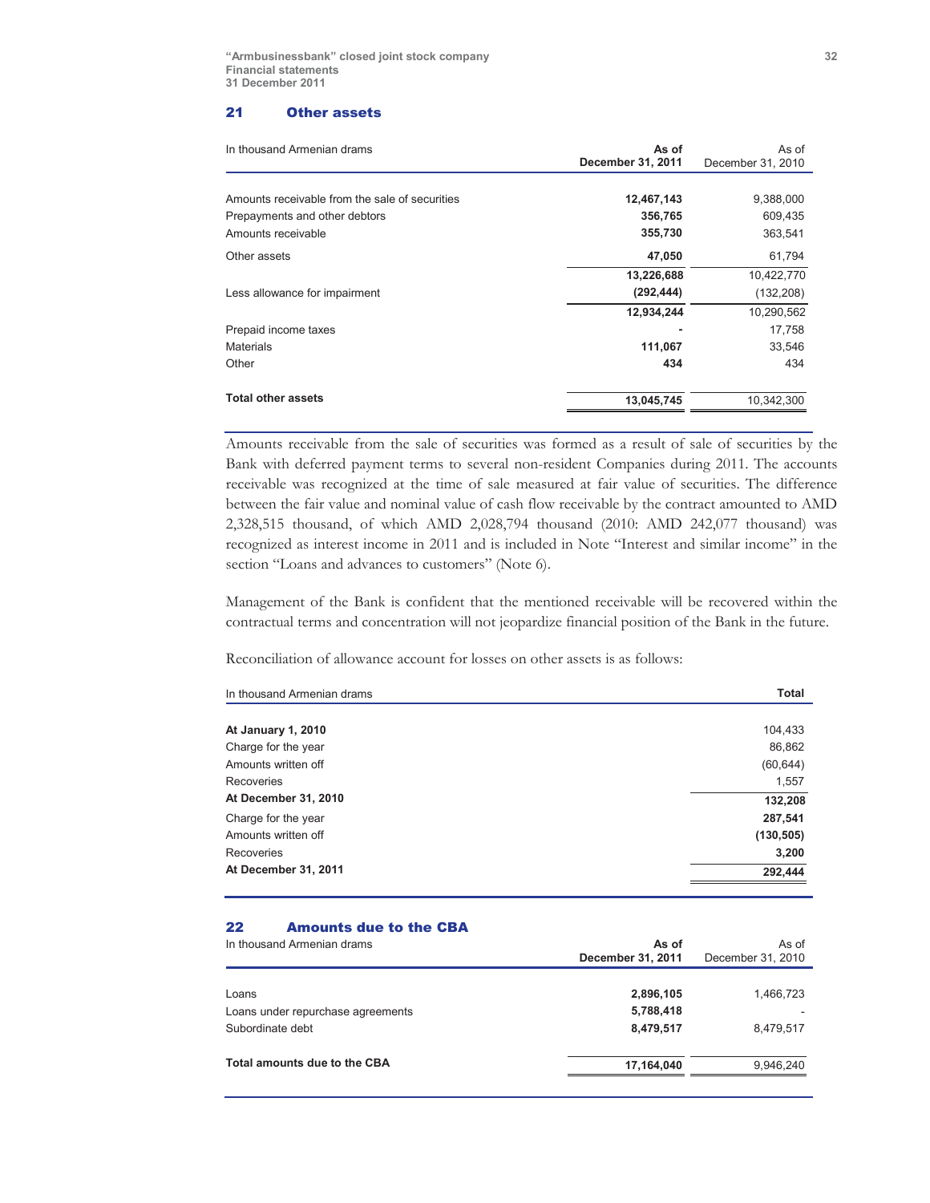## 21 Other assets

| In thousand Armenian drams | As of December 31, 2011 | As of December 31, 2010 |
|---|---|---|
| Amounts receivable from the sale of securities | **12,467,143** | 9,388,000 |
| Prepayments and other debtors | **356,765** | 609,435 |
| Amounts receivable | **355,730** | 363,541 |
| Other assets | **47,050** | 61,794 |
| | **13,226,688** | 10,422,770 |
| Less allowance for impairment | **(292,444)** | (132,208) |
| | **12,934,244** | 10,290,562 |
| Prepaid income taxes | **-** | 17,758 |
| Materials | **111,067** | 33,546 |
| Other | **434** | 434 |
| **Total other assets** | **13,045,745** | 10,342,300 |

Amounts receivable from the sale of securities was formed as a result of sale of securities by the Bank with deferred payment terms to several non-resident Companies during 2011. The accounts receivable was recognized at the time of sale measured at fair value of securities. The difference between the fair value and nominal value of cash flow receivable by the contract amounted to AMD 2,328,515 thousand, of which AMD 2,028,794 thousand (2010: AMD 242,077 thousand) was recognized as interest income in 2011 and is included in Note "Interest and similar income" in the section "Loans and advances to customers" (Note 6).

Management of the Bank is confident that the mentioned receivable will be recovered within the contractual terms and concentration will not jeopardize financial position of the Bank in the future.

Reconciliation of allowance account for losses on other assets is as follows:

| In thousand Armenian drams | Total |
|---|---|
| **At January 1, 2010** | 104,433 |
| Charge for the year | 86,862 |
| Amounts written off | (60,644) |
| Recoveries | 1,557 |
| **At December 31, 2010** | **132,208** |
| Charge for the year | **287,541** |
| Amounts written off | **(130,505)** |
| Recoveries | **3,200** |
| **At December 31, 2011** | **292,444** |

## 22 Amounts due to the CBA

| In thousand Armenian drams | As of December 31, 2011 | As of December 31, 2010 |
|---|---|---|
| Loans | **2,896,105** | 1,466,723 |
| Loans under repurchase agreements | **5,788,418** | - |
| Subordinate debt | **8,479,517** | 8,479,517 |
| **Total amounts due to the CBA** | **17,164,040** | 9,946,240 |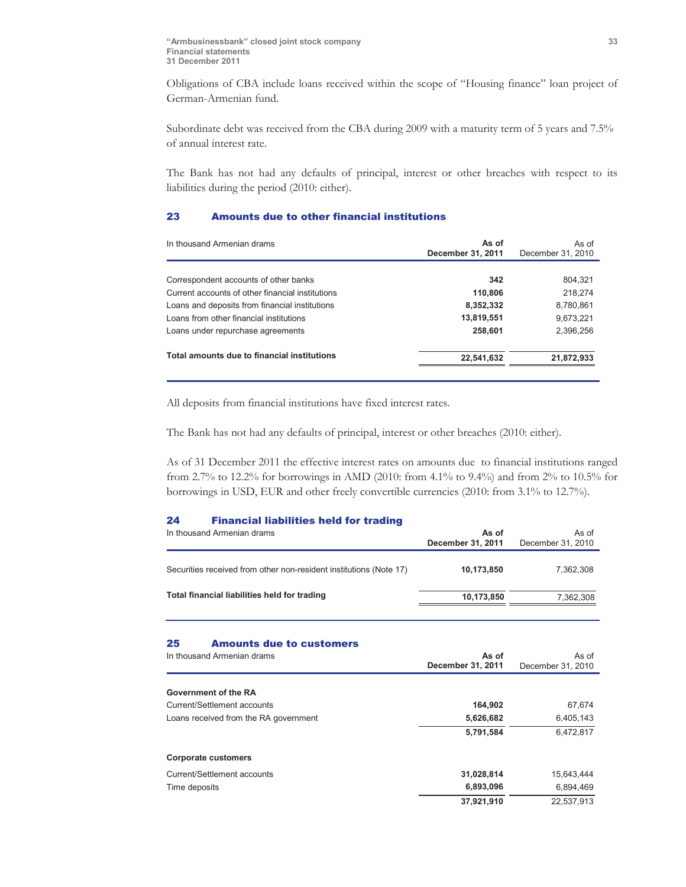Obligations of CBA include loans received within the scope of "Housing finance" loan project of German-Armenian fund.

Subordinate debt was received from the CBA during 2009 with a maturity term of 5 years and 7.5% of annual interest rate.

The Bank has not had any defaults of principal, interest or other breaches with respect to its liabilities during the period (2010: either).

## 23 Amounts due to other financial institutions

| In thousand Armenian drams | As of December 31, 2011 | As of December 31, 2010 |
|---|---|---|
| Correspondent accounts of other banks | 342 | 804,321 |
| Current accounts of other financial institutions | 110,806 | 218,274 |
| Loans and deposits from financial institutions | 8,352,332 | 8,780,861 |
| Loans from other financial institutions | 13,819,551 | 9,673,221 |
| Loans under repurchase agreements | 258,601 | 2,396,256 |
| **Total amounts due to financial institutions** | **22,541,632** | **21,872,933** |

All deposits from financial institutions have fixed interest rates.

The Bank has not had any defaults of principal, interest or other breaches (2010: either).

As of 31 December 2011 the effective interest rates on amounts due to financial institutions ranged from 2.7% to 12.2% for borrowings in AMD (2010: from 4.1% to 9.4%) and from 2% to 10.5% for borrowings in USD, EUR and other freely convertible currencies (2010: from 3.1% to 12.7%).

## 24 Financial liabilities held for trading

| In thousand Armenian drams | As of December 31, 2011 | As of December 31, 2010 |
|---|---|---|
| Securities received from other non-resident institutions (Note 17) | 10,173,850 | 7,362,308 |
| **Total financial liabilities held for trading** | **10,173,850** | 7,362,308 |

## 25 Amounts due to customers

| In thousand Armenian drams | As of December 31, 2011 | As of December 31, 2010 |
|---|---|---|
| **Government of the RA** | | |
| Current/Settlement accounts | 164,902 | 67,674 |
| Loans received from the RA government | 5,626,682 | 6,405,143 |
| | 5,791,584 | 6,472,817 |
| **Corporate customers** | | |
| Current/Settlement accounts | 31,028,814 | 15,643,444 |
| Time deposits | 6,893,096 | 6,894,469 |
| | 37,921,910 | 22,537,913 |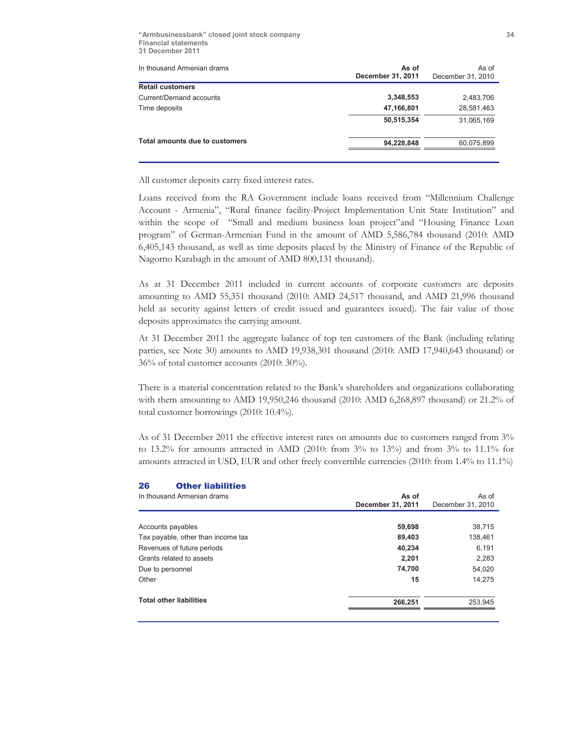| In thousand Armenian drams | As of December 31, 2011 | As of December 31, 2010 |
|---|---|---|
| **Retail customers** | | |
| Current/Demand accounts | **3,348,553** | 2,483,706 |
| Time deposits | **47,166,801** | 28,581,463 |
| | **50,515,354** | 31,065,169 |
| **Total amounts due to customers** | **94,228,848** | 60,075,899 |

All customer deposits carry fixed interest rates.

Loans received from the RA Government include loans received from "Millennium Challenge Account - Armenia", "Rural finance facility-Project Implementation Unit State Institution" and within the scope of "Small and medium business loan project"and "Housing Finance Loan program" of German-Armenian Fund in the amount of AMD 5,586,784 thousand (2010: AMD 6,405,143 thousand, as well as time deposits placed by the Ministry of Finance of the Republic of Nagorno Karabagh in the amount of AMD 800,131 thousand).

As at 31 December 2011 included in current accounts of corporate customers are deposits amounting to AMD 55,351 thousand (2010: AMD 24,517 thousand, and AMD 21,996 thousand held as security against letters of credit issued and guarantees issued). The fair value of those deposits approximates the carrying amount.

At 31 December 2011 the aggregate balance of top ten customers of the Bank (including relating parties, see Note 30) amounts to AMD 19,938,301 thousand (2010: AMD 17,940,643 thousand) or 36% of total customer accounts (2010: 30%).

There is a material concentration related to the Bank's shareholders and organizations collaborating with them amounting to AMD 19,950,246 thousand (2010: AMD 6,268,897 thousand) or 21.2% of total customer borrowings (2010: 10.4%).

As of 31 December 2011 the effective interest rates on amounts due to customers ranged from 3% to 13.2% for amounts attracted in AMD (2010: from 3% to 13%) and from 3% to 11.1% for amounts attracted in USD, EUR and other freely convertible currencies (2010: from 1.4% to 11.1%)

## 26 Other liabilities

| In thousand Armenian drams | As of December 31, 2011 | As of December 31, 2010 |
|---|---|---|
| Accounts payables | **59,698** | 38,715 |
| Tax payable, other than income tax | **89,403** | 138,461 |
| Revenues of future periods | **40,234** | 6,191 |
| Grants related to assets | **2,201** | 2,283 |
| Due to personnel | **74,700** | 54,020 |
| Other | **15** | 14,275 |
| **Total other liabilities** | **266,251** | 253,945 |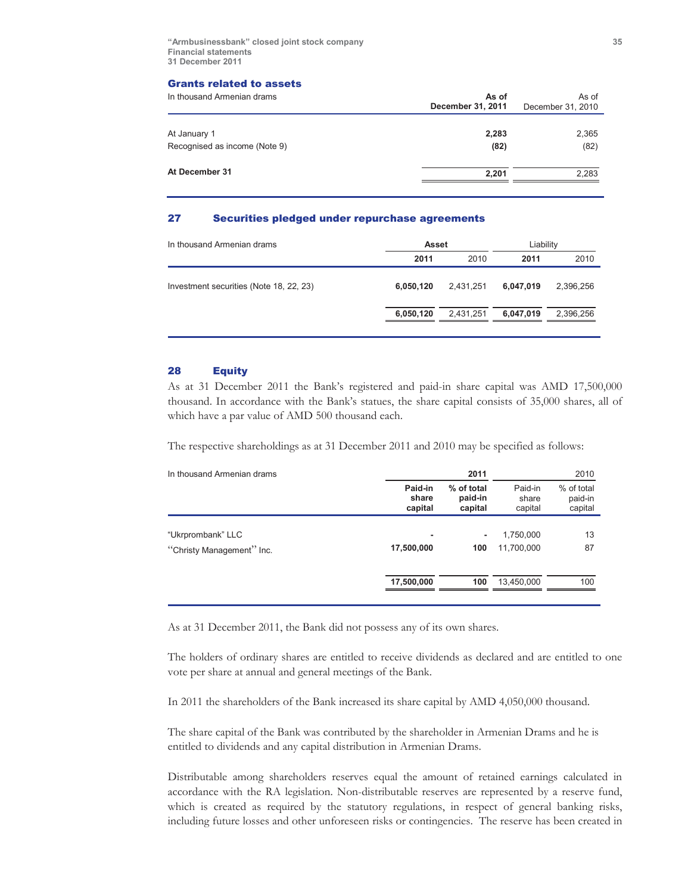### Grants related to assets

| In thousand Armenian drams | As of December 31, 2011 | As of December 31, 2010 |
|---|---|---|
| At January 1 | **2,283** | 2,365 |
| Recognised as income (Note 9) | **(82)** | (82) |
| **At December 31** | **2,201** | 2,283 |

## 27 Securities pledged under repurchase agreements

| In thousand Armenian drams | Asset | | Liability | |
|---|---|---|---|---|
| | **2011** | 2010 | **2011** | 2010 |
| Investment securities (Note 18, 22, 23) | **6,050,120** | 2,431,251 | **6,047,019** | 2,396,256 |
| | **6,050,120** | 2,431,251 | **6,047,019** | 2,396,256 |

## 28 Equity

As at 31 December 2011 the Bank's registered and paid-in share capital was AMD 17,500,000 thousand. In accordance with the Bank's statues, the share capital consists of 35,000 shares, all of which have a par value of AMD 500 thousand each.

The respective shareholdings as at 31 December 2011 and 2010 may be specified as follows:

| In thousand Armenian drams | **2011** | | 2010 | |
|---|---|---|---|---|
| | **Paid-in share capital** | **% of total paid-in capital** | Paid-in share capital | % of total paid-in capital |
| "Ukrprombank" LLC | **-** | **-** | 1,750,000 | 13 |
| "Christy Management" Inc. | **17,500,000** | **100** | 11,700,000 | 87 |
| | **17,500,000** | **100** | 13,450,000 | 100 |

As at 31 December 2011, the Bank did not possess any of its own shares.

The holders of ordinary shares are entitled to receive dividends as declared and are entitled to one vote per share at annual and general meetings of the Bank.

In 2011 the shareholders of the Bank increased its share capital by AMD 4,050,000 thousand.

The share capital of the Bank was contributed by the shareholder in Armenian Drams and he is entitled to dividends and any capital distribution in Armenian Drams.

Distributable among shareholders reserves equal the amount of retained earnings calculated in accordance with the RA legislation. Non-distributable reserves are represented by a reserve fund, which is created as required by the statutory regulations, in respect of general banking risks, including future losses and other unforeseen risks or contingencies. The reserve has been created in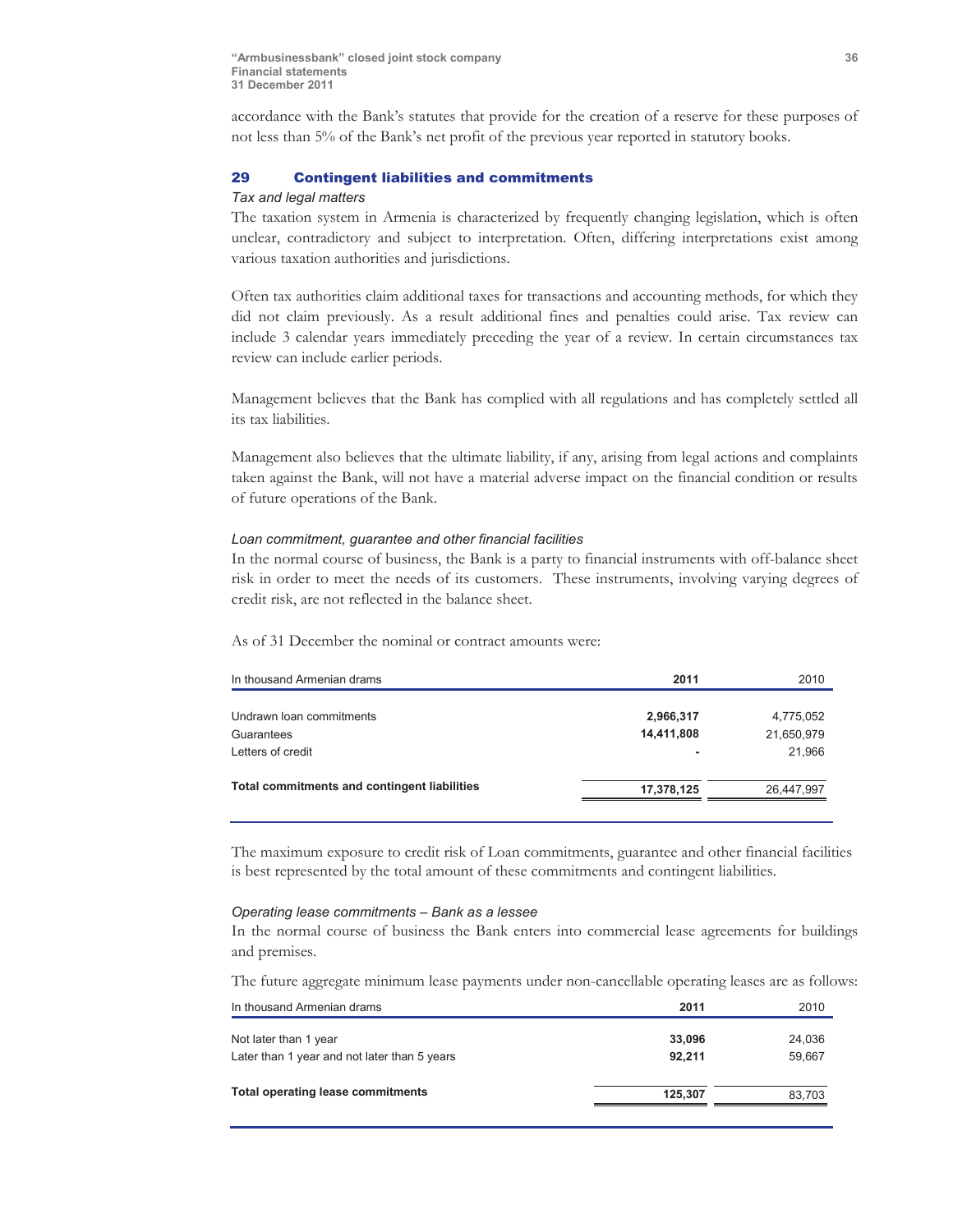accordance with the Bank's statutes that provide for the creation of a reserve for these purposes of not less than 5% of the Bank's net profit of the previous year reported in statutory books.

## 29 Contingent liabilities and commitments

*Tax and legal matters*

The taxation system in Armenia is characterized by frequently changing legislation, which is often unclear, contradictory and subject to interpretation. Often, differing interpretations exist among various taxation authorities and jurisdictions.

Often tax authorities claim additional taxes for transactions and accounting methods, for which they did not claim previously. As a result additional fines and penalties could arise. Tax review can include 3 calendar years immediately preceding the year of a review. In certain circumstances tax review can include earlier periods.

Management believes that the Bank has complied with all regulations and has completely settled all its tax liabilities.

Management also believes that the ultimate liability, if any, arising from legal actions and complaints taken against the Bank, will not have a material adverse impact on the financial condition or results of future operations of the Bank.

*Loan commitment, guarantee and other financial facilities*

In the normal course of business, the Bank is a party to financial instruments with off-balance sheet risk in order to meet the needs of its customers. These instruments, involving varying degrees of credit risk, are not reflected in the balance sheet.

As of 31 December the nominal or contract amounts were:

| In thousand Armenian drams | 2011 | 2010 |
|---|---|---|
| Undrawn loan commitments | **2,966,317** | 4,775,052 |
| Guarantees | **14,411,808** | 21,650,979 |
| Letters of credit | **-** | 21,966 |
| **Total commitments and contingent liabilities** | **17,378,125** | 26,447,997 |

The maximum exposure to credit risk of Loan commitments, guarantee and other financial facilities is best represented by the total amount of these commitments and contingent liabilities.

*Operating lease commitments – Bank as a lessee*

In the normal course of business the Bank enters into commercial lease agreements for buildings and premises.

The future aggregate minimum lease payments under non-cancellable operating leases are as follows:

| In thousand Armenian drams | 2011 | 2010 |
|---|---|---|
| Not later than 1 year | **33,096** | 24,036 |
| Later than 1 year and not later than 5 years | **92,211** | 59,667 |
| **Total operating lease commitments** | **125,307** | 83,703 |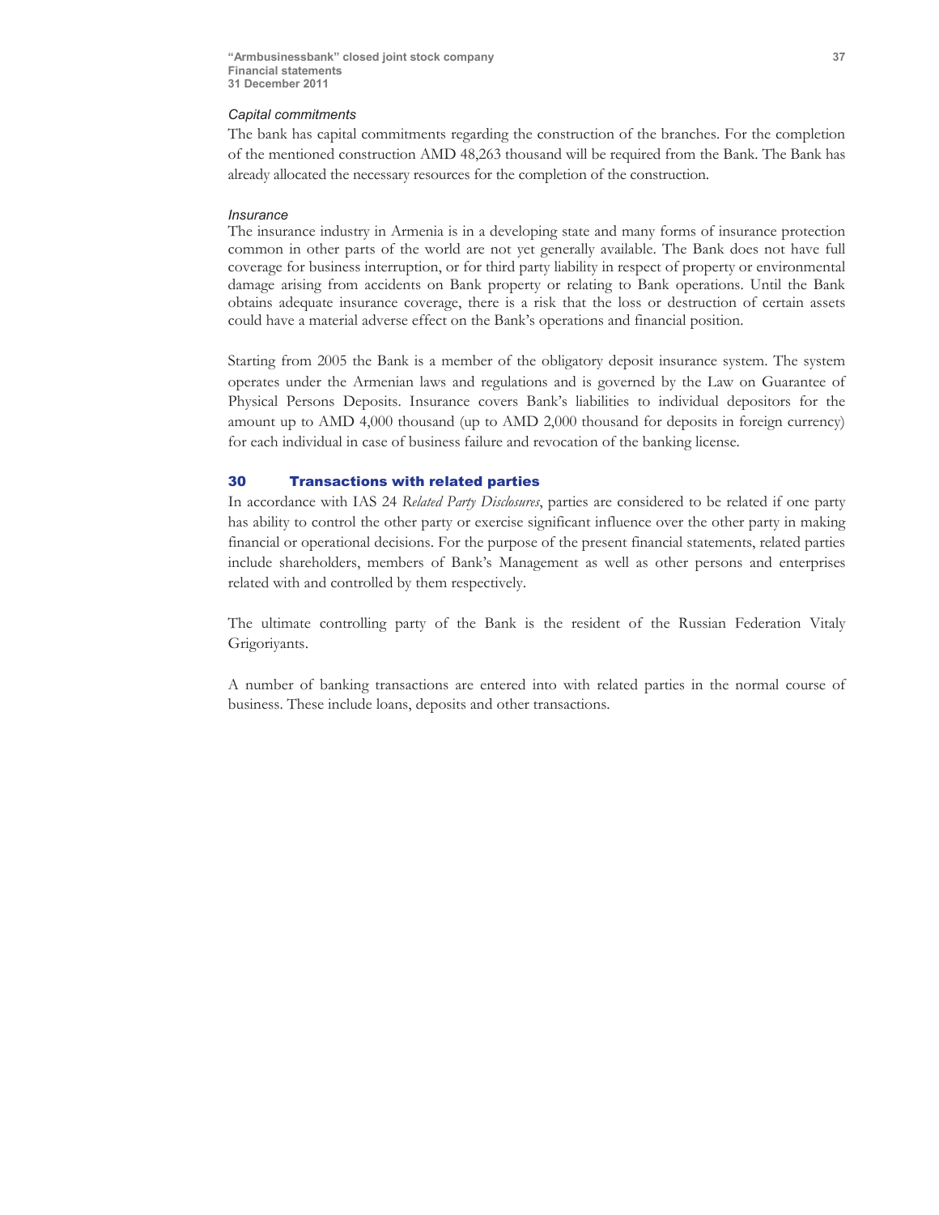*Capital commitments*

The bank has capital commitments regarding the construction of the branches. For the completion of the mentioned construction AMD 48,263 thousand will be required from the Bank. The Bank has already allocated the necessary resources for the completion of the construction.

*Insurance*

The insurance industry in Armenia is in a developing state and many forms of insurance protection common in other parts of the world are not yet generally available. The Bank does not have full coverage for business interruption, or for third party liability in respect of property or environmental damage arising from accidents on Bank property or relating to Bank operations. Until the Bank obtains adequate insurance coverage, there is a risk that the loss or destruction of certain assets could have a material adverse effect on the Bank's operations and financial position.

Starting from 2005 the Bank is a member of the obligatory deposit insurance system. The system operates under the Armenian laws and regulations and is governed by the Law on Guarantee of Physical Persons Deposits. Insurance covers Bank's liabilities to individual depositors for the amount up to AMD 4,000 thousand (up to AMD 2,000 thousand for deposits in foreign currency) for each individual in case of business failure and revocation of the banking license.

## 30 Transactions with related parties

In accordance with IAS 24 *Related Party Disclosures*, parties are considered to be related if one party has ability to control the other party or exercise significant influence over the other party in making financial or operational decisions. For the purpose of the present financial statements, related parties include shareholders, members of Bank's Management as well as other persons and enterprises related with and controlled by them respectively.

The ultimate controlling party of the Bank is the resident of the Russian Federation Vitaly Grigoriyants.

A number of banking transactions are entered into with related parties in the normal course of business. These include loans, deposits and other transactions.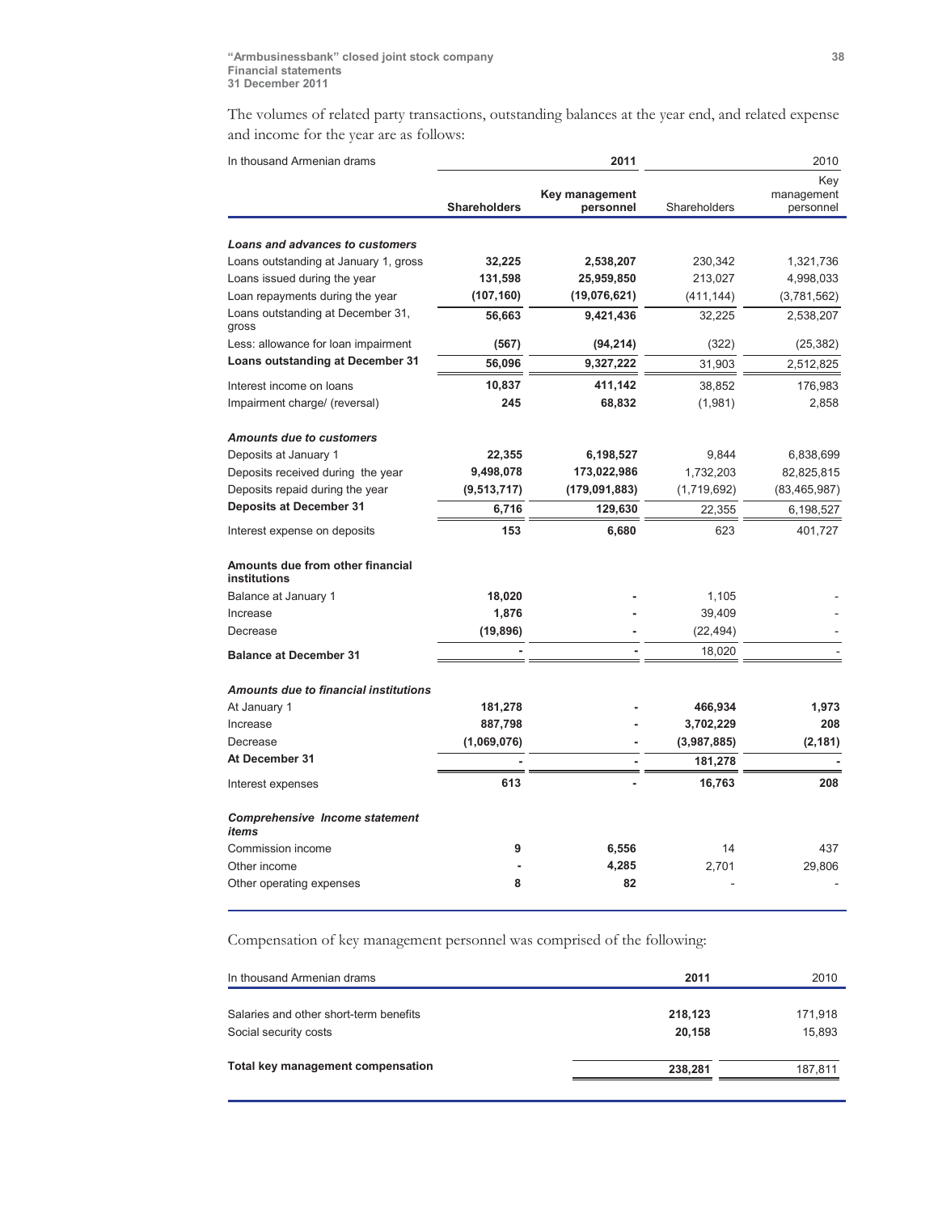The volumes of related party transactions, outstanding balances at the year end, and related expense and income for the year are as follows:

| In thousand Armenian drams | 2011 | | 2010 | |
|---|---|---|---|---|
| | **Shareholders** | **Key management personnel** | Shareholders | Key management personnel |
| ***Loans and advances to customers*** | | | | |
| Loans outstanding at January 1, gross | **32,225** | **2,538,207** | 230,342 | 1,321,736 |
| Loans issued during the year | **131,598** | **25,959,850** | 213,027 | 4,998,033 |
| Loan repayments during the year | **(107,160)** | **(19,076,621)** | (411,144) | (3,781,562) |
| Loans outstanding at December 31, gross | **56,663** | **9,421,436** | 32,225 | 2,538,207 |
| Less: allowance for loan impairment | **(567)** | **(94,214)** | (322) | (25,382) |
| **Loans outstanding at December 31** | **56,096** | **9,327,222** | 31,903 | 2,512,825 |
| Interest income on loans | **10,837** | **411,142** | 38,852 | 176,983 |
| Impairment charge/ (reversal) | **245** | **68,832** | (1,981) | 2,858 |
| ***Amounts due to customers*** | | | | |
| Deposits at January 1 | **22,355** | **6,198,527** | 9,844 | 6,838,699 |
| Deposits received during the year | **9,498,078** | **173,022,986** | 1,732,203 | 82,825,815 |
| Deposits repaid during the year | **(9,513,717)** | **(179,091,883)** | (1,719,692) | (83,465,987) |
| **Deposits at December 31** | **6,716** | **129,630** | 22,355 | 6,198,527 |
| Interest expense on deposits | **153** | **6,680** | 623 | 401,727 |
| **Amounts due from other financial institutions** | | | | |
| Balance at January 1 | **18,020** | **-** | 1,105 | - |
| Increase | **1,876** | **-** | 39,409 | - |
| Decrease | **(19,896)** | **-** | (22,494) | - |
| **Balance at December 31** | **-** | **-** | 18,020 | - |
| ***Amounts due to financial institutions*** | | | | |
| At January 1 | **181,278** | **-** | **466,934** | **1,973** |
| Increase | **887,798** | **-** | **3,702,229** | **208** |
| Decrease | **(1,069,076)** | **-** | **(3,987,885)** | **(2,181)** |
| **At December 31** | **-** | **-** | **181,278** | **-** |
| Interest expenses | **613** | **-** | **16,763** | **208** |
| ***Comprehensive Income statement items*** | | | | |
| Commission income | **9** | **6,556** | 14 | 437 |
| Other income | **-** | **4,285** | 2,701 | 29,806 |
| Other operating expenses | **8** | **82** | - | - |

Compensation of key management personnel was comprised of the following:

| In thousand Armenian drams | 2011 | 2010 |
|---|---|---|
| Salaries and other short-term benefits | **218,123** | 171,918 |
| Social security costs | **20,158** | 15,893 |
| **Total key management compensation** | **238,281** | 187,811 |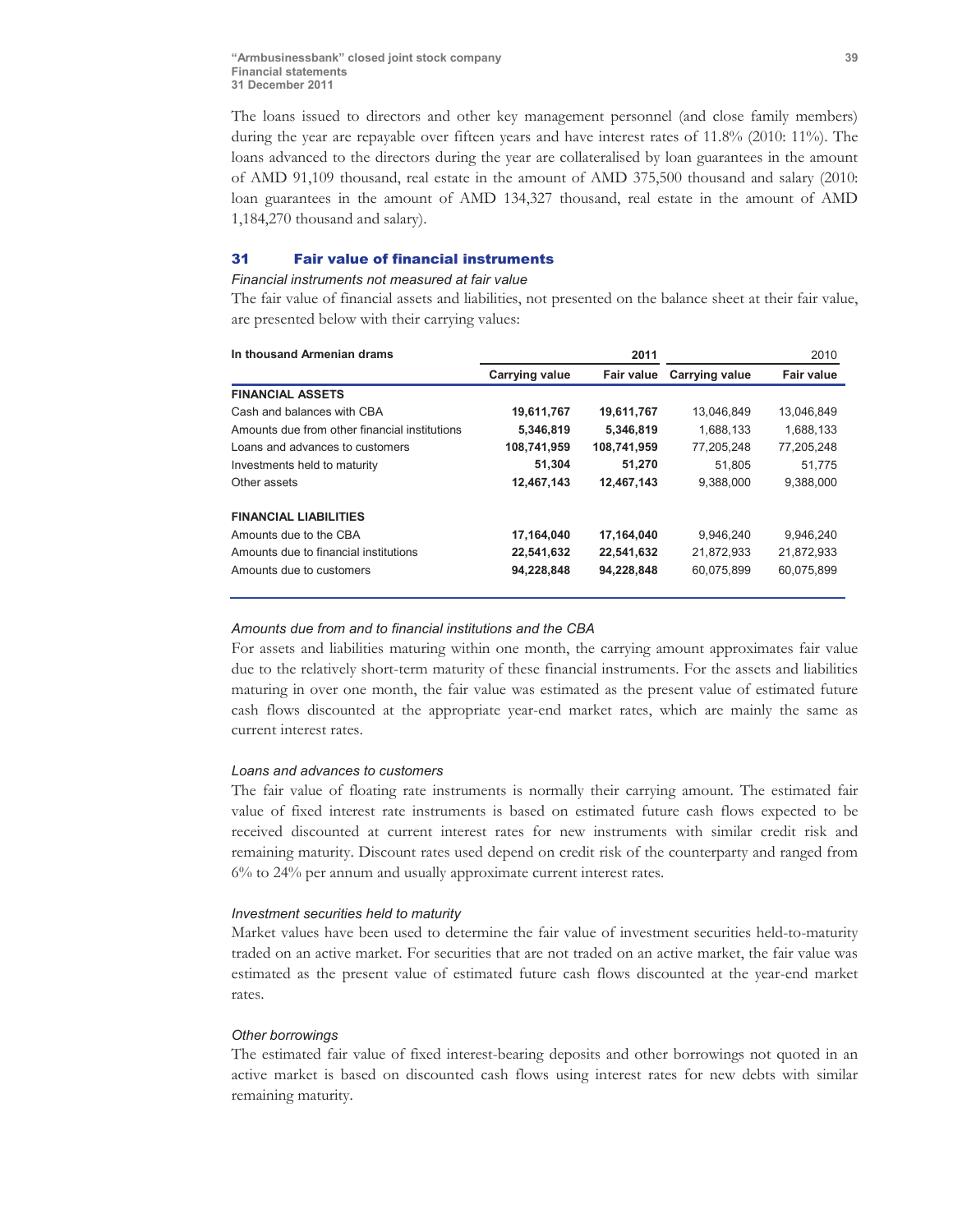The loans issued to directors and other key management personnel (and close family members) during the year are repayable over fifteen years and have interest rates of 11.8% (2010: 11%). The loans advanced to the directors during the year are collateralised by loan guarantees in the amount of AMD 91,109 thousand, real estate in the amount of AMD 375,500 thousand and salary (2010: loan guarantees in the amount of AMD 134,327 thousand, real estate in the amount of AMD 1,184,270 thousand and salary).

## 31 Fair value of financial instruments

*Financial instruments not measured at fair value*

The fair value of financial assets and liabilities, not presented on the balance sheet at their fair value, are presented below with their carrying values:

| In thousand Armenian drams | 2011 | | 2010 | |
|---|---|---|---|---|
| | Carrying value | Fair value | Carrying value | Fair value |
| **FINANCIAL ASSETS** | | | | |
| Cash and balances with CBA | **19,611,767** | **19,611,767** | 13,046,849 | 13,046,849 |
| Amounts due from other financial institutions | **5,346,819** | **5,346,819** | 1,688,133 | 1,688,133 |
| Loans and advances to customers | **108,741,959** | **108,741,959** | 77,205,248 | 77,205,248 |
| Investments held to maturity | **51,304** | **51,270** | 51,805 | 51,775 |
| Other assets | **12,467,143** | **12,467,143** | 9,388,000 | 9,388,000 |
| **FINANCIAL LIABILITIES** | | | | |
| Amounts due to the CBA | **17,164,040** | **17,164,040** | 9,946,240 | 9,946,240 |
| Amounts due to financial institutions | **22,541,632** | **22,541,632** | 21,872,933 | 21,872,933 |
| Amounts due to customers | **94,228,848** | **94,228,848** | 60,075,899 | 60,075,899 |

*Amounts due from and to financial institutions and the CBA*

For assets and liabilities maturing within one month, the carrying amount approximates fair value due to the relatively short-term maturity of these financial instruments. For the assets and liabilities maturing in over one month, the fair value was estimated as the present value of estimated future cash flows discounted at the appropriate year-end market rates, which are mainly the same as current interest rates.

*Loans and advances to customers*

The fair value of floating rate instruments is normally their carrying amount. The estimated fair value of fixed interest rate instruments is based on estimated future cash flows expected to be received discounted at current interest rates for new instruments with similar credit risk and remaining maturity. Discount rates used depend on credit risk of the counterparty and ranged from 6% to 24% per annum and usually approximate current interest rates.

*Investment securities held to maturity*

Market values have been used to determine the fair value of investment securities held-to-maturity traded on an active market. For securities that are not traded on an active market, the fair value was estimated as the present value of estimated future cash flows discounted at the year-end market rates.

*Other borrowings*

The estimated fair value of fixed interest-bearing deposits and other borrowings not quoted in an active market is based on discounted cash flows using interest rates for new debts with similar remaining maturity.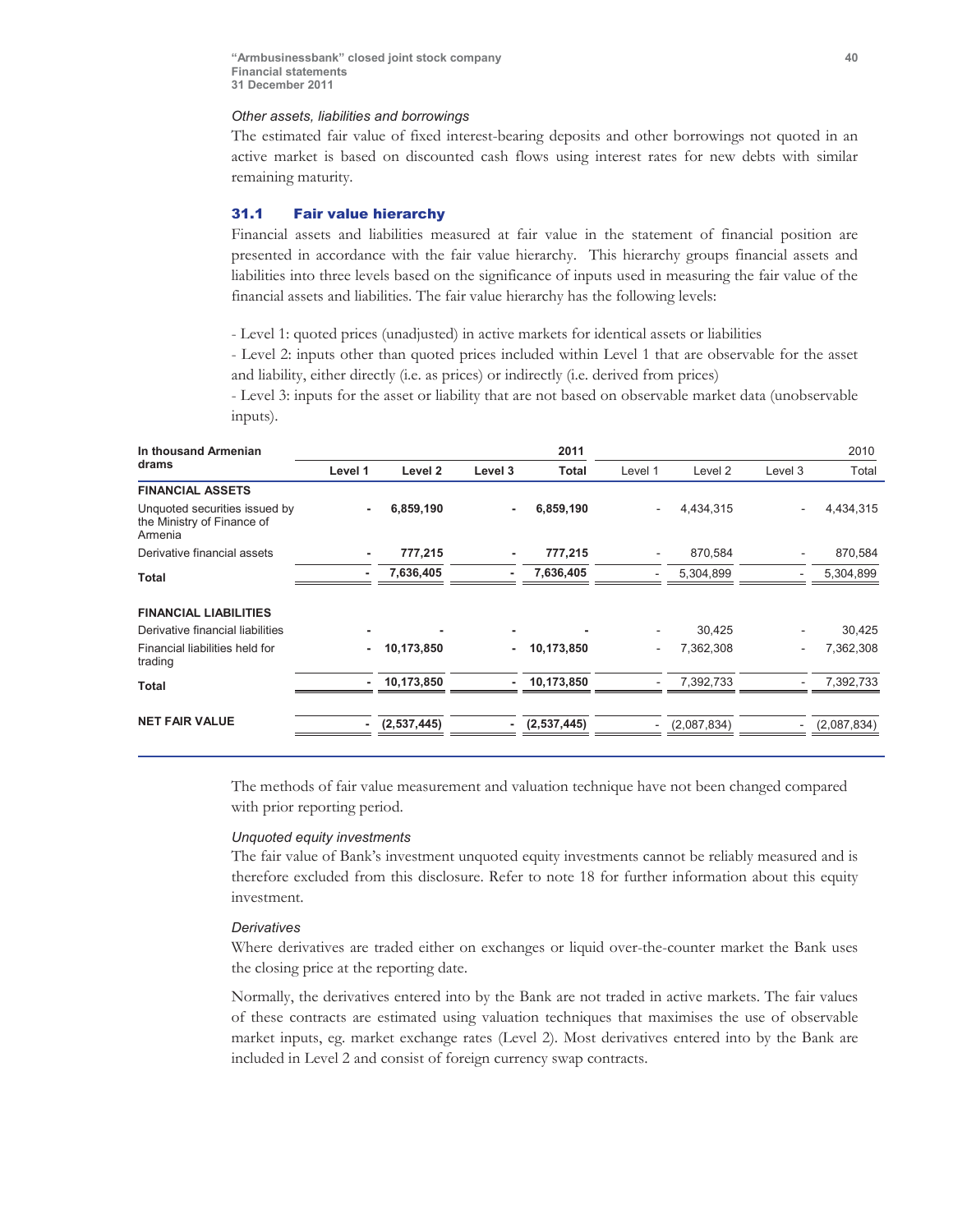*Other assets, liabilities and borrowings*

The estimated fair value of fixed interest-bearing deposits and other borrowings not quoted in an active market is based on discounted cash flows using interest rates for new debts with similar remaining maturity.

### 31.1 Fair value hierarchy

Financial assets and liabilities measured at fair value in the statement of financial position are presented in accordance with the fair value hierarchy. This hierarchy groups financial assets and liabilities into three levels based on the significance of inputs used in measuring the fair value of the financial assets and liabilities. The fair value hierarchy has the following levels:

- Level 1: quoted prices (unadjusted) in active markets for identical assets or liabilities
- Level 2: inputs other than quoted prices included within Level 1 that are observable for the asset and liability, either directly (i.e. as prices) or indirectly (i.e. derived from prices)
- Level 3: inputs for the asset or liability that are not based on observable market data (unobservable inputs).

| In thousand Armenian drams | | | | 2011 | | | | 2010 |
|---|---|---|---|---|---|---|---|---|
| | Level 1 | Level 2 | Level 3 | Total | Level 1 | Level 2 | Level 3 | Total |
| **FINANCIAL ASSETS** | | | | | | | | |
| Unquoted securities issued by the Ministry of Finance of Armenia | - | 6,859,190 | - | 6,859,190 | - | 4,434,315 | - | 4,434,315 |
| Derivative financial assets | - | 777,215 | - | 777,215 | - | 870,584 | - | 870,584 |
| **Total** | - | 7,636,405 | - | 7,636,405 | - | 5,304,899 | - | 5,304,899 |
| **FINANCIAL LIABILITIES** | | | | | | | | |
| Derivative financial liabilities | - | - | - | - | - | 30,425 | - | 30,425 |
| Financial liabilities held for trading | - | 10,173,850 | - | 10,173,850 | - | 7,362,308 | - | 7,362,308 |
| **Total** | - | 10,173,850 | - | 10,173,850 | - | 7,392,733 | - | 7,392,733 |
| **NET FAIR VALUE** | - | (2,537,445) | - | (2,537,445) | - | (2,087,834) | - | (2,087,834) |

The methods of fair value measurement and valuation technique have not been changed compared with prior reporting period.

*Unquoted equity investments*

The fair value of Bank's investment unquoted equity investments cannot be reliably measured and is therefore excluded from this disclosure. Refer to note 18 for further information about this equity investment.

*Derivatives*

Where derivatives are traded either on exchanges or liquid over-the-counter market the Bank uses the closing price at the reporting date.

Normally, the derivatives entered into by the Bank are not traded in active markets. The fair values of these contracts are estimated using valuation techniques that maximises the use of observable market inputs, eg. market exchange rates (Level 2). Most derivatives entered into by the Bank are included in Level 2 and consist of foreign currency swap contracts.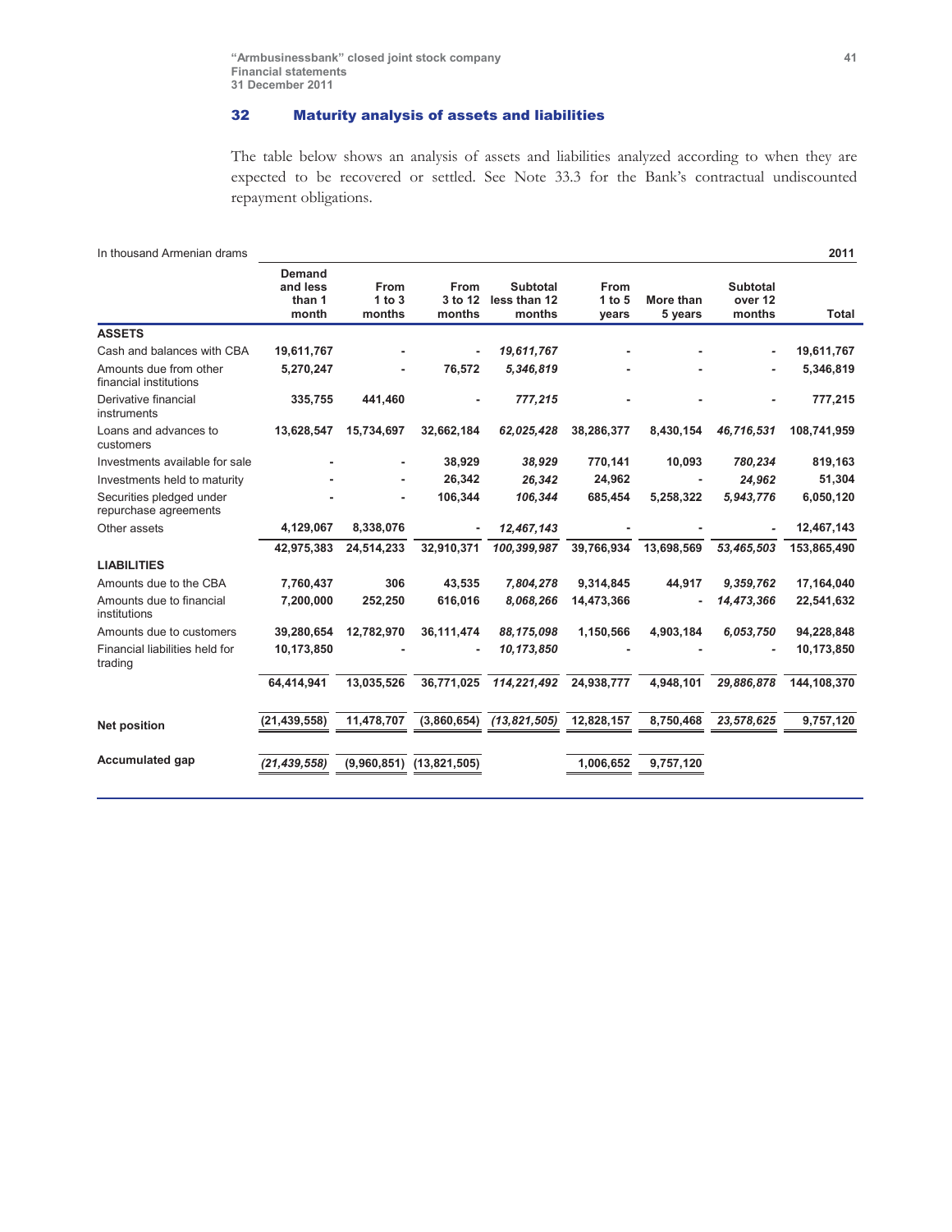## 32 Maturity analysis of assets and liabilities

The table below shows an analysis of assets and liabilities analyzed according to when they are expected to be recovered or settled. See Note 33.3 for the Bank's contractual undiscounted repayment obligations.

In thousand Armenian drams — 2011

| | Demand and less than 1 month | From 1 to 3 months | From 3 to 12 months | Subtotal less than 12 months | From 1 to 5 years | More than 5 years | Subtotal over 12 months | Total |
|---|---|---|---|---|---|---|---|---|
| **ASSETS** | | | | | | | | |
| Cash and balances with CBA | 19,611,767 | - | - | *19,611,767* | - | - | - | 19,611,767 |
| Amounts due from other financial institutions | 5,270,247 | - | 76,572 | *5,346,819* | - | - | - | 5,346,819 |
| Derivative financial instruments | 335,755 | 441,460 | - | *777,215* | - | - | - | 777,215 |
| Loans and advances to customers | 13,628,547 | 15,734,697 | 32,662,184 | *62,025,428* | 38,286,377 | 8,430,154 | *46,716,531* | 108,741,959 |
| Investments available for sale | - | - | 38,929 | *38,929* | 770,141 | 10,093 | *780,234* | 819,163 |
| Investments held to maturity | - | - | 26,342 | *26,342* | 24,962 | - | *24,962* | 51,304 |
| Securities pledged under repurchase agreements | - | - | 106,344 | *106,344* | 685,454 | 5,258,322 | *5,943,776* | 6,050,120 |
| Other assets | 4,129,067 | 8,338,076 | - | *12,467,143* | - | - | - | 12,467,143 |
| | 42,975,383 | 24,514,233 | 32,910,371 | *100,399,987* | 39,766,934 | 13,698,569 | *53,465,503* | 153,865,490 |
| **LIABILITIES** | | | | | | | | |
| Amounts due to the CBA | 7,760,437 | 306 | 43,535 | *7,804,278* | 9,314,845 | 44,917 | *9,359,762* | 17,164,040 |
| Amounts due to financial institutions | 7,200,000 | 252,250 | 616,016 | *8,068,266* | 14,473,366 | - | *14,473,366* | 22,541,632 |
| Amounts due to customers | 39,280,654 | 12,782,970 | 36,111,474 | *88,175,098* | 1,150,566 | 4,903,184 | *6,053,750* | 94,228,848 |
| Financial liabilities held for trading | 10,173,850 | - | - | *10,173,850* | - | - | - | 10,173,850 |
| | 64,414,941 | 13,035,526 | 36,771,025 | *114,221,492* | 24,938,777 | 4,948,101 | *29,886,878* | 144,108,370 |
| **Net position** | (21,439,558) | 11,478,707 | (3,860,654) | *(13,821,505)* | 12,828,157 | 8,750,468 | *23,578,625* | 9,757,120 |
| **Accumulated gap** | *(21,439,558)* | (9,960,851) | (13,821,505) | | 1,006,652 | 9,757,120 | | |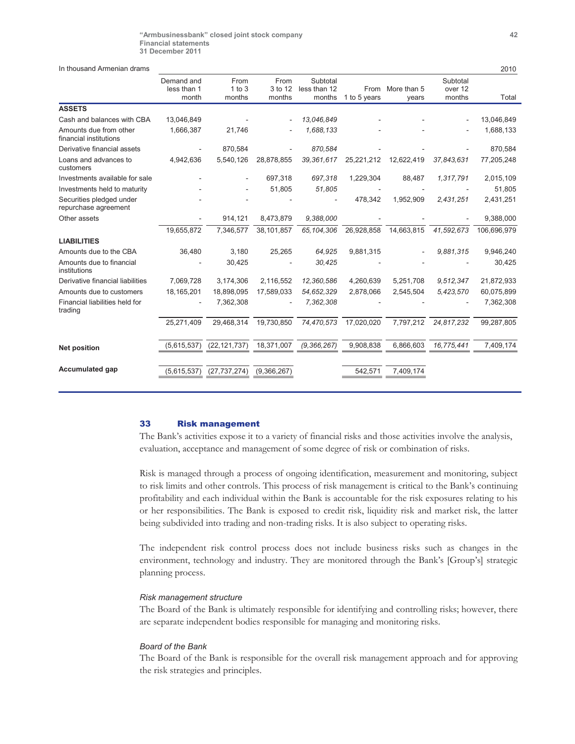In thousand Armenian drams — 2010

| | Demand and less than 1 month | From 1 to 3 months | From 3 to 12 months | Subtotal less than 12 months | From 1 to 5 years | More than 5 years | Subtotal over 12 months | Total |
|---|---|---|---|---|---|---|---|---|
| **ASSETS** | | | | | | | | |
| Cash and balances with CBA | 13,046,849 | - | - | *13,046,849* | - | - | - | 13,046,849 |
| Amounts due from other financial institutions | 1,666,387 | 21,746 | - | *1,688,133* | - | - | - | 1,688,133 |
| Derivative financial assets | - | 870,584 | - | *870,584* | - | - | - | 870,584 |
| Loans and advances to customers | 4,942,636 | 5,540,126 | 28,878,855 | *39,361,617* | 25,221,212 | 12,622,419 | *37,843,631* | 77,205,248 |
| Investments available for sale | - | - | 697,318 | *697,318* | 1,229,304 | 88,487 | *1,317,791* | 2,015,109 |
| Investments held to maturity | - | - | 51,805 | *51,805* | - | - | - | 51,805 |
| Securities pledged under repurchase agreement | - | - | - | - | 478,342 | 1,952,909 | *2,431,251* | 2,431,251 |
| Other assets | - | 914,121 | 8,473,879 | *9,388,000* | - | - | - | 9,388,000 |
| | 19,655,872 | 7,346,577 | 38,101,857 | *65,104,306* | 26,928,858 | 14,663,815 | *41,592,673* | 106,696,979 |
| **LIABILITIES** | | | | | | | | |
| Amounts due to the CBA | 36,480 | 3,180 | 25,265 | *64,925* | 9,881,315 | - | *9,881,315* | 9,946,240 |
| Amounts due to financial institutions | - | 30,425 | - | *30,425* | - | - | - | 30,425 |
| Derivative financial liabilities | 7,069,728 | 3,174,306 | 2,116,552 | *12,360,586* | 4,260,639 | 5,251,708 | *9,512,347* | 21,872,933 |
| Amounts due to customers | 18,165,201 | 18,898,095 | 17,589,033 | *54,652,329* | 2,878,066 | 2,545,504 | *5,423,570* | 60,075,899 |
| Financial liabilities held for trading | - | 7,362,308 | - | *7,362,308* | - | - | - | 7,362,308 |
| | 25,271,409 | 29,468,314 | 19,730,850 | *74,470,573* | 17,020,020 | 7,797,212 | *24,817,232* | 99,287,805 |
| **Net position** | (5,615,537) | (22,121,737) | 18,371,007 | *(9,366,267)* | 9,908,838 | 6,866,603 | *16,775,441* | 7,409,174 |
| **Accumulated gap** | (5,615,537) | (27,737,274) | (9,366,267) | | 542,571 | 7,409,174 | | |

## 33 Risk management

The Bank's activities expose it to a variety of financial risks and those activities involve the analysis, evaluation, acceptance and management of some degree of risk or combination of risks.

Risk is managed through a process of ongoing identification, measurement and monitoring, subject to risk limits and other controls. This process of risk management is critical to the Bank's continuing profitability and each individual within the Bank is accountable for the risk exposures relating to his or her responsibilities. The Bank is exposed to credit risk, liquidity risk and market risk, the latter being subdivided into trading and non-trading risks. It is also subject to operating risks.

The independent risk control process does not include business risks such as changes in the environment, technology and industry. They are monitored through the Bank's [Group's] strategic planning process.

*Risk management structure*

The Board of the Bank is ultimately responsible for identifying and controlling risks; however, there are separate independent bodies responsible for managing and monitoring risks.

*Board of the Bank*

The Board of the Bank is responsible for the overall risk management approach and for approving the risk strategies and principles.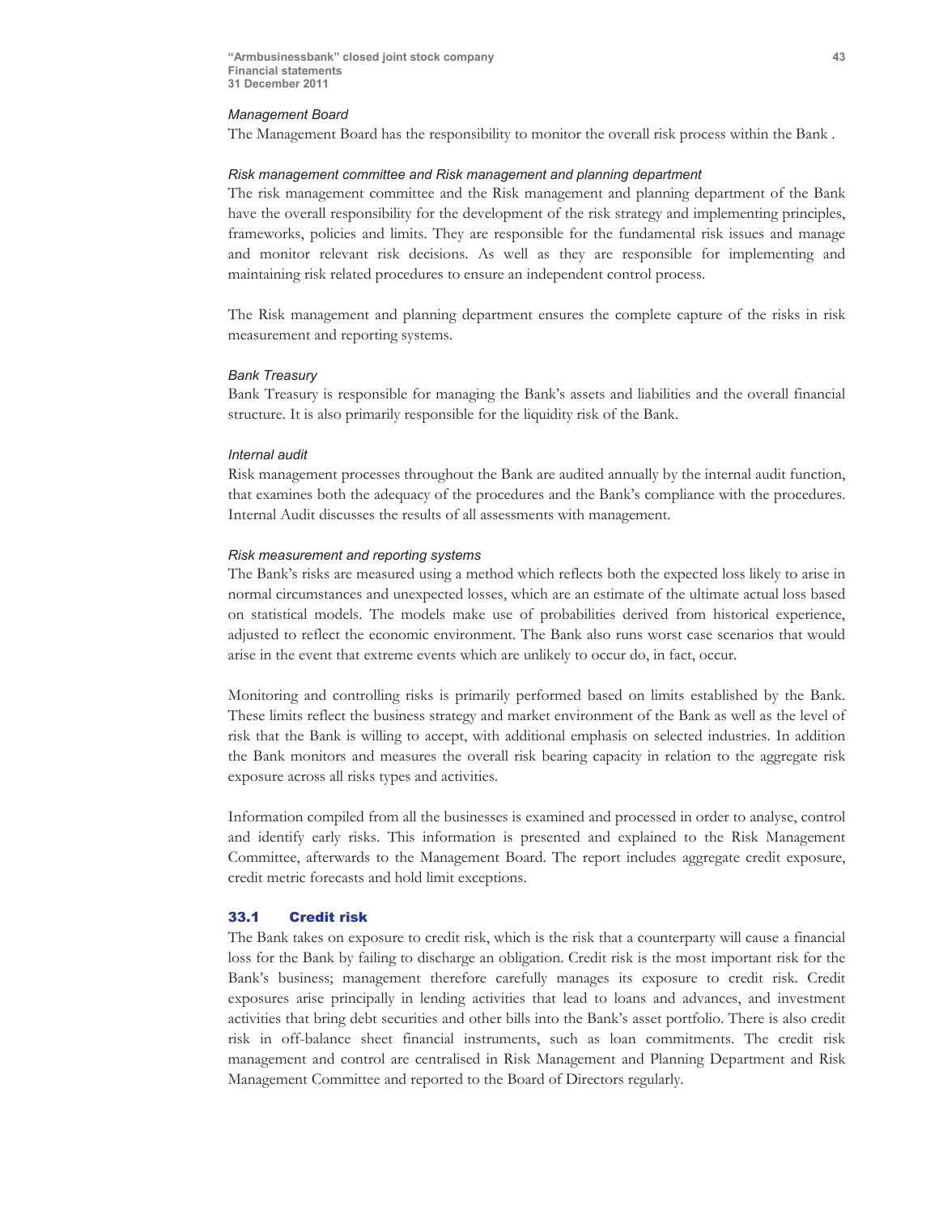*Management Board*

The Management Board has the responsibility to monitor the overall risk process within the Bank .

*Risk management committee and Risk management and planning department*

The risk management committee and the Risk management and planning department of the Bank have the overall responsibility for the development of the risk strategy and implementing principles, frameworks, policies and limits. They are responsible for the fundamental risk issues and manage and monitor relevant risk decisions. As well as they are responsible for implementing and maintaining risk related procedures to ensure an independent control process.

The Risk management and planning department ensures the complete capture of the risks in risk measurement and reporting systems.

*Bank Treasury*

Bank Treasury is responsible for managing the Bank's assets and liabilities and the overall financial structure. It is also primarily responsible for the liquidity risk of the Bank.

*Internal audit*

Risk management processes throughout the Bank are audited annually by the internal audit function, that examines both the adequacy of the procedures and the Bank's compliance with the procedures. Internal Audit discusses the results of all assessments with management.

*Risk measurement and reporting systems*

The Bank's risks are measured using a method which reflects both the expected loss likely to arise in normal circumstances and unexpected losses, which are an estimate of the ultimate actual loss based on statistical models. The models make use of probabilities derived from historical experience, adjusted to reflect the economic environment. The Bank also runs worst case scenarios that would arise in the event that extreme events which are unlikely to occur do, in fact, occur.

Monitoring and controlling risks is primarily performed based on limits established by the Bank. These limits reflect the business strategy and market environment of the Bank as well as the level of risk that the Bank is willing to accept, with additional emphasis on selected industries. In addition the Bank monitors and measures the overall risk bearing capacity in relation to the aggregate risk exposure across all risks types and activities.

Information compiled from all the businesses is examined and processed in order to analyse, control and identify early risks. This information is presented and explained to the Risk Management Committee, afterwards to the Management Board. The report includes aggregate credit exposure, credit metric forecasts and hold limit exceptions.

## 33.1 Credit risk

The Bank takes on exposure to credit risk, which is the risk that a counterparty will cause a financial loss for the Bank by failing to discharge an obligation. Credit risk is the most important risk for the Bank's business; management therefore carefully manages its exposure to credit risk. Credit exposures arise principally in lending activities that lead to loans and advances, and investment activities that bring debt securities and other bills into the Bank's asset portfolio. There is also credit risk in off-balance sheet financial instruments, such as loan commitments. The credit risk management and control are centralised in Risk Management and Planning Department and Risk Management Committee and reported to the Board of Directors regularly.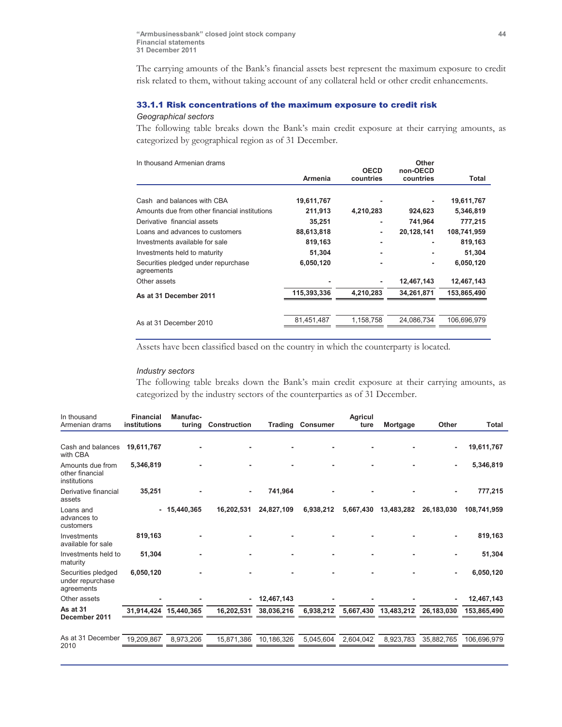The carrying amounts of the Bank's financial assets best represent the maximum exposure to credit risk related to them, without taking account of any collateral held or other credit enhancements.

### 33.1.1 Risk concentrations of the maximum exposure to credit risk

*Geographical sectors*

The following table breaks down the Bank's main credit exposure at their carrying amounts, as categorized by geographical region as of 31 December.

| In thousand Armenian drams | Armenia | OECD countries | Other non-OECD countries | Total |
|---|---|---|---|---|
| Cash and balances with CBA | **19,611,767** | **-** | **-** | **19,611,767** |
| Amounts due from other financial institutions | **211,913** | **4,210,283** | **924,623** | **5,346,819** |
| Derivative financial assets | **35,251** | **-** | **741,964** | **777,215** |
| Loans and advances to customers | **88,613,818** | **-** | **20,128,141** | **108,741,959** |
| Investments available for sale | **819,163** | **-** | **-** | **819,163** |
| Investments held to maturity | **51,304** | **-** | **-** | **51,304** |
| Securities pledged under repurchase agreements | **6,050,120** | **-** | **-** | **6,050,120** |
| Other assets | **-** | **-** | **12,467,143** | **12,467,143** |
| **As at 31 December 2011** | **115,393,336** | **4,210,283** | **34,261,871** | **153,865,490** |
| As at 31 December 2010 | 81,451,487 | 1,158,758 | 24,086,734 | 106,696,979 |

Assets have been classified based on the country in which the counterparty is located.

*Industry sectors*

The following table breaks down the Bank's main credit exposure at their carrying amounts, as categorized by the industry sectors of the counterparties as of 31 December.

| In thousand Armenian drams | Financial institutions | Manufacturing | Construction | Trading | Consumer | Agriculture | Mortgage | Other | Total |
|---|---|---|---|---|---|---|---|---|---|
| Cash and balances with CBA | **19,611,767** | **-** | **-** | **-** | **-** | **-** | **-** | **-** | **19,611,767** |
| Amounts due from other financial institutions | **5,346,819** | **-** | **-** | **-** | **-** | **-** | **-** | **-** | **5,346,819** |
| Derivative financial assets | **35,251** | **-** | **-** | **741,964** | **-** | **-** | **-** | **-** | **777,215** |
| Loans and advances to customers | **-** | **15,440,365** | **16,202,531** | **24,827,109** | **6,938,212** | **5,667,430** | **13,483,282** | **26,183,030** | **108,741,959** |
| Investments available for sale | **819,163** | **-** | **-** | **-** | **-** | **-** | **-** | **-** | **819,163** |
| Investments held to maturity | **51,304** | **-** | **-** | **-** | **-** | **-** | **-** | **-** | **51,304** |
| Securities pledged under repurchase agreements | **6,050,120** | **-** | **-** | **-** | **-** | **-** | **-** | **-** | **6,050,120** |
| Other assets | **-** | **-** | **-** | **12,467,143** | **-** | **-** | **-** | **-** | **12,467,143** |
| **As at 31 December 2011** | **31,914,424** | **15,440,365** | **16,202,531** | **38,036,216** | **6,938,212** | **5,667,430** | **13,483,212** | **26,183,030** | **153,865,490** |
| As at 31 December 2010 | 19,209,867 | 8,973,206 | 15,871,386 | 10,186,326 | 5,045,604 | 2,604,042 | 8,923,783 | 35,882,765 | 106,696,979 |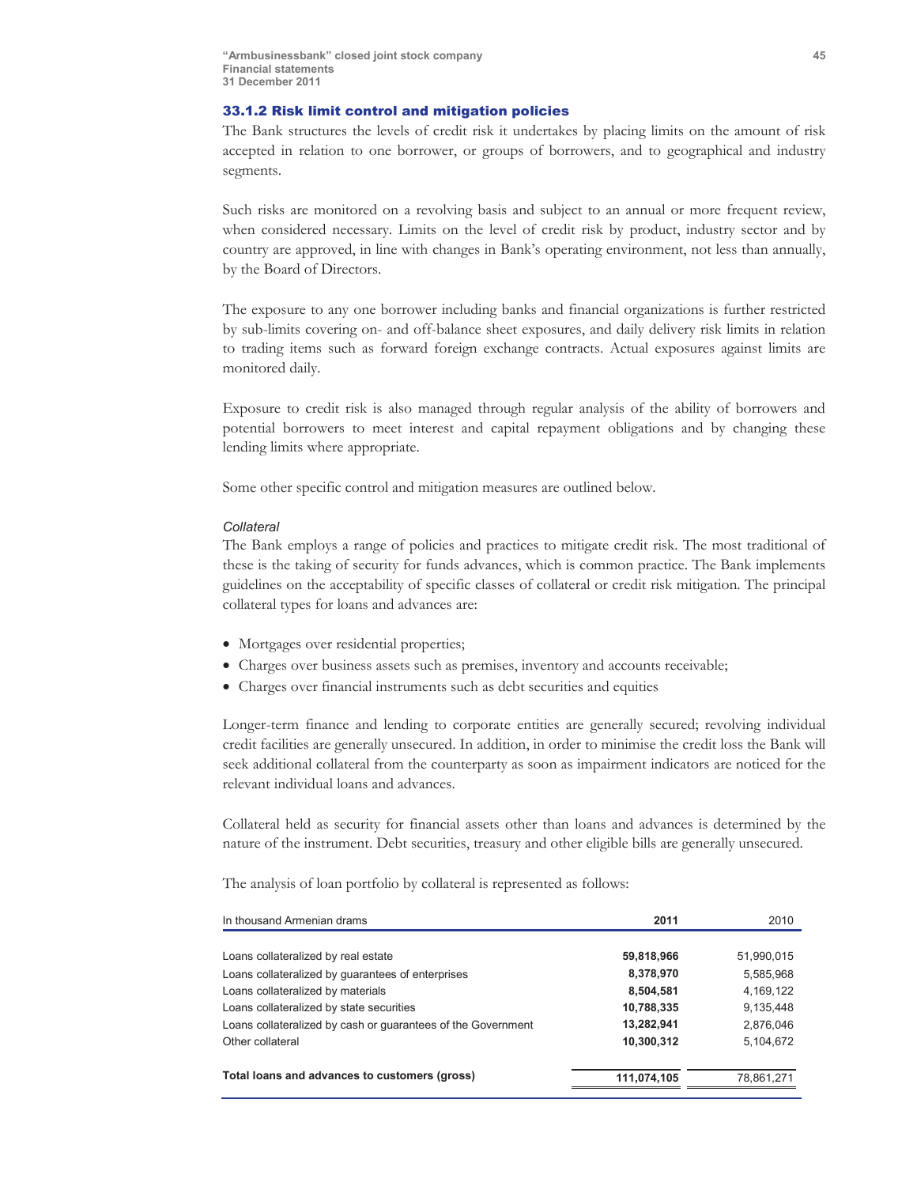### 33.1.2 Risk limit control and mitigation policies

The Bank structures the levels of credit risk it undertakes by placing limits on the amount of risk accepted in relation to one borrower, or groups of borrowers, and to geographical and industry segments.

Such risks are monitored on a revolving basis and subject to an annual or more frequent review, when considered necessary. Limits on the level of credit risk by product, industry sector and by country are approved, in line with changes in Bank's operating environment, not less than annually, by the Board of Directors.

The exposure to any one borrower including banks and financial organizations is further restricted by sub-limits covering on- and off-balance sheet exposures, and daily delivery risk limits in relation to trading items such as forward foreign exchange contracts. Actual exposures against limits are monitored daily.

Exposure to credit risk is also managed through regular analysis of the ability of borrowers and potential borrowers to meet interest and capital repayment obligations and by changing these lending limits where appropriate.

Some other specific control and mitigation measures are outlined below.

*Collateral*

The Bank employs a range of policies and practices to mitigate credit risk. The most traditional of these is the taking of security for funds advances, which is common practice. The Bank implements guidelines on the acceptability of specific classes of collateral or credit risk mitigation. The principal collateral types for loans and advances are:

- Mortgages over residential properties;
- Charges over business assets such as premises, inventory and accounts receivable;
- Charges over financial instruments such as debt securities and equities

Longer-term finance and lending to corporate entities are generally secured; revolving individual credit facilities are generally unsecured. In addition, in order to minimise the credit loss the Bank will seek additional collateral from the counterparty as soon as impairment indicators are noticed for the relevant individual loans and advances.

Collateral held as security for financial assets other than loans and advances is determined by the nature of the instrument. Debt securities, treasury and other eligible bills are generally unsecured.

The analysis of loan portfolio by collateral is represented as follows:

| In thousand Armenian drams | **2011** | 2010 |
|---|---|---|
| Loans collateralized by real estate | **59,818,966** | 51,990,015 |
| Loans collateralized by guarantees of enterprises | **8,378,970** | 5,585,968 |
| Loans collateralized by materials | **8,504,581** | 4,169,122 |
| Loans collateralized by state securities | **10,788,335** | 9,135,448 |
| Loans collateralized by cash or guarantees of the Government | **13,282,941** | 2,876,046 |
| Other collateral | **10,300,312** | 5,104,672 |
| **Total loans and advances to customers (gross)** | **111,074,105** | 78,861,271 |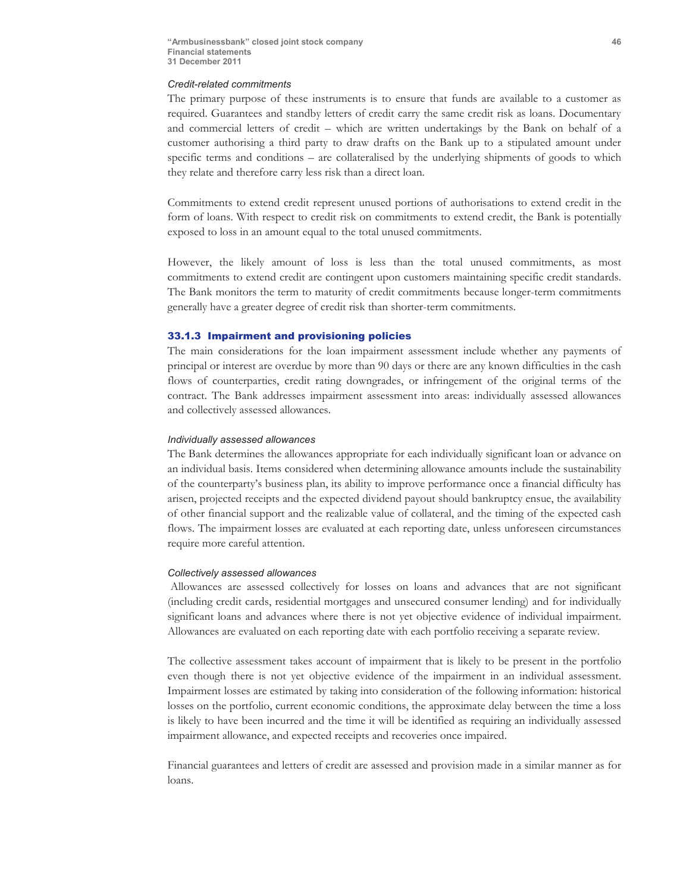*Credit-related commitments*

The primary purpose of these instruments is to ensure that funds are available to a customer as required. Guarantees and standby letters of credit carry the same credit risk as loans. Documentary and commercial letters of credit – which are written undertakings by the Bank on behalf of a customer authorising a third party to draw drafts on the Bank up to a stipulated amount under specific terms and conditions – are collateralised by the underlying shipments of goods to which they relate and therefore carry less risk than a direct loan.

Commitments to extend credit represent unused portions of authorisations to extend credit in the form of loans. With respect to credit risk on commitments to extend credit, the Bank is potentially exposed to loss in an amount equal to the total unused commitments.

However, the likely amount of loss is less than the total unused commitments, as most commitments to extend credit are contingent upon customers maintaining specific credit standards. The Bank monitors the term to maturity of credit commitments because longer-term commitments generally have a greater degree of credit risk than shorter-term commitments.

### 33.1.3 Impairment and provisioning policies

The main considerations for the loan impairment assessment include whether any payments of principal or interest are overdue by more than 90 days or there are any known difficulties in the cash flows of counterparties, credit rating downgrades, or infringement of the original terms of the contract. The Bank addresses impairment assessment into areas: individually assessed allowances and collectively assessed allowances.

*Individually assessed allowances*

The Bank determines the allowances appropriate for each individually significant loan or advance on an individual basis. Items considered when determining allowance amounts include the sustainability of the counterparty's business plan, its ability to improve performance once a financial difficulty has arisen, projected receipts and the expected dividend payout should bankruptcy ensue, the availability of other financial support and the realizable value of collateral, and the timing of the expected cash flows. The impairment losses are evaluated at each reporting date, unless unforeseen circumstances require more careful attention.

*Collectively assessed allowances*

Allowances are assessed collectively for losses on loans and advances that are not significant (including credit cards, residential mortgages and unsecured consumer lending) and for individually significant loans and advances where there is not yet objective evidence of individual impairment. Allowances are evaluated on each reporting date with each portfolio receiving a separate review.

The collective assessment takes account of impairment that is likely to be present in the portfolio even though there is not yet objective evidence of the impairment in an individual assessment. Impairment losses are estimated by taking into consideration of the following information: historical losses on the portfolio, current economic conditions, the approximate delay between the time a loss is likely to have been incurred and the time it will be identified as requiring an individually assessed impairment allowance, and expected receipts and recoveries once impaired.

Financial guarantees and letters of credit are assessed and provision made in a similar manner as for loans.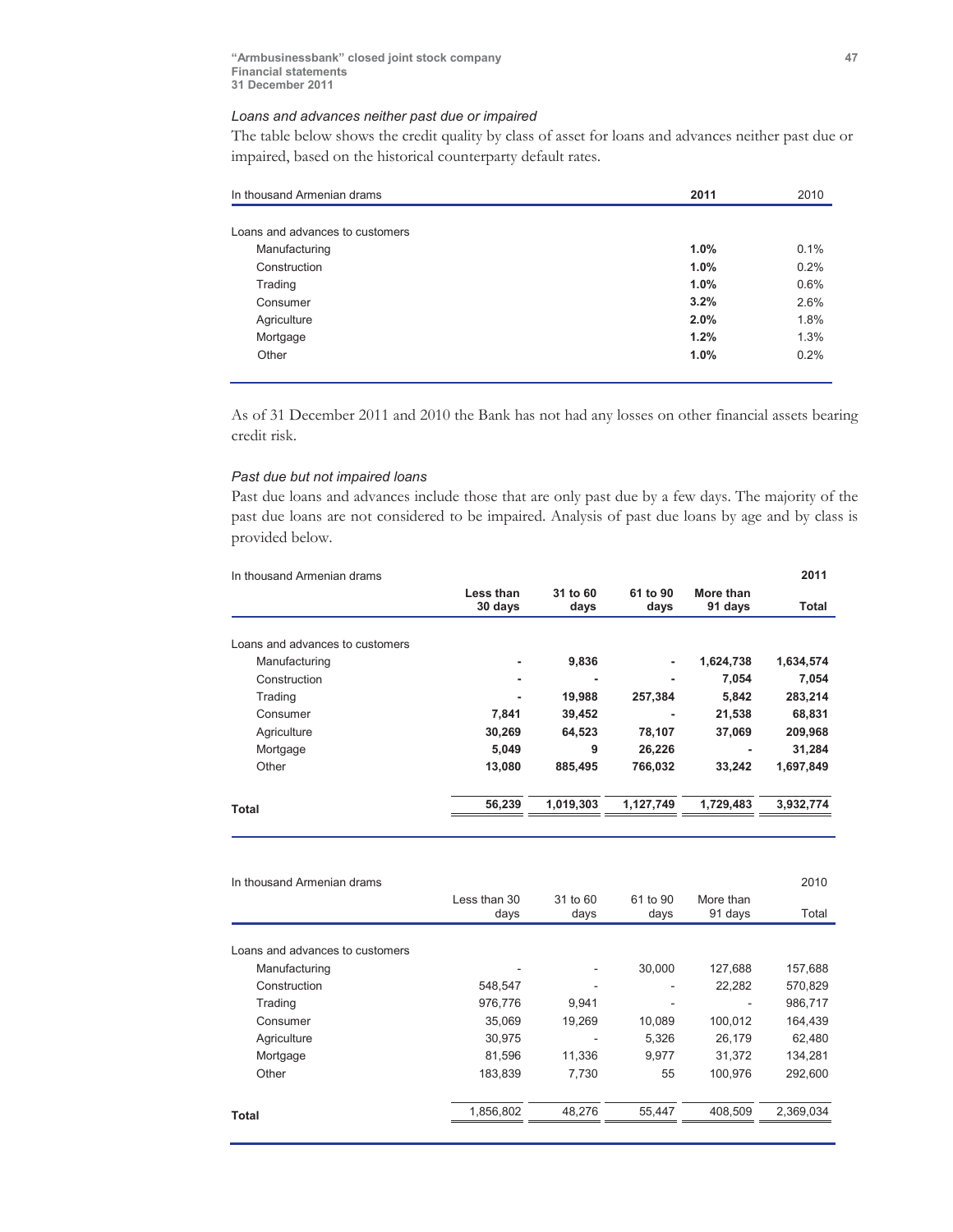*Loans and advances neither past due or impaired*

The table below shows the credit quality by class of asset for loans and advances neither past due or impaired, based on the historical counterparty default rates.

| In thousand Armenian drams | **2011** | 2010 |
|---|---|---|
| Loans and advances to customers | | |
| Manufacturing | **1.0%** | 0.1% |
| Construction | **1.0%** | 0.2% |
| Trading | **1.0%** | 0.6% |
| Consumer | **3.2%** | 2.6% |
| Agriculture | **2.0%** | 1.8% |
| Mortgage | **1.2%** | 1.3% |
| Other | **1.0%** | 0.2% |

As of 31 December 2011 and 2010 the Bank has not had any losses on other financial assets bearing credit risk.

*Past due but not impaired loans*

Past due loans and advances include those that are only past due by a few days. The majority of the past due loans are not considered to be impaired. Analysis of past due loans by age and by class is provided below.

| In thousand Armenian drams | | | | | **2011** |
|---|---|---|---|---|---|
| | **Less than 30 days** | **31 to 60 days** | **61 to 90 days** | **More than 91 days** | **Total** |
| Loans and advances to customers | | | | | |
| Manufacturing | **-** | **9,836** | **-** | **1,624,738** | **1,634,574** |
| Construction | **-** | **-** | **-** | **7,054** | **7,054** |
| Trading | **-** | **19,988** | **257,384** | **5,842** | **283,214** |
| Consumer | **7,841** | **39,452** | **-** | **21,538** | **68,831** |
| Agriculture | **30,269** | **64,523** | **78,107** | **37,069** | **209,968** |
| Mortgage | **5,049** | **9** | **26,226** | **-** | **31,284** |
| Other | **13,080** | **885,495** | **766,032** | **33,242** | **1,697,849** |
| **Total** | **56,239** | **1,019,303** | **1,127,749** | **1,729,483** | **3,932,774** |

| In thousand Armenian drams | | | | | 2010 |
|---|---|---|---|---|---|
| | Less than 30 days | 31 to 60 days | 61 to 90 days | More than 91 days | Total |
| Loans and advances to customers | | | | | |
| Manufacturing | - | - | 30,000 | 127,688 | 157,688 |
| Construction | 548,547 | - | - | 22,282 | 570,829 |
| Trading | 976,776 | 9,941 | - | - | 986,717 |
| Consumer | 35,069 | 19,269 | 10,089 | 100,012 | 164,439 |
| Agriculture | 30,975 | - | 5,326 | 26,179 | 62,480 |
| Mortgage | 81,596 | 11,336 | 9,977 | 31,372 | 134,281 |
| Other | 183,839 | 7,730 | 55 | 100,976 | 292,600 |
| **Total** | 1,856,802 | 48,276 | 55,447 | 408,509 | 2,369,034 |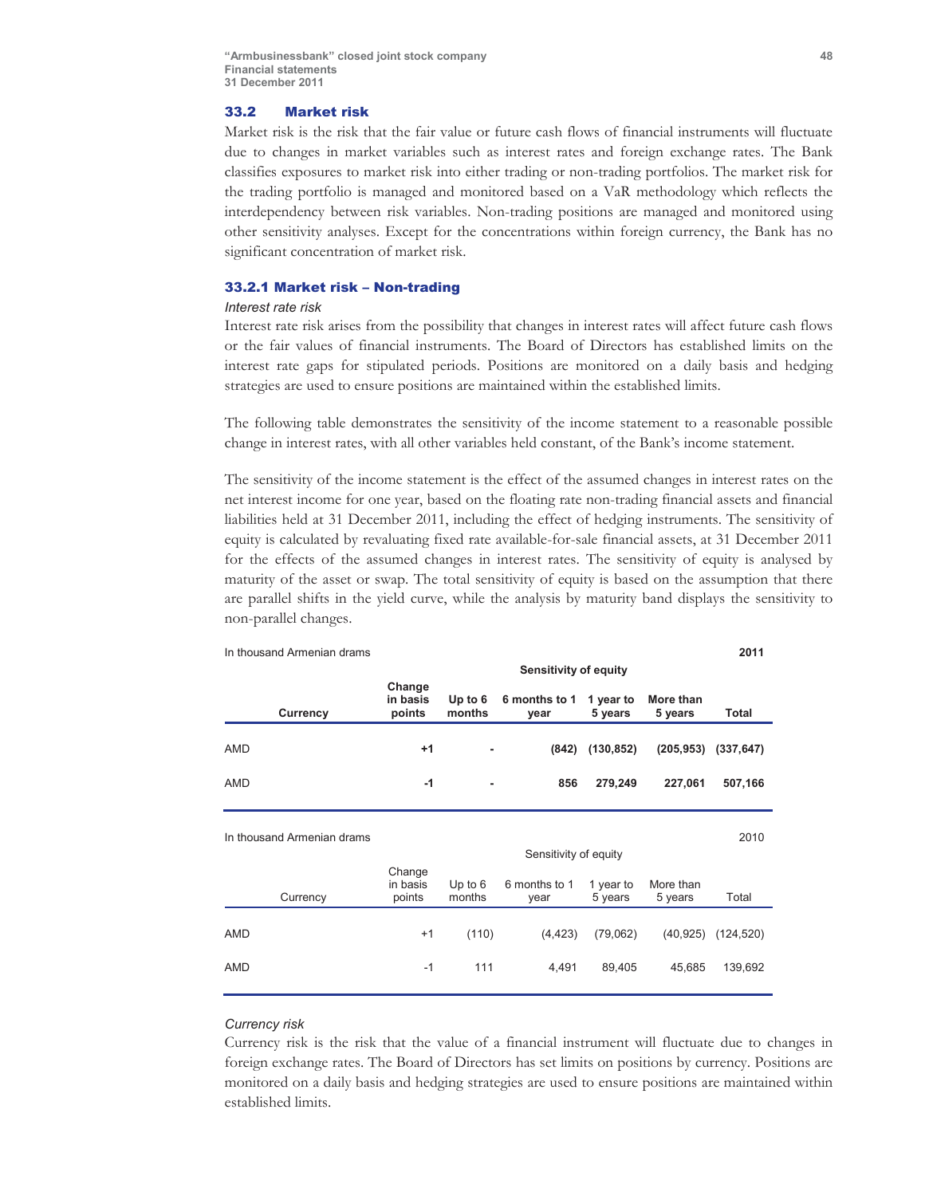## 33.2 Market risk

Market risk is the risk that the fair value or future cash flows of financial instruments will fluctuate due to changes in market variables such as interest rates and foreign exchange rates. The Bank classifies exposures to market risk into either trading or non-trading portfolios. The market risk for the trading portfolio is managed and monitored based on a VaR methodology which reflects the interdependency between risk variables. Non-trading positions are managed and monitored using other sensitivity analyses. Except for the concentrations within foreign currency, the Bank has no significant concentration of market risk.

### 33.2.1 Market risk – Non-trading

*Interest rate risk*

Interest rate risk arises from the possibility that changes in interest rates will affect future cash flows or the fair values of financial instruments. The Board of Directors has established limits on the interest rate gaps for stipulated periods. Positions are monitored on a daily basis and hedging strategies are used to ensure positions are maintained within the established limits.

The following table demonstrates the sensitivity of the income statement to a reasonable possible change in interest rates, with all other variables held constant, of the Bank's income statement.

The sensitivity of the income statement is the effect of the assumed changes in interest rates on the net interest income for one year, based on the floating rate non-trading financial assets and financial liabilities held at 31 December 2011, including the effect of hedging instruments. The sensitivity of equity is calculated by revaluating fixed rate available-for-sale financial assets, at 31 December 2011 for the effects of the assumed changes in interest rates. The sensitivity of equity is analysed by maturity of the asset or swap. The total sensitivity of equity is based on the assumption that there are parallel shifts in the yield curve, while the analysis by maturity band displays the sensitivity to non-parallel changes.

In thousand Armenian drams — **2011**

| | | **Sensitivity of equity** | | | | |
|---|---|---|---|---|---|---|
| **Currency** | **Change in basis points** | **Up to 6 months** | **6 months to 1 year** | **1 year to 5 years** | **More than 5 years** | **Total** |
| AMD | **+1** | **-** | **(842)** | **(130,852)** | **(205,953)** | **(337,647)** |
| AMD | **-1** | **-** | **856** | **279,249** | **227,061** | **507,166** |

In thousand Armenian drams — 2010

| | | Sensitivity of equity | | | | |
|---|---|---|---|---|---|---|
| Currency | Change in basis points | Up to 6 months | 6 months to 1 year | 1 year to 5 years | More than 5 years | Total |
| AMD | +1 | (110) | (4,423) | (79,062) | (40,925) | (124,520) |
| AMD | -1 | 111 | 4,491 | 89,405 | 45,685 | 139,692 |

*Currency risk*

Currency risk is the risk that the value of a financial instrument will fluctuate due to changes in foreign exchange rates. The Board of Directors has set limits on positions by currency. Positions are monitored on a daily basis and hedging strategies are used to ensure positions are maintained within established limits.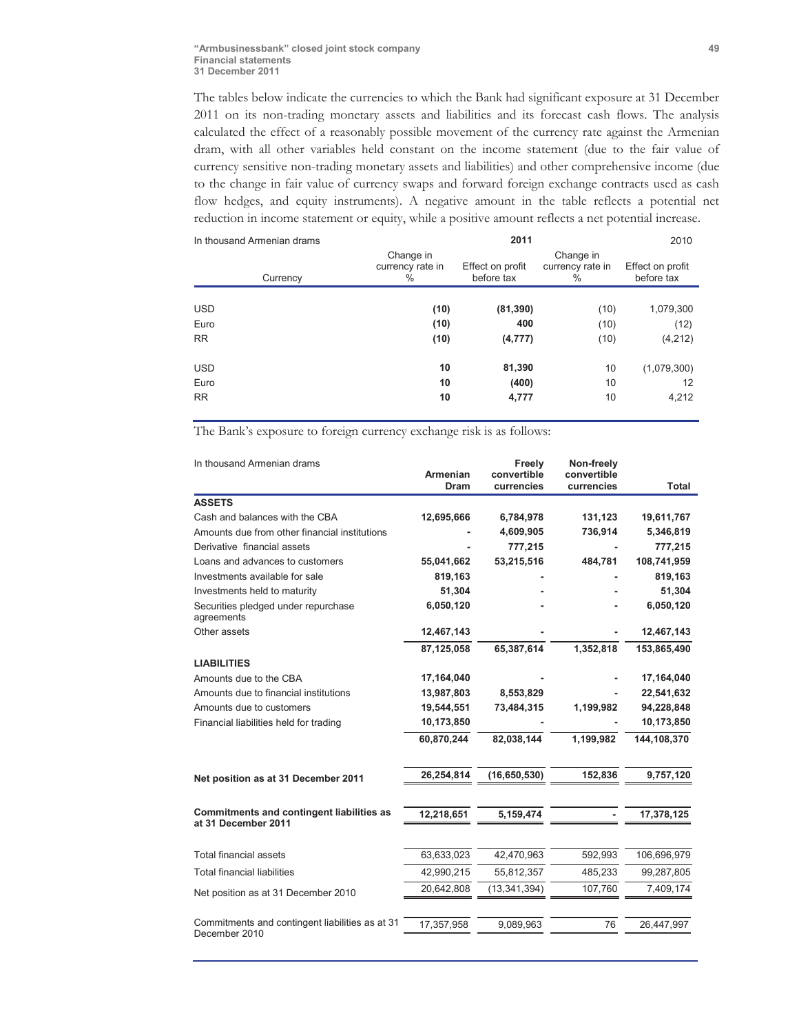The tables below indicate the currencies to which the Bank had significant exposure at 31 December 2011 on its non-trading monetary assets and liabilities and its forecast cash flows. The analysis calculated the effect of a reasonably possible movement of the currency rate against the Armenian dram, with all other variables held constant on the income statement (due to the fair value of currency sensitive non-trading monetary assets and liabilities) and other comprehensive income (due to the change in fair value of currency swaps and forward foreign exchange contracts used as cash flow hedges, and equity instruments). A negative amount in the table reflects a potential net reduction in income statement or equity, while a positive amount reflects a net potential increase.

| In thousand Armenian drams | **2011** | | 2010 | |
|---|---|---|---|---|
| Currency | Change in currency rate in % | Effect on profit before tax | Change in currency rate in % | Effect on profit before tax |
| USD | **(10)** | **(81,390)** | (10) | 1,079,300 |
| Euro | **(10)** | **400** | (10) | (12) |
| RR | **(10)** | **(4,777)** | (10) | (4,212) |
| USD | **10** | **81,390** | 10 | (1,079,300) |
| Euro | **10** | **(400)** | 10 | 12 |
| RR | **10** | **4,777** | 10 | 4,212 |

The Bank's exposure to foreign currency exchange risk is as follows:

| In thousand Armenian drams | Armenian Dram | Freely convertible currencies | Non-freely convertible currencies | Total |
|---|---|---|---|---|
| **ASSETS** | | | | |
| Cash and balances with the CBA | **12,695,666** | **6,784,978** | **131,123** | **19,611,767** |
| Amounts due from other financial institutions | **-** | **4,609,905** | **736,914** | **5,346,819** |
| Derivative financial assets | **-** | **777,215** | **-** | **777,215** |
| Loans and advances to customers | **55,041,662** | **53,215,516** | **484,781** | **108,741,959** |
| Investments available for sale | **819,163** | **-** | **-** | **819,163** |
| Investments held to maturity | **51,304** | **-** | **-** | **51,304** |
| Securities pledged under repurchase agreements | **6,050,120** | **-** | **-** | **6,050,120** |
| Other assets | **12,467,143** | **-** | **-** | **12,467,143** |
| | **87,125,058** | **65,387,614** | **1,352,818** | **153,865,490** |
| **LIABILITIES** | | | | |
| Amounts due to the CBA | **17,164,040** | **-** | **-** | **17,164,040** |
| Amounts due to financial institutions | **13,987,803** | **8,553,829** | **-** | **22,541,632** |
| Amounts due to customers | **19,544,551** | **73,484,315** | **1,199,982** | **94,228,848** |
| Financial liabilities held for trading | **10,173,850** | **-** | **-** | **10,173,850** |
| | **60,870,244** | **82,038,144** | **1,199,982** | **144,108,370** |
| **Net position as at 31 December 2011** | **26,254,814** | **(16,650,530)** | **152,836** | **9,757,120** |
| **Commitments and contingent liabilities as at 31 December 2011** | **12,218,651** | **5,159,474** | **-** | **17,378,125** |
| Total financial assets | 63,633,023 | 42,470,963 | 592,993 | 106,696,979 |
| Total financial liabilities | 42,990,215 | 55,812,357 | 485,233 | 99,287,805 |
| Net position as at 31 December 2010 | 20,642,808 | (13,341,394) | 107,760 | 7,409,174 |
| Commitments and contingent liabilities as at 31 December 2010 | 17,357,958 | 9,089,963 | 76 | 26,447,997 |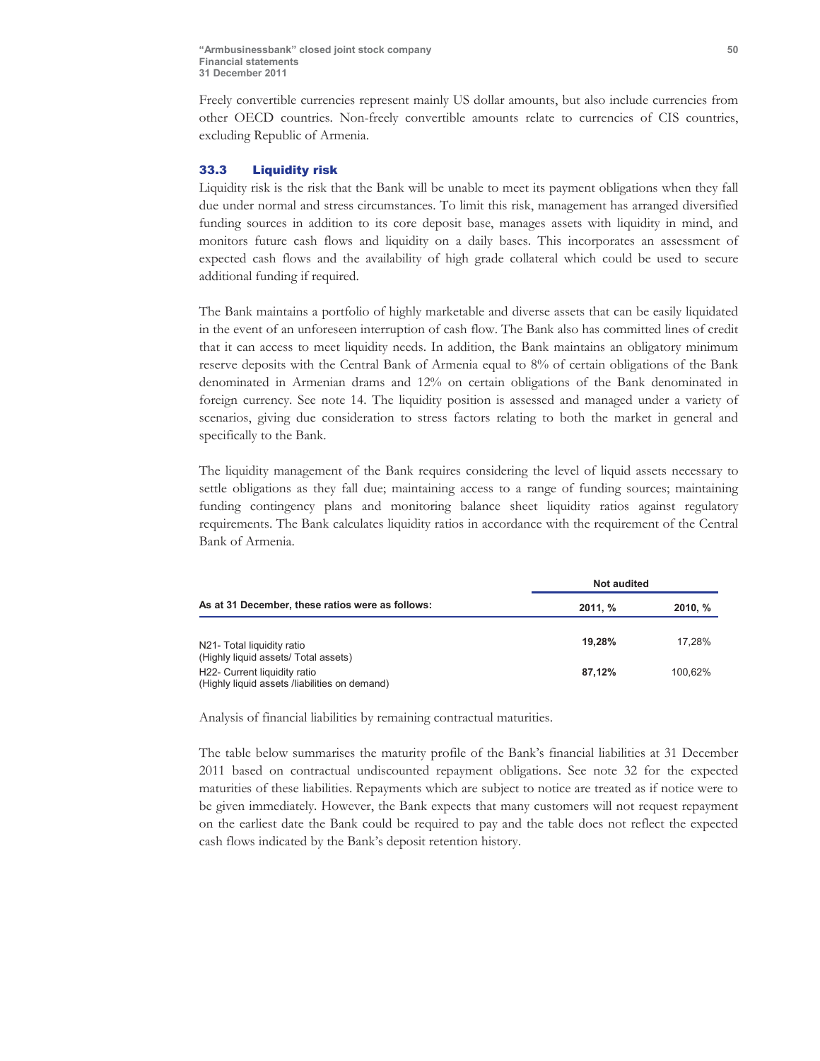Freely convertible currencies represent mainly US dollar amounts, but also include currencies from other OECD countries. Non-freely convertible amounts relate to currencies of CIS countries, excluding Republic of Armenia.

### 33.3 Liquidity risk

Liquidity risk is the risk that the Bank will be unable to meet its payment obligations when they fall due under normal and stress circumstances. To limit this risk, management has arranged diversified funding sources in addition to its core deposit base, manages assets with liquidity in mind, and monitors future cash flows and liquidity on a daily bases. This incorporates an assessment of expected cash flows and the availability of high grade collateral which could be used to secure additional funding if required.

The Bank maintains a portfolio of highly marketable and diverse assets that can be easily liquidated in the event of an unforeseen interruption of cash flow. The Bank also has committed lines of credit that it can access to meet liquidity needs. In addition, the Bank maintains an obligatory minimum reserve deposits with the Central Bank of Armenia equal to 8% of certain obligations of the Bank denominated in Armenian drams and 12% on certain obligations of the Bank denominated in foreign currency. See note 14. The liquidity position is assessed and managed under a variety of scenarios, giving due consideration to stress factors relating to both the market in general and specifically to the Bank.

The liquidity management of the Bank requires considering the level of liquid assets necessary to settle obligations as they fall due; maintaining access to a range of funding sources; maintaining funding contingency plans and monitoring balance sheet liquidity ratios against regulatory requirements. The Bank calculates liquidity ratios in accordance with the requirement of the Central Bank of Armenia.

| | Not audited | |
|---|---|---|
| **As at 31 December, these ratios were as follows:** | **2011, %** | **2010, %** |
| N21- Total liquidity ratio (Highly liquid assets/ Total assets) | **19,28%** | 17,28% |
| H22- Current liquidity ratio (Highly liquid assets /liabilities on demand) | **87,12%** | 100,62% |

Analysis of financial liabilities by remaining contractual maturities.

The table below summarises the maturity profile of the Bank's financial liabilities at 31 December 2011 based on contractual undiscounted repayment obligations. See note 32 for the expected maturities of these liabilities. Repayments which are subject to notice are treated as if notice were to be given immediately. However, the Bank expects that many customers will not request repayment on the earliest date the Bank could be required to pay and the table does not reflect the expected cash flows indicated by the Bank's deposit retention history.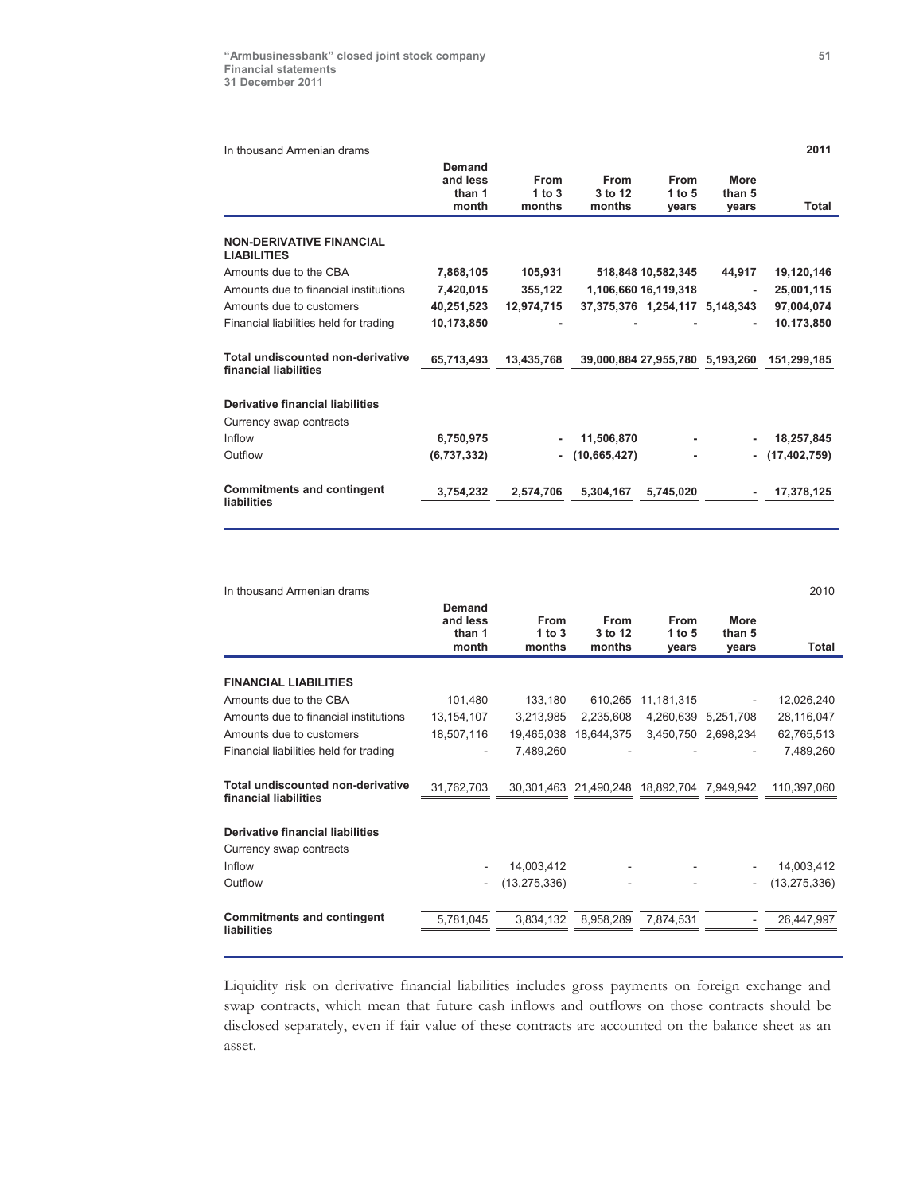In thousand Armenian drams

**2011**

| | Demand and less than 1 month | From 1 to 3 months | From 3 to 12 months | From 1 to 5 years | More than 5 years | Total |
|---|---|---|---|---|---|---|
| **NON-DERIVATIVE FINANCIAL LIABILITIES** | | | | | | |
| Amounts due to the CBA | 7,868,105 | 105,931 | 518,848 | 10,582,345 | 44,917 | 19,120,146 |
| Amounts due to financial institutions | 7,420,015 | 355,122 | 1,106,660 | 16,119,318 | - | 25,001,115 |
| Amounts due to customers | 40,251,523 | 12,974,715 | 37,375,376 | 1,254,117 | 5,148,343 | 97,004,074 |
| Financial liabilities held for trading | 10,173,850 | - | - | - | - | 10,173,850 |
| **Total undiscounted non-derivative financial liabilities** | **65,713,493** | **13,435,768** | **39,000,884** | **27,955,780** | **5,193,260** | **151,299,185** |
| **Derivative financial liabilities** | | | | | | |
| Currency swap contracts | | | | | | |
| Inflow | 6,750,975 | - | 11,506,870 | - | - | 18,257,845 |
| Outflow | (6,737,332) | - | (10,665,427) | - | - | (17,402,759) |
| **Commitments and contingent liabilities** | **3,754,232** | **2,574,706** | **5,304,167** | **5,745,020** | **-** | **17,378,125** |

In thousand Armenian drams

2010

| | Demand and less than 1 month | From 1 to 3 months | From 3 to 12 months | From 1 to 5 years | More than 5 years | Total |
|---|---|---|---|---|---|---|
| **FINANCIAL LIABILITIES** | | | | | | |
| Amounts due to the CBA | 101,480 | 133,180 | 610,265 | 11,181,315 | - | 12,026,240 |
| Amounts due to financial institutions | 13,154,107 | 3,213,985 | 2,235,608 | 4,260,639 | 5,251,708 | 28,116,047 |
| Amounts due to customers | 18,507,116 | 19,465,038 | 18,644,375 | 3,450,750 | 2,698,234 | 62,765,513 |
| Financial liabilities held for trading | - | 7,489,260 | - | - | - | 7,489,260 |
| **Total undiscounted non-derivative financial liabilities** | 31,762,703 | 30,301,463 | 21,490,248 | 18,892,704 | 7,949,942 | 110,397,060 |
| **Derivative financial liabilities** | | | | | | |
| Currency swap contracts | | | | | | |
| Inflow | - | 14,003,412 | - | - | - | 14,003,412 |
| Outflow | - | (13,275,336) | - | - | - | (13,275,336) |
| **Commitments and contingent liabilities** | 5,781,045 | 3,834,132 | 8,958,289 | 7,874,531 | - | 26,447,997 |

Liquidity risk on derivative financial liabilities includes gross payments on foreign exchange and swap contracts, which mean that future cash inflows and outflows on those contracts should be disclosed separately, even if fair value of these contracts are accounted on the balance sheet as an asset.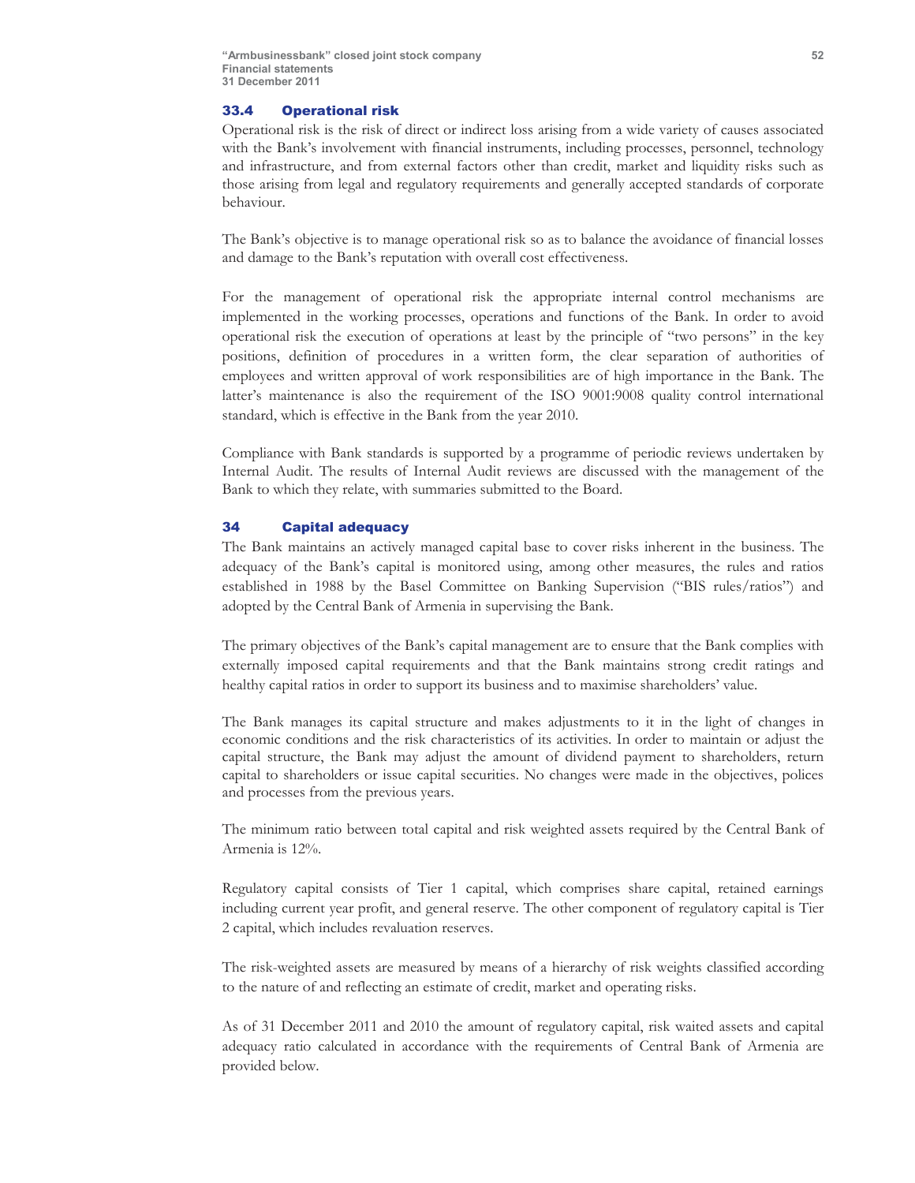## 33.4 Operational risk

Operational risk is the risk of direct or indirect loss arising from a wide variety of causes associated with the Bank's involvement with financial instruments, including processes, personnel, technology and infrastructure, and from external factors other than credit, market and liquidity risks such as those arising from legal and regulatory requirements and generally accepted standards of corporate behaviour.

The Bank's objective is to manage operational risk so as to balance the avoidance of financial losses and damage to the Bank's reputation with overall cost effectiveness.

For the management of operational risk the appropriate internal control mechanisms are implemented in the working processes, operations and functions of the Bank. In order to avoid operational risk the execution of operations at least by the principle of "two persons" in the key positions, definition of procedures in a written form, the clear separation of authorities of employees and written approval of work responsibilities are of high importance in the Bank. The latter's maintenance is also the requirement of the ISO 9001:9008 quality control international standard, which is effective in the Bank from the year 2010.

Compliance with Bank standards is supported by a programme of periodic reviews undertaken by Internal Audit. The results of Internal Audit reviews are discussed with the management of the Bank to which they relate, with summaries submitted to the Board.

## 34 Capital adequacy

The Bank maintains an actively managed capital base to cover risks inherent in the business. The adequacy of the Bank's capital is monitored using, among other measures, the rules and ratios established in 1988 by the Basel Committee on Banking Supervision ("BIS rules/ratios") and adopted by the Central Bank of Armenia in supervising the Bank.

The primary objectives of the Bank's capital management are to ensure that the Bank complies with externally imposed capital requirements and that the Bank maintains strong credit ratings and healthy capital ratios in order to support its business and to maximise shareholders' value.

The Bank manages its capital structure and makes adjustments to it in the light of changes in economic conditions and the risk characteristics of its activities. In order to maintain or adjust the capital structure, the Bank may adjust the amount of dividend payment to shareholders, return capital to shareholders or issue capital securities. No changes were made in the objectives, polices and processes from the previous years.

The minimum ratio between total capital and risk weighted assets required by the Central Bank of Armenia is 12%.

Regulatory capital consists of Tier 1 capital, which comprises share capital, retained earnings including current year profit, and general reserve. The other component of regulatory capital is Tier 2 capital, which includes revaluation reserves.

The risk-weighted assets are measured by means of a hierarchy of risk weights classified according to the nature of and reflecting an estimate of credit, market and operating risks.

As of 31 December 2011 and 2010 the amount of regulatory capital, risk waited assets and capital adequacy ratio calculated in accordance with the requirements of Central Bank of Armenia are provided below.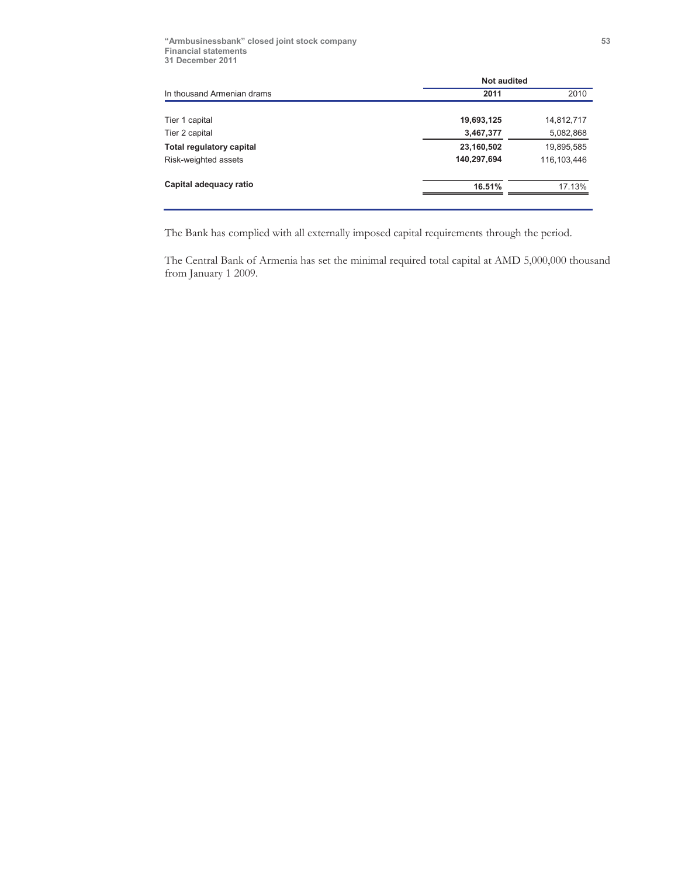| In thousand Armenian drams | Not audited | |
|---|---|---|
| | **2011** | 2010 |
| Tier 1 capital | **19,693,125** | 14,812,717 |
| Tier 2 capital | **3,467,377** | 5,082,868 |
| **Total regulatory capital** | **23,160,502** | 19,895,585 |
| Risk-weighted assets | **140,297,694** | 116,103,446 |
| **Capital adequacy ratio** | **16.51%** | 17.13% |

The Bank has complied with all externally imposed capital requirements through the period.

The Central Bank of Armenia has set the minimal required total capital at AMD 5,000,000 thousand from January 1 2009.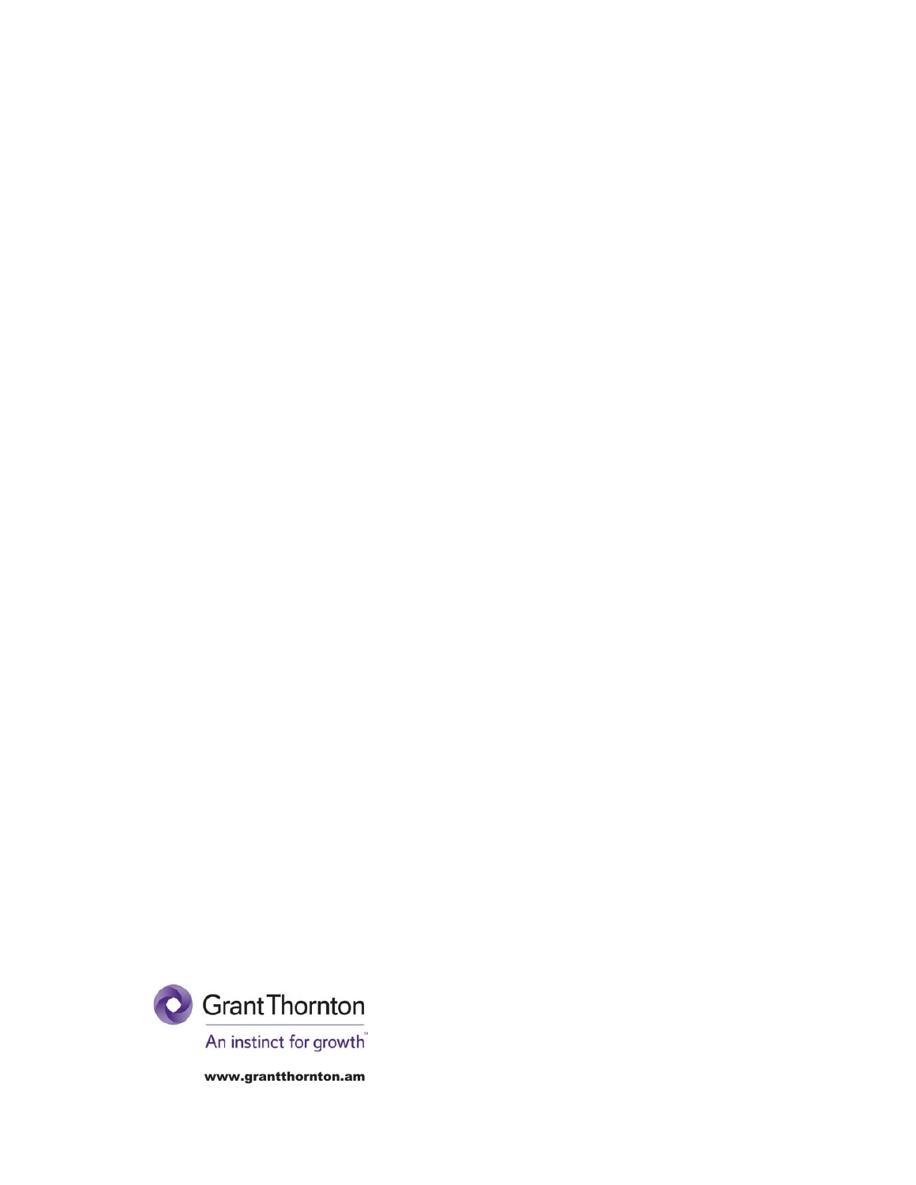Grant Thornton

An instinct for growth™

www.grantthornton.am